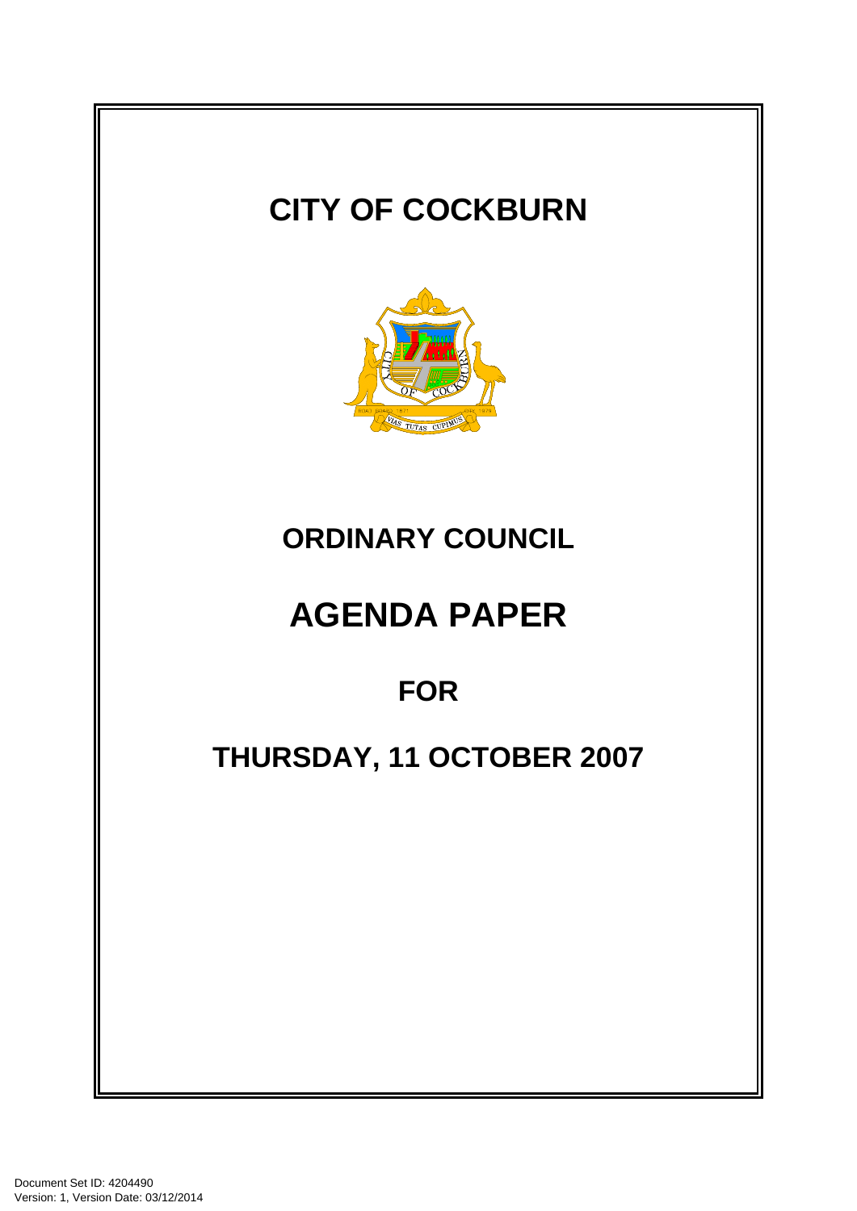# CITY OF COCKBURN

## ORDINARY COUNCIL

# AGENDA PAPER

## FOR

## THURSDAY, 11 OCTOBER 2007

Document Set ID: 4204490
Version: 1, Version Date: 03/12/2014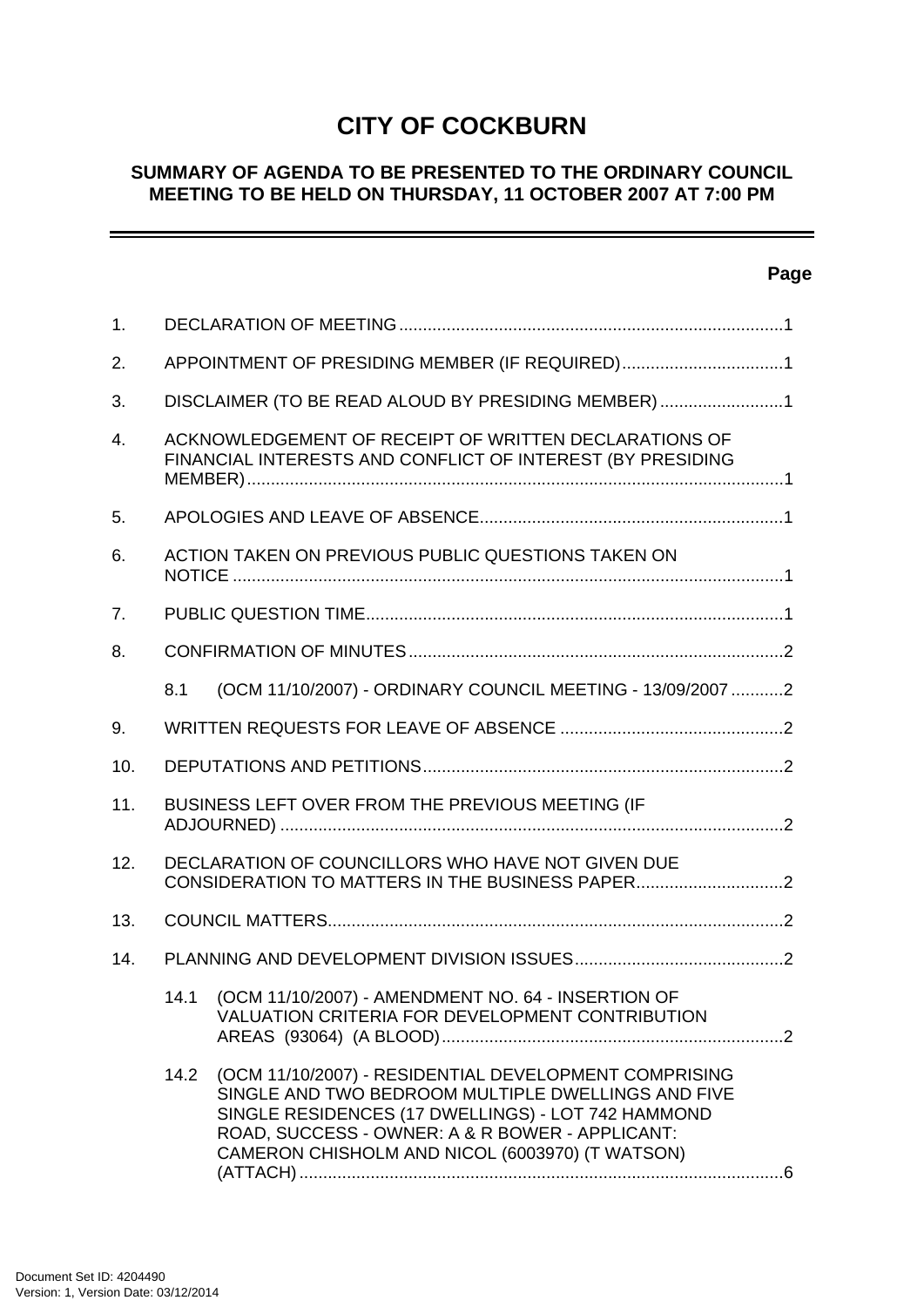# CITY OF COCKBURN

## SUMMARY OF AGENDA TO BE PRESENTED TO THE ORDINARY COUNCIL MEETING TO BE HELD ON THURSDAY, 11 OCTOBER 2007 AT 7:00 PM

---

**Page**

1. DECLARATION OF MEETING ..... 1
2. APPOINTMENT OF PRESIDING MEMBER (IF REQUIRED) ..... 1
3. DISCLAIMER (TO BE READ ALOUD BY PRESIDING MEMBER) ..... 1
4. ACKNOWLEDGEMENT OF RECEIPT OF WRITTEN DECLARATIONS OF FINANCIAL INTERESTS AND CONFLICT OF INTEREST (BY PRESIDING MEMBER) ..... 1
5. APOLOGIES AND LEAVE OF ABSENCE ..... 1
6. ACTION TAKEN ON PREVIOUS PUBLIC QUESTIONS TAKEN ON NOTICE ..... 1
7. PUBLIC QUESTION TIME ..... 1
8. CONFIRMATION OF MINUTES ..... 2

   8.1 (OCM 11/10/2007) - ORDINARY COUNCIL MEETING - 13/09/2007 ..... 2

9. WRITTEN REQUESTS FOR LEAVE OF ABSENCE ..... 2
10. DEPUTATIONS AND PETITIONS ..... 2
11. BUSINESS LEFT OVER FROM THE PREVIOUS MEETING (IF ADJOURNED) ..... 2
12. DECLARATION OF COUNCILLORS WHO HAVE NOT GIVEN DUE CONSIDERATION TO MATTERS IN THE BUSINESS PAPER ..... 2
13. COUNCIL MATTERS ..... 2
14. PLANNING AND DEVELOPMENT DIVISION ISSUES ..... 2

   14.1 (OCM 11/10/2007) - AMENDMENT NO. 64 - INSERTION OF VALUATION CRITERIA FOR DEVELOPMENT CONTRIBUTION AREAS (93064) (A BLOOD) ..... 2

   14.2 (OCM 11/10/2007) - RESIDENTIAL DEVELOPMENT COMPRISING SINGLE AND TWO BEDROOM MULTIPLE DWELLINGS AND FIVE SINGLE RESIDENCES (17 DWELLINGS) - LOT 742 HAMMOND ROAD, SUCCESS - OWNER: A & R BOWER - APPLICANT: CAMERON CHISHOLM AND NICOL (6003970) (T WATSON) (ATTACH) ..... 6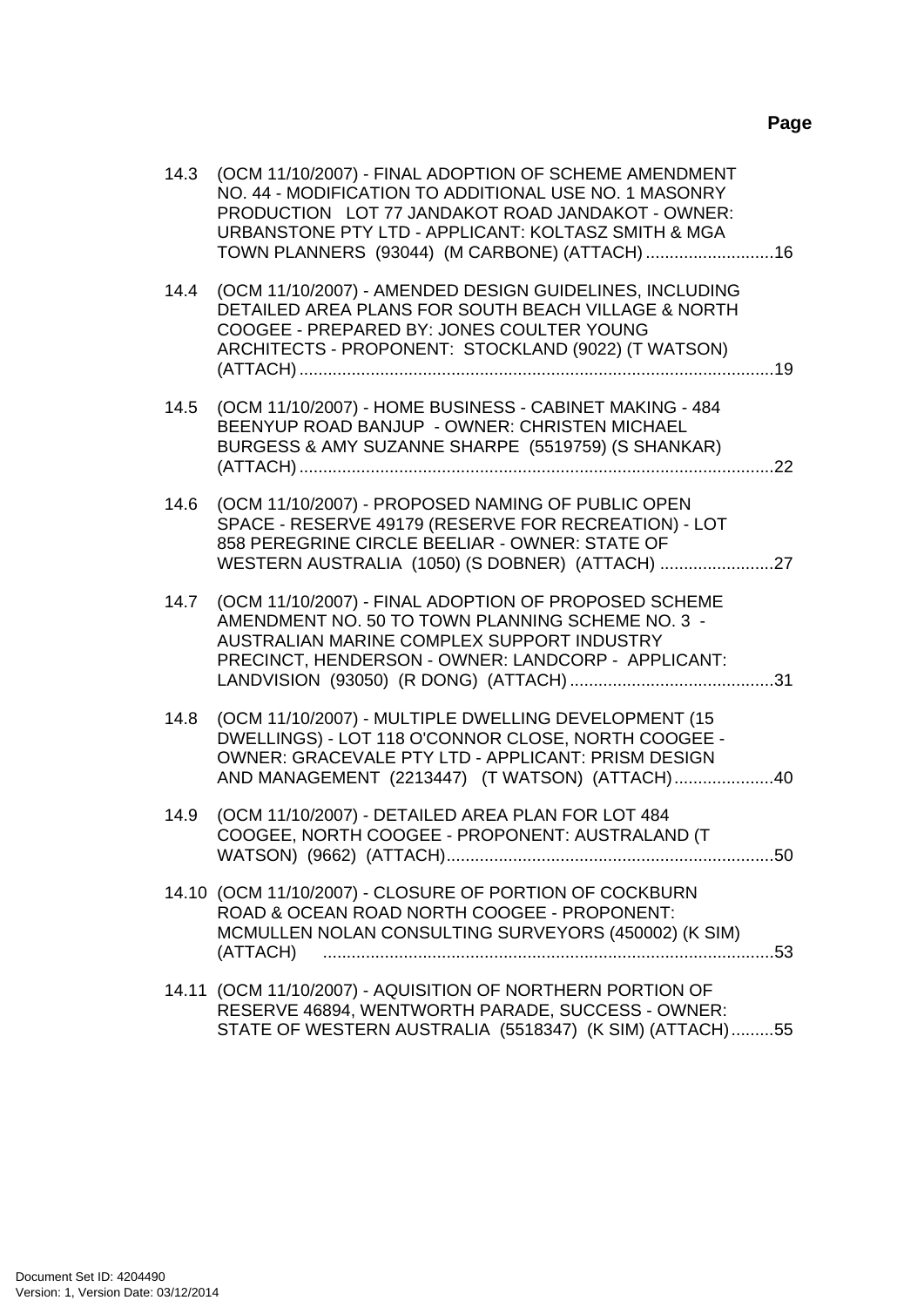**Page**

14.3 (OCM 11/10/2007) - FINAL ADOPTION OF SCHEME AMENDMENT NO. 44 - MODIFICATION TO ADDITIONAL USE NO. 1 MASONRY PRODUCTION LOT 77 JANDAKOT ROAD JANDAKOT - OWNER: URBANSTONE PTY LTD - APPLICANT: KOLTASZ SMITH & MGA TOWN PLANNERS (93044) (M CARBONE) (ATTACH) ...........................16

14.4 (OCM 11/10/2007) - AMENDED DESIGN GUIDELINES, INCLUDING DETAILED AREA PLANS FOR SOUTH BEACH VILLAGE & NORTH COOGEE - PREPARED BY: JONES COULTER YOUNG ARCHITECTS - PROPONENT: STOCKLAND (9022) (T WATSON) (ATTACH) ...................................................................................................19

14.5 (OCM 11/10/2007) - HOME BUSINESS - CABINET MAKING - 484 BEENYUP ROAD BANJUP - OWNER: CHRISTEN MICHAEL BURGESS & AMY SUZANNE SHARPE (5519759) (S SHANKAR) (ATTACH) ...................................................................................................22

14.6 (OCM 11/10/2007) - PROPOSED NAMING OF PUBLIC OPEN SPACE - RESERVE 49179 (RESERVE FOR RECREATION) - LOT 858 PEREGRINE CIRCLE BEELIAR - OWNER: STATE OF WESTERN AUSTRALIA (1050) (S DOBNER) (ATTACH) ........................27

14.7 (OCM 11/10/2007) - FINAL ADOPTION OF PROPOSED SCHEME AMENDMENT NO. 50 TO TOWN PLANNING SCHEME NO. 3 - AUSTRALIAN MARINE COMPLEX SUPPORT INDUSTRY PRECINCT, HENDERSON - OWNER: LANDCORP - APPLICANT: LANDVISION (93050) (R DONG) (ATTACH) ...........................................31

14.8 (OCM 11/10/2007) - MULTIPLE DWELLING DEVELOPMENT (15 DWELLINGS) - LOT 118 O'CONNOR CLOSE, NORTH COOGEE - OWNER: GRACEVALE PTY LTD - APPLICANT: PRISM DESIGN AND MANAGEMENT (2213447) (T WATSON) (ATTACH) .....................40

14.9 (OCM 11/10/2007) - DETAILED AREA PLAN FOR LOT 484 COOGEE, NORTH COOGEE - PROPONENT: AUSTRALAND (T WATSON) (9662) (ATTACH) .....................................................................50

14.10 (OCM 11/10/2007) - CLOSURE OF PORTION OF COCKBURN ROAD & OCEAN ROAD NORTH COOGEE - PROPONENT: MCMULLEN NOLAN CONSULTING SURVEYORS (450002) (K SIM) (ATTACH) ...............................................................................................53

14.11 (OCM 11/10/2007) - AQUISITION OF NORTHERN PORTION OF RESERVE 46894, WENTWORTH PARADE, SUCCESS - OWNER: STATE OF WESTERN AUSTRALIA (5518347) (K SIM) (ATTACH) .........55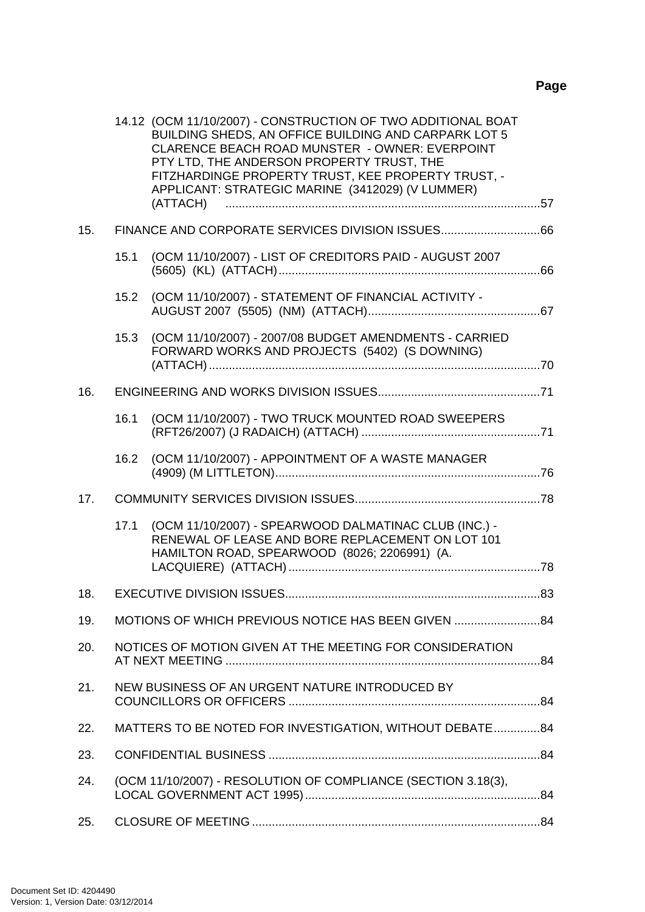**Page**

14.12 (OCM 11/10/2007) - CONSTRUCTION OF TWO ADDITIONAL BOAT BUILDING SHEDS, AN OFFICE BUILDING AND CARPARK LOT 5 CLARENCE BEACH ROAD MUNSTER - OWNER: EVERPOINT PTY LTD, THE ANDERSON PROPERTY TRUST, THE FITZHARDINGE PROPERTY TRUST, KEE PROPERTY TRUST, - APPLICANT: STRATEGIC MARINE (3412029) (V LUMMER) (ATTACH) ....................................................................................57

15. FINANCE AND CORPORATE SERVICES DIVISION ISSUES..............................66

15.1 (OCM 11/10/2007) - LIST OF CREDITORS PAID - AUGUST 2007 (5605) (KL) (ATTACH)...............................................................................66

15.2 (OCM 11/10/2007) - STATEMENT OF FINANCIAL ACTIVITY - AUGUST 2007 (5505) (NM) (ATTACH)....................................................67

15.3 (OCM 11/10/2007) - 2007/08 BUDGET AMENDMENTS - CARRIED FORWARD WORKS AND PROJECTS (5402) (S DOWNING) (ATTACH)....................................................................................................70

16. ENGINEERING AND WORKS DIVISION ISSUES.................................................71

16.1 (OCM 11/10/2007) - TWO TRUCK MOUNTED ROAD SWEEPERS (RFT26/2007) (J RADAICH) (ATTACH) ......................................................71

16.2 (OCM 11/10/2007) - APPOINTMENT OF A WASTE MANAGER (4909) (M LITTLETON)................................................................................76

17. COMMUNITY SERVICES DIVISION ISSUES........................................................78

17.1 (OCM 11/10/2007) - SPEARWOOD DALMATINAC CLUB (INC.) - RENEWAL OF LEASE AND BORE REPLACEMENT ON LOT 101 HAMILTON ROAD, SPEARWOOD (8026; 2206991) (A. LACQUIERE) (ATTACH)............................................................................78

18. EXECUTIVE DIVISION ISSUES.............................................................................83

19. MOTIONS OF WHICH PREVIOUS NOTICE HAS BEEN GIVEN ..........................84

20. NOTICES OF MOTION GIVEN AT THE MEETING FOR CONSIDERATION AT NEXT MEETING ...............................................................................................84

21. NEW BUSINESS OF AN URGENT NATURE INTRODUCED BY COUNCILLORS OR OFFICERS ............................................................................84

22. MATTERS TO BE NOTED FOR INVESTIGATION, WITHOUT DEBATE..............84

23. CONFIDENTIAL BUSINESS ..................................................................................84

24. (OCM 11/10/2007) - RESOLUTION OF COMPLIANCE (SECTION 3.18(3), LOCAL GOVERNMENT ACT 1995).......................................................................84

25. CLOSURE OF MEETING .......................................................................................84

Document Set ID: 4204490
Version: 1, Version Date: 03/12/2014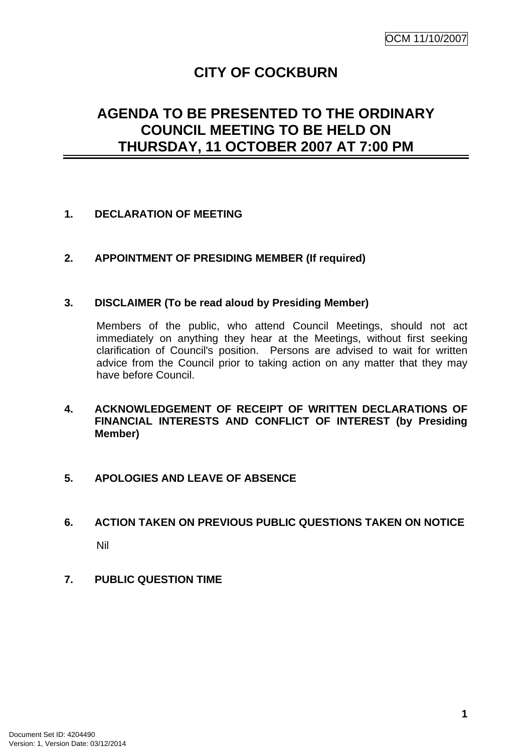# CITY OF COCKBURN

## AGENDA TO BE PRESENTED TO THE ORDINARY COUNCIL MEETING TO BE HELD ON THURSDAY, 11 OCTOBER 2007 AT 7:00 PM

**1. DECLARATION OF MEETING**

**2. APPOINTMENT OF PRESIDING MEMBER (If required)**

**3. DISCLAIMER (To be read aloud by Presiding Member)**

Members of the public, who attend Council Meetings, should not act immediately on anything they hear at the Meetings, without first seeking clarification of Council's position. Persons are advised to wait for written advice from the Council prior to taking action on any matter that they may have before Council.

**4. ACKNOWLEDGEMENT OF RECEIPT OF WRITTEN DECLARATIONS OF FINANCIAL INTERESTS AND CONFLICT OF INTEREST (by Presiding Member)**

**5. APOLOGIES AND LEAVE OF ABSENCE**

**6. ACTION TAKEN ON PREVIOUS PUBLIC QUESTIONS TAKEN ON NOTICE**

Nil

**7. PUBLIC QUESTION TIME**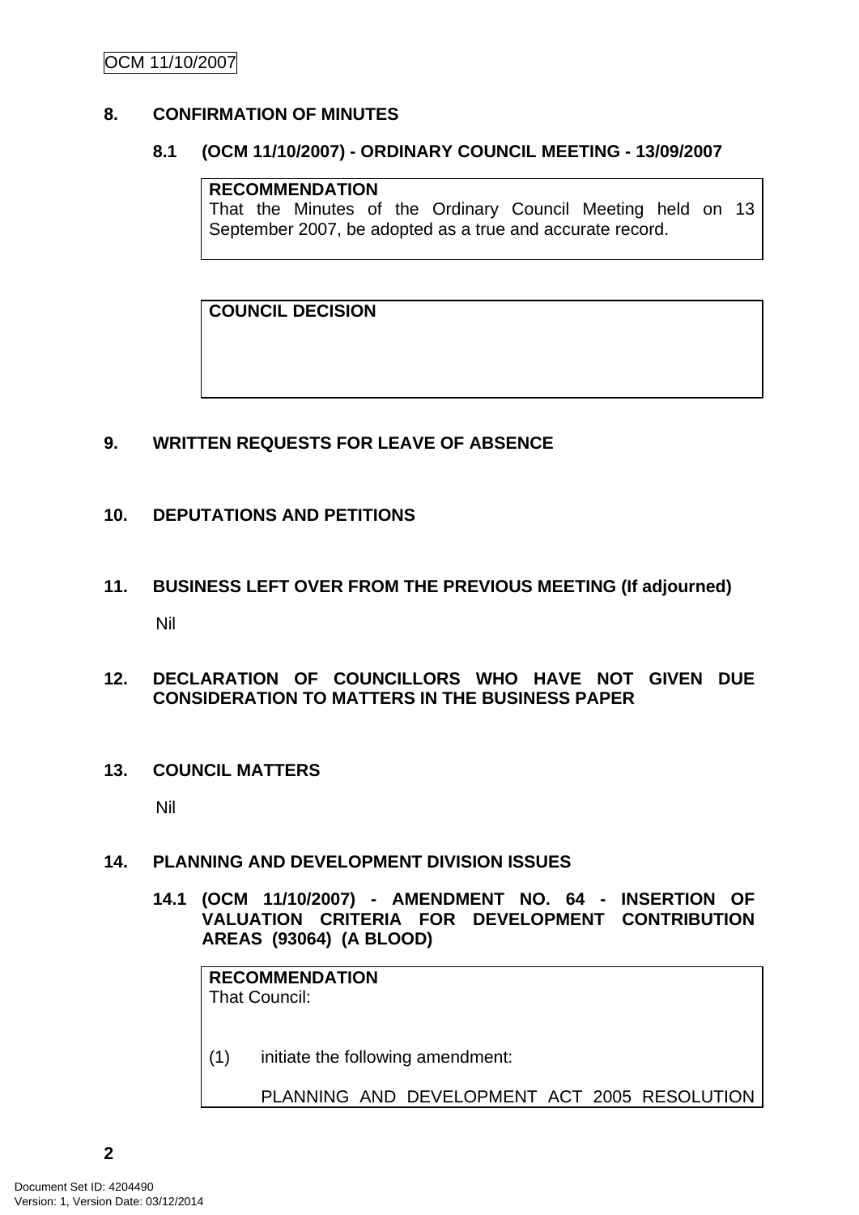## 8. CONFIRMATION OF MINUTES

### 8.1 (OCM 11/10/2007) - ORDINARY COUNCIL MEETING - 13/09/2007

**RECOMMENDATION**
That the Minutes of the Ordinary Council Meeting held on 13 September 2007, be adopted as a true and accurate record.

**COUNCIL DECISION**

## 9. WRITTEN REQUESTS FOR LEAVE OF ABSENCE

## 10. DEPUTATIONS AND PETITIONS

## 11. BUSINESS LEFT OVER FROM THE PREVIOUS MEETING (If adjourned)

Nil

## 12. DECLARATION OF COUNCILLORS WHO HAVE NOT GIVEN DUE CONSIDERATION TO MATTERS IN THE BUSINESS PAPER

## 13. COUNCIL MATTERS

Nil

## 14. PLANNING AND DEVELOPMENT DIVISION ISSUES

### 14.1 (OCM 11/10/2007) - AMENDMENT NO. 64 - INSERTION OF VALUATION CRITERIA FOR DEVELOPMENT CONTRIBUTION AREAS (93064) (A BLOOD)

**RECOMMENDATION**
That Council:

(1) initiate the following amendment:

PLANNING AND DEVELOPMENT ACT 2005 RESOLUTION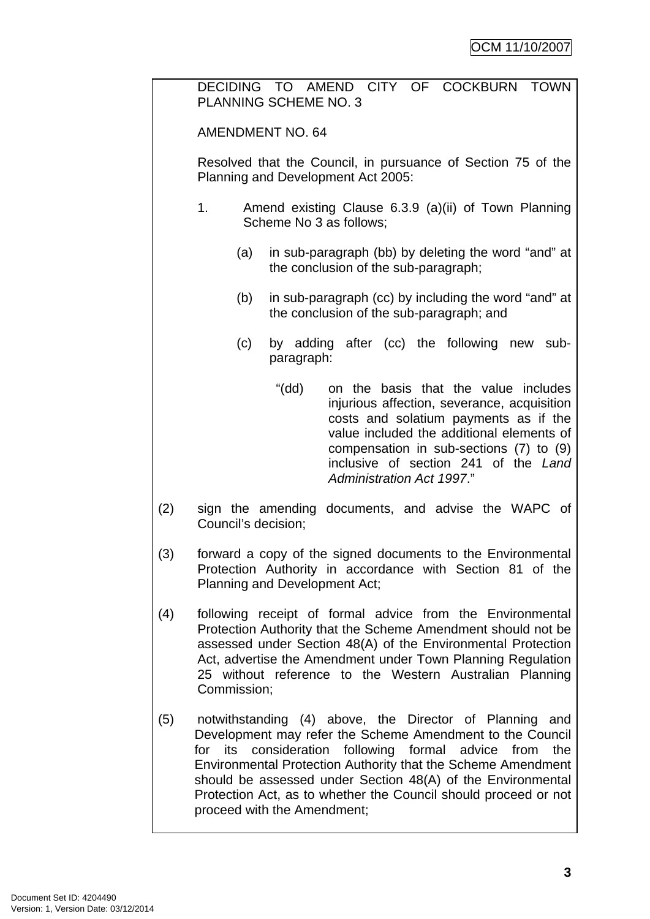DECIDING TO AMEND CITY OF COCKBURN TOWN PLANNING SCHEME NO. 3

AMENDMENT NO. 64

Resolved that the Council, in pursuance of Section 75 of the Planning and Development Act 2005:

1. Amend existing Clause 6.3.9 (a)(ii) of Town Planning Scheme No 3 as follows;

   (a) in sub-paragraph (bb) by deleting the word "and" at the conclusion of the sub-paragraph;

   (b) in sub-paragraph (cc) by including the word "and" at the conclusion of the sub-paragraph; and

   (c) by adding after (cc) the following new sub-paragraph:

      "(dd) on the basis that the value includes injurious affection, severance, acquisition costs and solatium payments as if the value included the additional elements of compensation in sub-sections (7) to (9) inclusive of section 241 of the *Land Administration Act 1997*."

(2) sign the amending documents, and advise the WAPC of Council's decision;

(3) forward a copy of the signed documents to the Environmental Protection Authority in accordance with Section 81 of the Planning and Development Act;

(4) following receipt of formal advice from the Environmental Protection Authority that the Scheme Amendment should not be assessed under Section 48(A) of the Environmental Protection Act, advertise the Amendment under Town Planning Regulation 25 without reference to the Western Australian Planning Commission;

(5) notwithstanding (4) above, the Director of Planning and Development may refer the Scheme Amendment to the Council for its consideration following formal advice from the Environmental Protection Authority that the Scheme Amendment should be assessed under Section 48(A) of the Environmental Protection Act, as to whether the Council should proceed or not proceed with the Amendment;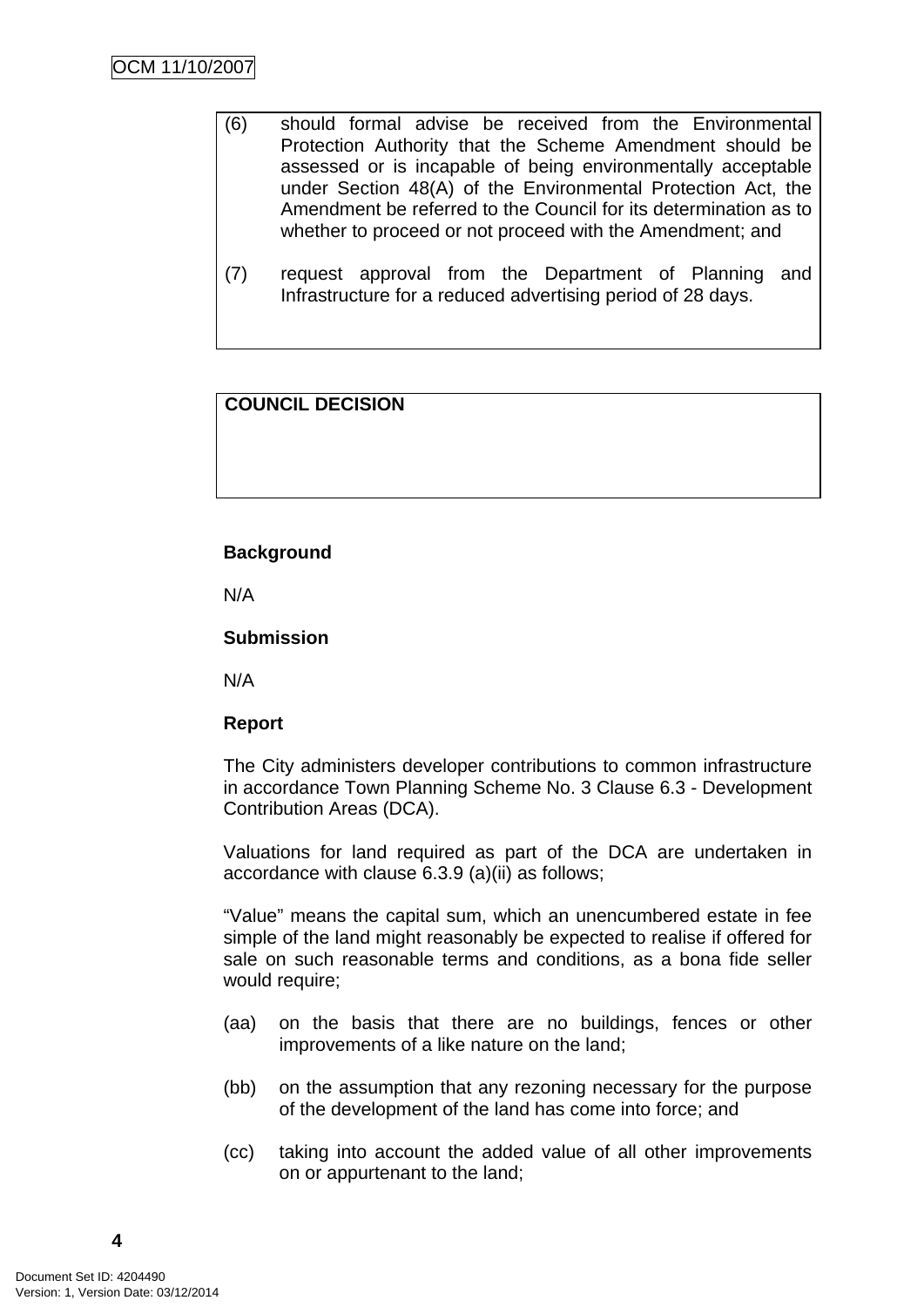(6) should formal advise be received from the Environmental Protection Authority that the Scheme Amendment should be assessed or is incapable of being environmentally acceptable under Section 48(A) of the Environmental Protection Act, the Amendment be referred to the Council for its determination as to whether to proceed or not proceed with the Amendment; and

(7) request approval from the Department of Planning and Infrastructure for a reduced advertising period of 28 days.

**COUNCIL DECISION**

**Background**

N/A

**Submission**

N/A

**Report**

The City administers developer contributions to common infrastructure in accordance Town Planning Scheme No. 3 Clause 6.3 - Development Contribution Areas (DCA).

Valuations for land required as part of the DCA are undertaken in accordance with clause 6.3.9 (a)(ii) as follows;

“Value” means the capital sum, which an unencumbered estate in fee simple of the land might reasonably be expected to realise if offered for sale on such reasonable terms and conditions, as a bona fide seller would require;

(aa) on the basis that there are no buildings, fences or other improvements of a like nature on the land;

(bb) on the assumption that any rezoning necessary for the purpose of the development of the land has come into force; and

(cc) taking into account the added value of all other improvements on or appurtenant to the land;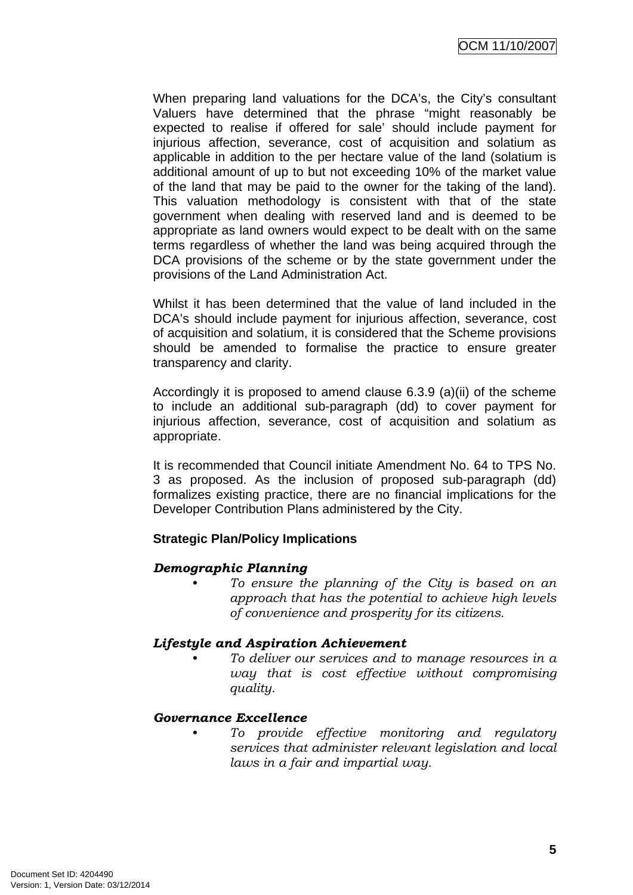When preparing land valuations for the DCA's, the City's consultant Valuers have determined that the phrase "might reasonably be expected to realise if offered for sale' should include payment for injurious affection, severance, cost of acquisition and solatium as applicable in addition to the per hectare value of the land (solatium is additional amount of up to but not exceeding 10% of the market value of the land that may be paid to the owner for the taking of the land). This valuation methodology is consistent with that of the state government when dealing with reserved land and is deemed to be appropriate as land owners would expect to be dealt with on the same terms regardless of whether the land was being acquired through the DCA provisions of the scheme or by the state government under the provisions of the Land Administration Act.

Whilst it has been determined that the value of land included in the DCA's should include payment for injurious affection, severance, cost of acquisition and solatium, it is considered that the Scheme provisions should be amended to formalise the practice to ensure greater transparency and clarity.

Accordingly it is proposed to amend clause 6.3.9 (a)(ii) of the scheme to include an additional sub-paragraph (dd) to cover payment for injurious affection, severance, cost of acquisition and solatium as appropriate.

It is recommended that Council initiate Amendment No. 64 to TPS No. 3 as proposed. As the inclusion of proposed sub-paragraph (dd) formalizes existing practice, there are no financial implications for the Developer Contribution Plans administered by the City.

**Strategic Plan/Policy Implications**

***Demographic Planning***

- *To ensure the planning of the City is based on an approach that has the potential to achieve high levels of convenience and prosperity for its citizens.*

***Lifestyle and Aspiration Achievement***

- *To deliver our services and to manage resources in a way that is cost effective without compromising quality.*

***Governance Excellence***

- *To provide effective monitoring and regulatory services that administer relevant legislation and local laws in a fair and impartial way.*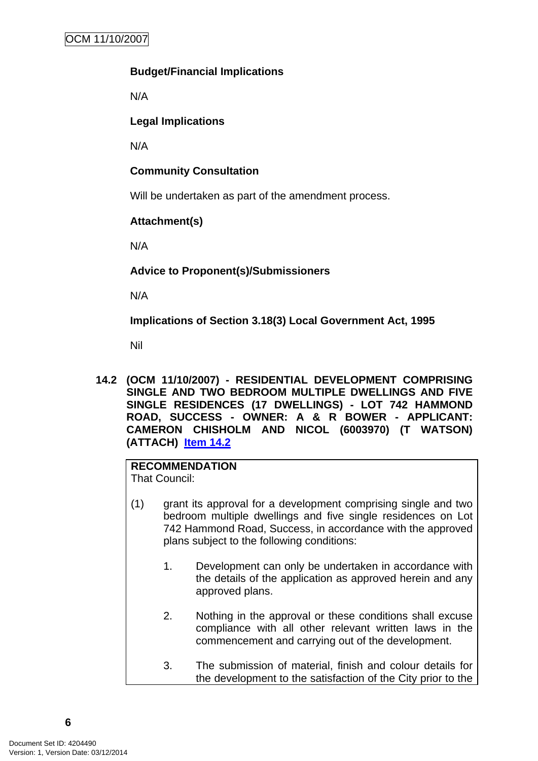**Budget/Financial Implications**

N/A

**Legal Implications**

N/A

**Community Consultation**

Will be undertaken as part of the amendment process.

**Attachment(s)**

N/A

**Advice to Proponent(s)/Submissioners**

N/A

**Implications of Section 3.18(3) Local Government Act, 1995**

Nil

### 14.2 (OCM 11/10/2007) - RESIDENTIAL DEVELOPMENT COMPRISING SINGLE AND TWO BEDROOM MULTIPLE DWELLINGS AND FIVE SINGLE RESIDENCES (17 DWELLINGS) - LOT 742 HAMMOND ROAD, SUCCESS - OWNER: A & R BOWER - APPLICANT: CAMERON CHISHOLM AND NICOL (6003970) (T WATSON) (ATTACH) Item 14.2

**RECOMMENDATION**
That Council:

(1) grant its approval for a development comprising single and two bedroom multiple dwellings and five single residences on Lot 742 Hammond Road, Success, in accordance with the approved plans subject to the following conditions:

1. Development can only be undertaken in accordance with the details of the application as approved herein and any approved plans.

2. Nothing in the approval or these conditions shall excuse compliance with all other relevant written laws in the commencement and carrying out of the development.

3. The submission of material, finish and colour details for the development to the satisfaction of the City prior to the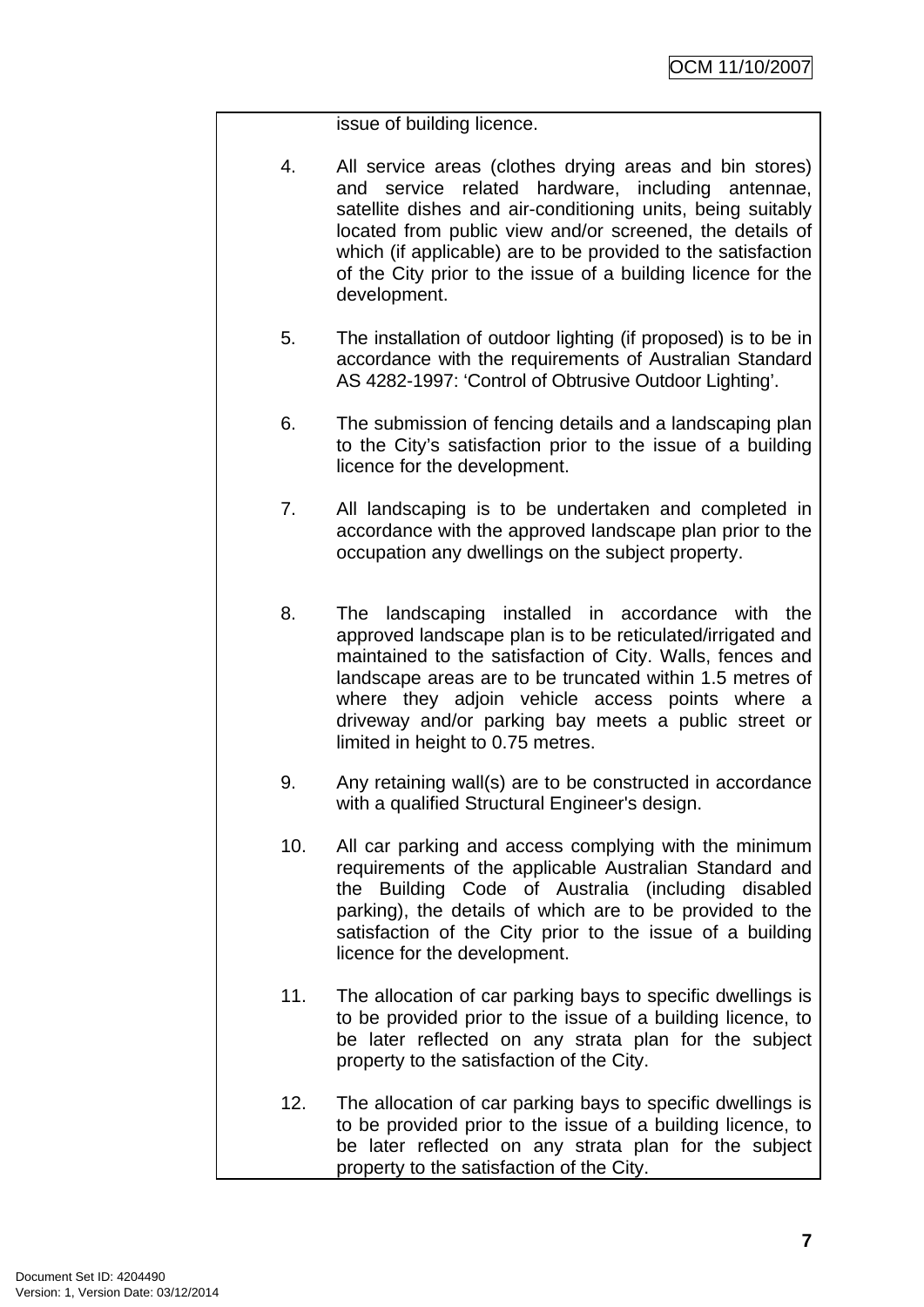issue of building licence.

4. All service areas (clothes drying areas and bin stores) and service related hardware, including antennae, satellite dishes and air-conditioning units, being suitably located from public view and/or screened, the details of which (if applicable) are to be provided to the satisfaction of the City prior to the issue of a building licence for the development.

5. The installation of outdoor lighting (if proposed) is to be in accordance with the requirements of Australian Standard AS 4282-1997: 'Control of Obtrusive Outdoor Lighting'.

6. The submission of fencing details and a landscaping plan to the City's satisfaction prior to the issue of a building licence for the development.

7. All landscaping is to be undertaken and completed in accordance with the approved landscape plan prior to the occupation any dwellings on the subject property.

8. The landscaping installed in accordance with the approved landscape plan is to be reticulated/irrigated and maintained to the satisfaction of City. Walls, fences and landscape areas are to be truncated within 1.5 metres of where they adjoin vehicle access points where a driveway and/or parking bay meets a public street or limited in height to 0.75 metres.

9. Any retaining wall(s) are to be constructed in accordance with a qualified Structural Engineer's design.

10. All car parking and access complying with the minimum requirements of the applicable Australian Standard and the Building Code of Australia (including disabled parking), the details of which are to be provided to the satisfaction of the City prior to the issue of a building licence for the development.

11. The allocation of car parking bays to specific dwellings is to be provided prior to the issue of a building licence, to be later reflected on any strata plan for the subject property to the satisfaction of the City.

12. The allocation of car parking bays to specific dwellings is to be provided prior to the issue of a building licence, to be later reflected on any strata plan for the subject property to the satisfaction of the City.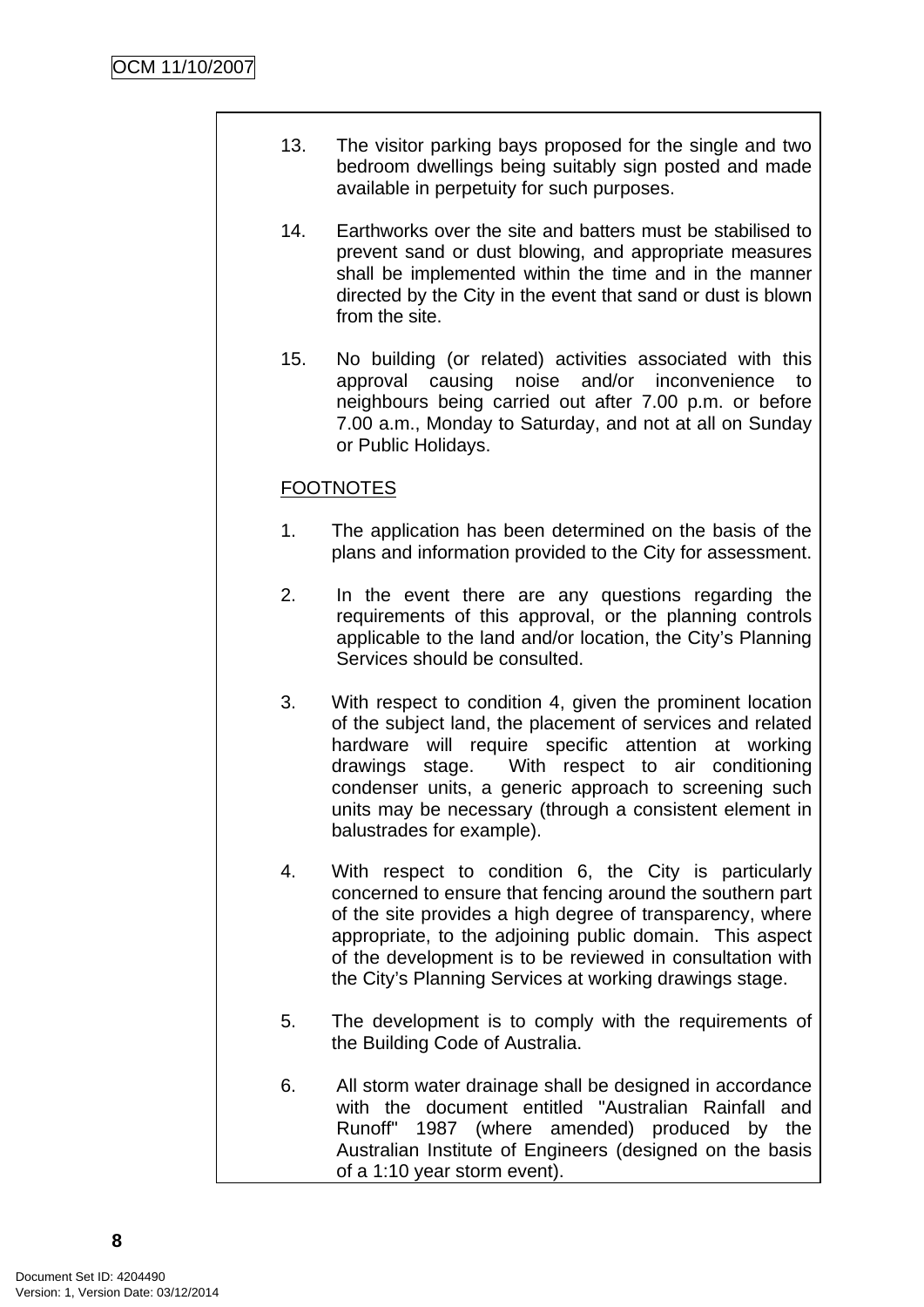13. The visitor parking bays proposed for the single and two bedroom dwellings being suitably sign posted and made available in perpetuity for such purposes.

14. Earthworks over the site and batters must be stabilised to prevent sand or dust blowing, and appropriate measures shall be implemented within the time and in the manner directed by the City in the event that sand or dust is blown from the site.

15. No building (or related) activities associated with this approval causing noise and/or inconvenience to neighbours being carried out after 7.00 p.m. or before 7.00 a.m., Monday to Saturday, and not at all on Sunday or Public Holidays.

FOOTNOTES

1. The application has been determined on the basis of the plans and information provided to the City for assessment.

2. In the event there are any questions regarding the requirements of this approval, or the planning controls applicable to the land and/or location, the City's Planning Services should be consulted.

3. With respect to condition 4, given the prominent location of the subject land, the placement of services and related hardware will require specific attention at working drawings stage. With respect to air conditioning condenser units, a generic approach to screening such units may be necessary (through a consistent element in balustrades for example).

4. With respect to condition 6, the City is particularly concerned to ensure that fencing around the southern part of the site provides a high degree of transparency, where appropriate, to the adjoining public domain. This aspect of the development is to be reviewed in consultation with the City's Planning Services at working drawings stage.

5. The development is to comply with the requirements of the Building Code of Australia.

6. All storm water drainage shall be designed in accordance with the document entitled "Australian Rainfall and Runoff" 1987 (where amended) produced by the Australian Institute of Engineers (designed on the basis of a 1:10 year storm event).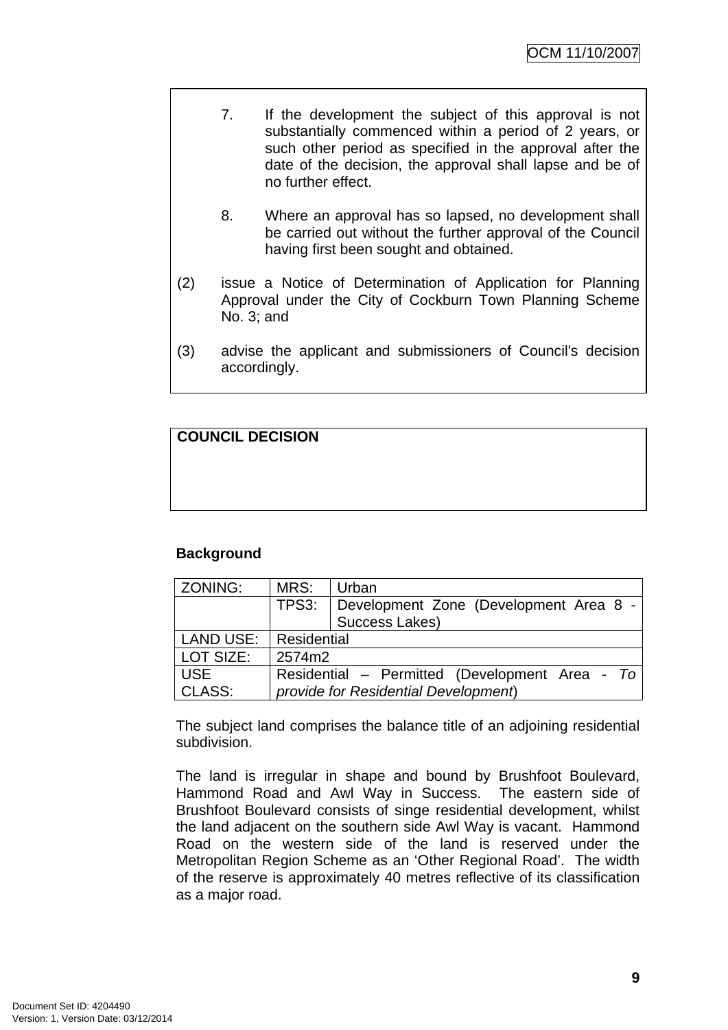7. If the development the subject of this approval is not substantially commenced within a period of 2 years, or such other period as specified in the approval after the date of the decision, the approval shall lapse and be of no further effect.

8. Where an approval has so lapsed, no development shall be carried out without the further approval of the Council having first been sought and obtained.

(2) issue a Notice of Determination of Application for Planning Approval under the City of Cockburn Town Planning Scheme No. 3; and

(3) advise the applicant and submissioners of Council's decision accordingly.

**COUNCIL DECISION**

**Background**

| ZONING: | MRS: | Urban |
|---|---|---|
| | TPS3: | Development Zone (Development Area 8 - Success Lakes) |
| LAND USE: | Residential | |
| LOT SIZE: | 2574m2 | |
| USE CLASS: | Residential – Permitted (Development Area - *To provide for Residential Development*) | |

The subject land comprises the balance title of an adjoining residential subdivision.

The land is irregular in shape and bound by Brushfoot Boulevard, Hammond Road and Awl Way in Success. The eastern side of Brushfoot Boulevard consists of singe residential development, whilst the land adjacent on the southern side Awl Way is vacant. Hammond Road on the western side of the land is reserved under the Metropolitan Region Scheme as an 'Other Regional Road'. The width of the reserve is approximately 40 metres reflective of its classification as a major road.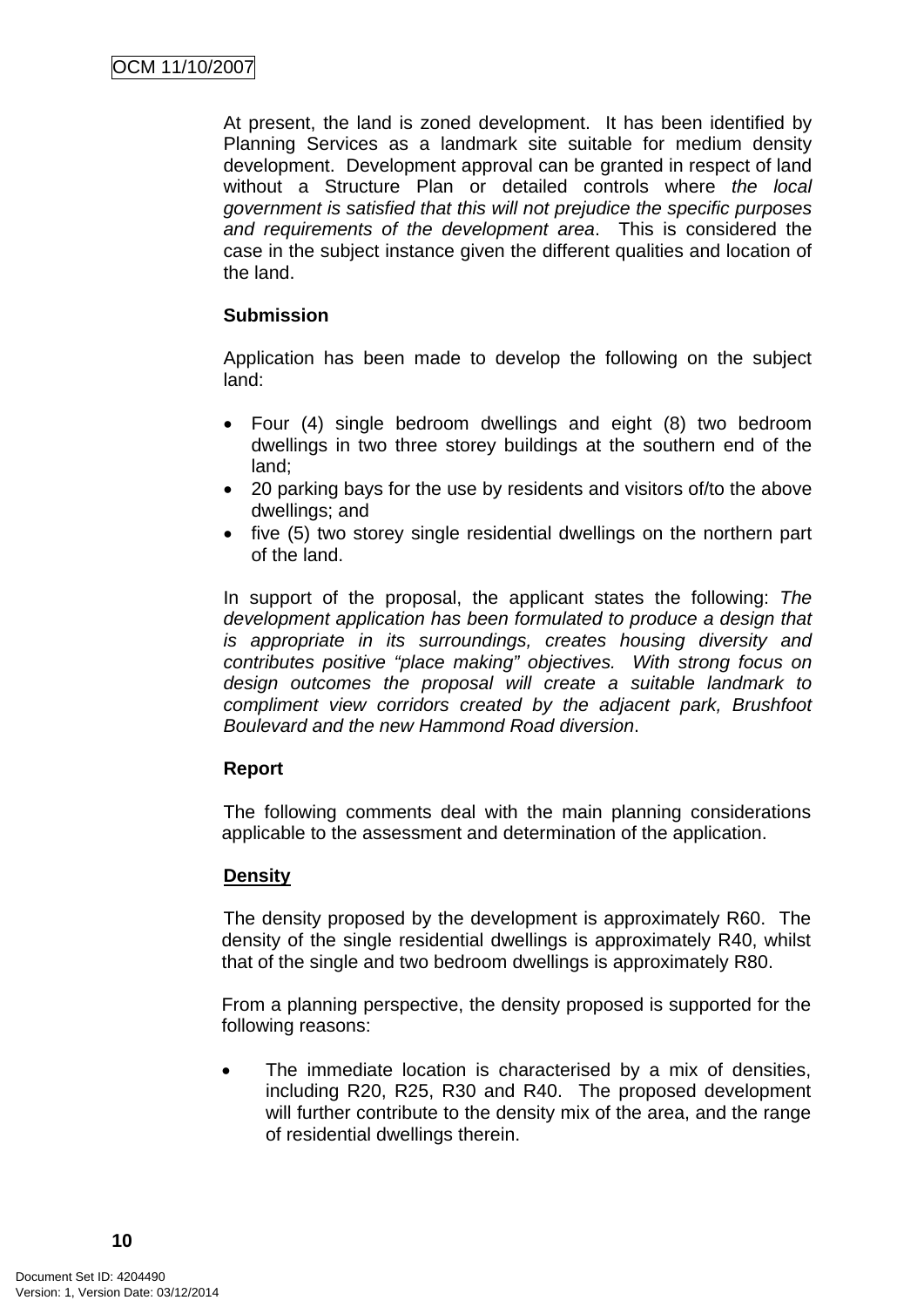At present, the land is zoned development. It has been identified by Planning Services as a landmark site suitable for medium density development. Development approval can be granted in respect of land without a Structure Plan or detailed controls where *the local government is satisfied that this will not prejudice the specific purposes and requirements of the development area*. This is considered the case in the subject instance given the different qualities and location of the land.

**Submission**

Application has been made to develop the following on the subject land:

- Four (4) single bedroom dwellings and eight (8) two bedroom dwellings in two three storey buildings at the southern end of the land;
- 20 parking bays for the use by residents and visitors of/to the above dwellings; and
- five (5) two storey single residential dwellings on the northern part of the land.

In support of the proposal, the applicant states the following: *The development application has been formulated to produce a design that is appropriate in its surroundings, creates housing diversity and contributes positive "place making" objectives. With strong focus on design outcomes the proposal will create a suitable landmark to compliment view corridors created by the adjacent park, Brushfoot Boulevard and the new Hammond Road diversion*.

**Report**

The following comments deal with the main planning considerations applicable to the assessment and determination of the application.

**Density**

The density proposed by the development is approximately R60. The density of the single residential dwellings is approximately R40, whilst that of the single and two bedroom dwellings is approximately R80.

From a planning perspective, the density proposed is supported for the following reasons:

- The immediate location is characterised by a mix of densities, including R20, R25, R30 and R40. The proposed development will further contribute to the density mix of the area, and the range of residential dwellings therein.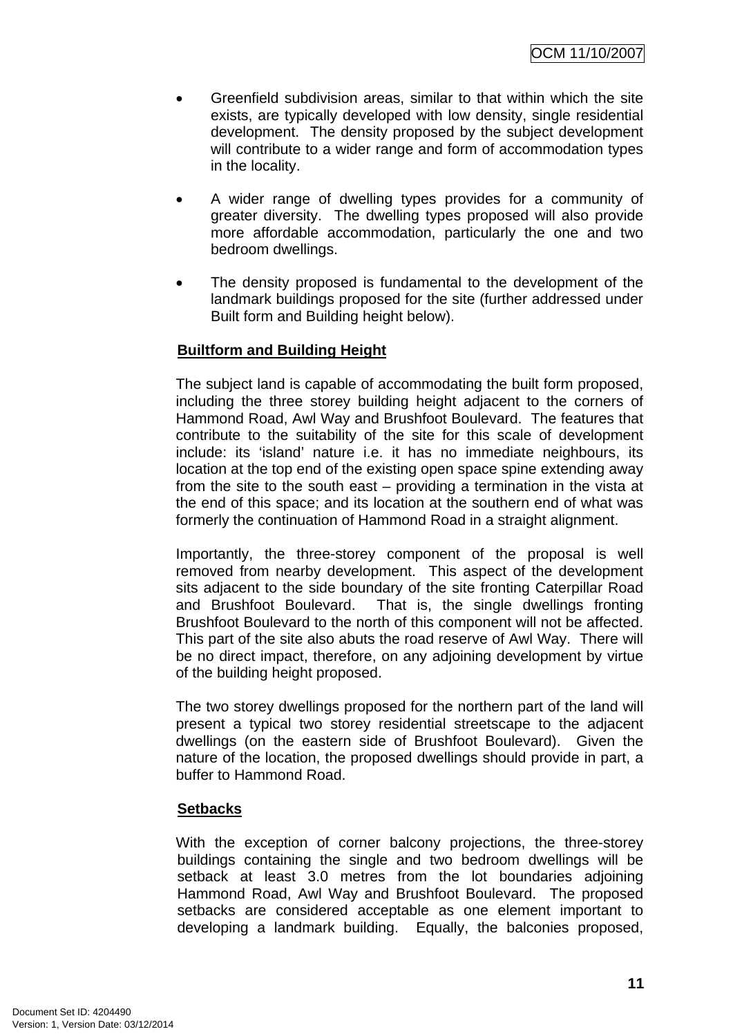- Greenfield subdivision areas, similar to that within which the site exists, are typically developed with low density, single residential development. The density proposed by the subject development will contribute to a wider range and form of accommodation types in the locality.
- A wider range of dwelling types provides for a community of greater diversity. The dwelling types proposed will also provide more affordable accommodation, particularly the one and two bedroom dwellings.
- The density proposed is fundamental to the development of the landmark buildings proposed for the site (further addressed under Built form and Building height below).

**Builtform and Building Height**

The subject land is capable of accommodating the built form proposed, including the three storey building height adjacent to the corners of Hammond Road, Awl Way and Brushfoot Boulevard. The features that contribute to the suitability of the site for this scale of development include: its 'island' nature i.e. it has no immediate neighbours, its location at the top end of the existing open space spine extending away from the site to the south east – providing a termination in the vista at the end of this space; and its location at the southern end of what was formerly the continuation of Hammond Road in a straight alignment.

Importantly, the three-storey component of the proposal is well removed from nearby development. This aspect of the development sits adjacent to the side boundary of the site fronting Caterpillar Road and Brushfoot Boulevard. That is, the single dwellings fronting Brushfoot Boulevard to the north of this component will not be affected. This part of the site also abuts the road reserve of Awl Way. There will be no direct impact, therefore, on any adjoining development by virtue of the building height proposed.

The two storey dwellings proposed for the northern part of the land will present a typical two storey residential streetscape to the adjacent dwellings (on the eastern side of Brushfoot Boulevard). Given the nature of the location, the proposed dwellings should provide in part, a buffer to Hammond Road.

**Setbacks**

With the exception of corner balcony projections, the three-storey buildings containing the single and two bedroom dwellings will be setback at least 3.0 metres from the lot boundaries adjoining Hammond Road, Awl Way and Brushfoot Boulevard. The proposed setbacks are considered acceptable as one element important to developing a landmark building. Equally, the balconies proposed,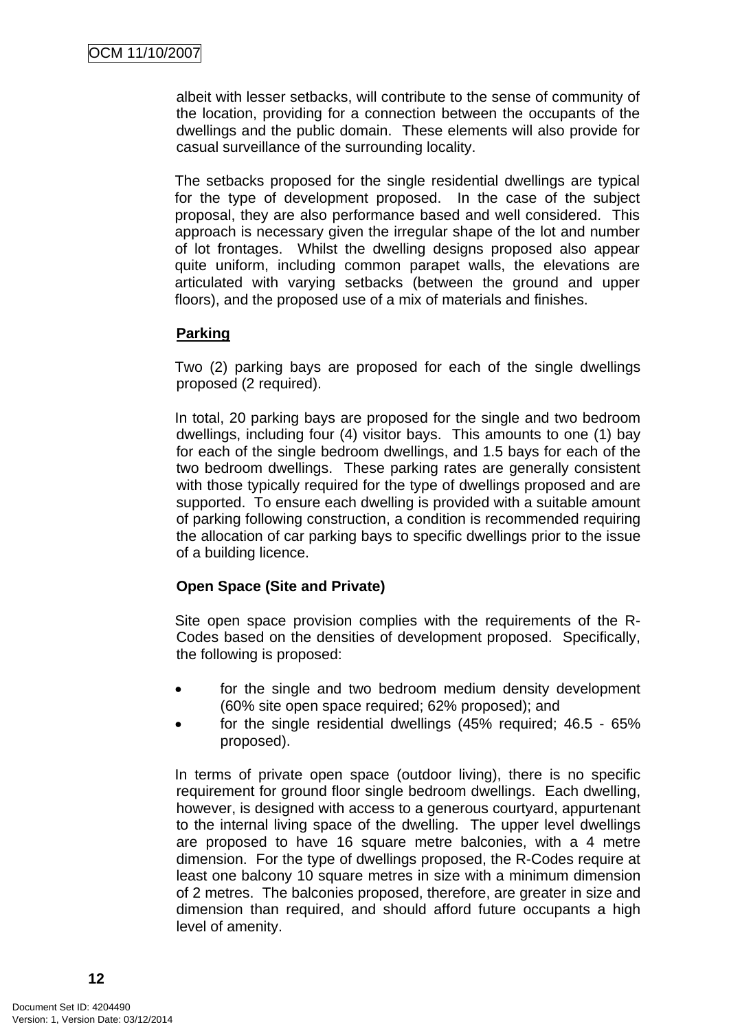albeit with lesser setbacks, will contribute to the sense of community of the location, providing for a connection between the occupants of the dwellings and the public domain. These elements will also provide for casual surveillance of the surrounding locality.

The setbacks proposed for the single residential dwellings are typical for the type of development proposed. In the case of the subject proposal, they are also performance based and well considered. This approach is necessary given the irregular shape of the lot and number of lot frontages. Whilst the dwelling designs proposed also appear quite uniform, including common parapet walls, the elevations are articulated with varying setbacks (between the ground and upper floors), and the proposed use of a mix of materials and finishes.

**Parking**

Two (2) parking bays are proposed for each of the single dwellings proposed (2 required).

In total, 20 parking bays are proposed for the single and two bedroom dwellings, including four (4) visitor bays. This amounts to one (1) bay for each of the single bedroom dwellings, and 1.5 bays for each of the two bedroom dwellings. These parking rates are generally consistent with those typically required for the type of dwellings proposed and are supported. To ensure each dwelling is provided with a suitable amount of parking following construction, a condition is recommended requiring the allocation of car parking bays to specific dwellings prior to the issue of a building licence.

**Open Space (Site and Private)**

Site open space provision complies with the requirements of the R-Codes based on the densities of development proposed. Specifically, the following is proposed:

- for the single and two bedroom medium density development (60% site open space required; 62% proposed); and
- for the single residential dwellings (45% required; 46.5 - 65% proposed).

In terms of private open space (outdoor living), there is no specific requirement for ground floor single bedroom dwellings. Each dwelling, however, is designed with access to a generous courtyard, appurtenant to the internal living space of the dwelling. The upper level dwellings are proposed to have 16 square metre balconies, with a 4 metre dimension. For the type of dwellings proposed, the R-Codes require at least one balcony 10 square metres in size with a minimum dimension of 2 metres. The balconies proposed, therefore, are greater in size and dimension than required, and should afford future occupants a high level of amenity.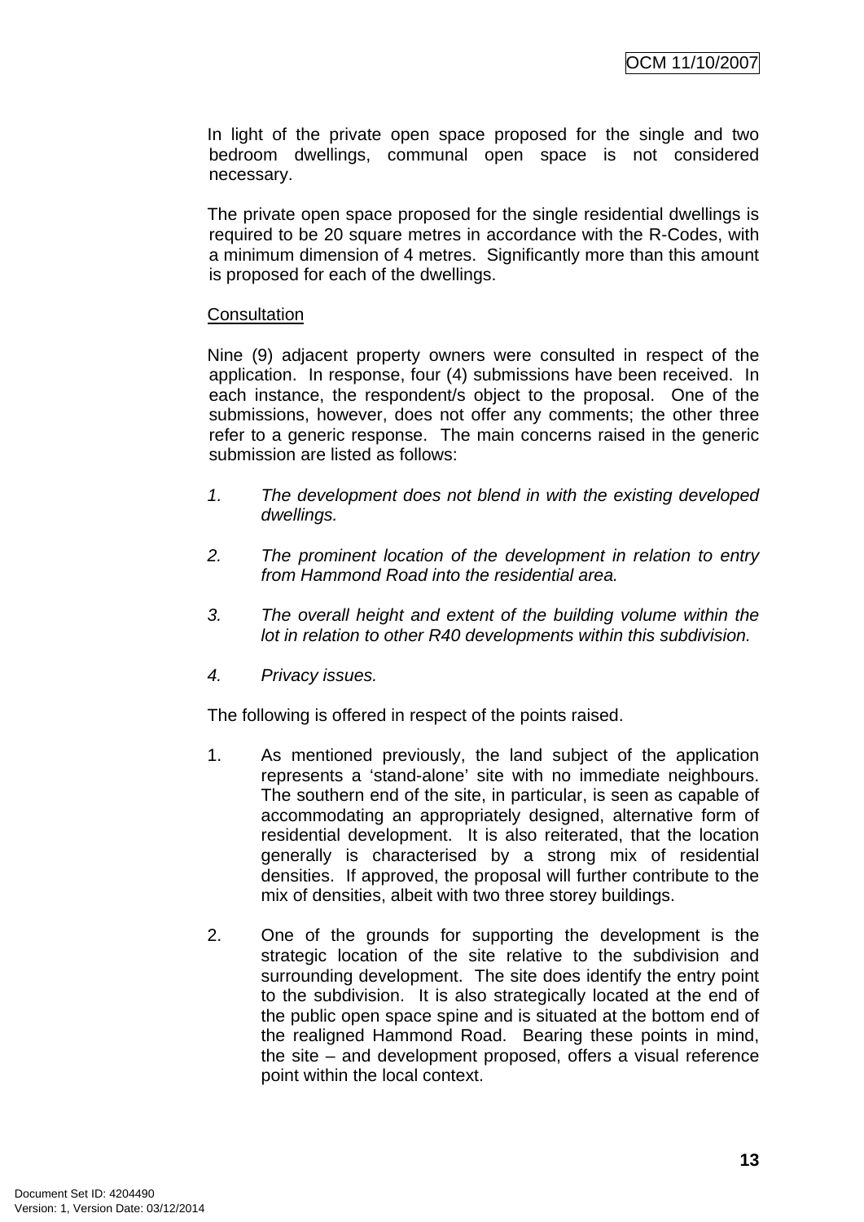In light of the private open space proposed for the single and two bedroom dwellings, communal open space is not considered necessary.

The private open space proposed for the single residential dwellings is required to be 20 square metres in accordance with the R-Codes, with a minimum dimension of 4 metres. Significantly more than this amount is proposed for each of the dwellings.

Consultation

Nine (9) adjacent property owners were consulted in respect of the application. In response, four (4) submissions have been received. In each instance, the respondent/s object to the proposal. One of the submissions, however, does not offer any comments; the other three refer to a generic response. The main concerns raised in the generic submission are listed as follows:

1. *The development does not blend in with the existing developed dwellings.*

2. *The prominent location of the development in relation to entry from Hammond Road into the residential area.*

3. *The overall height and extent of the building volume within the lot in relation to other R40 developments within this subdivision.*

4. *Privacy issues.*

The following is offered in respect of the points raised.

1. As mentioned previously, the land subject of the application represents a 'stand-alone' site with no immediate neighbours. The southern end of the site, in particular, is seen as capable of accommodating an appropriately designed, alternative form of residential development. It is also reiterated, that the location generally is characterised by a strong mix of residential densities. If approved, the proposal will further contribute to the mix of densities, albeit with two three storey buildings.

2. One of the grounds for supporting the development is the strategic location of the site relative to the subdivision and surrounding development. The site does identify the entry point to the subdivision. It is also strategically located at the end of the public open space spine and is situated at the bottom end of the realigned Hammond Road. Bearing these points in mind, the site – and development proposed, offers a visual reference point within the local context.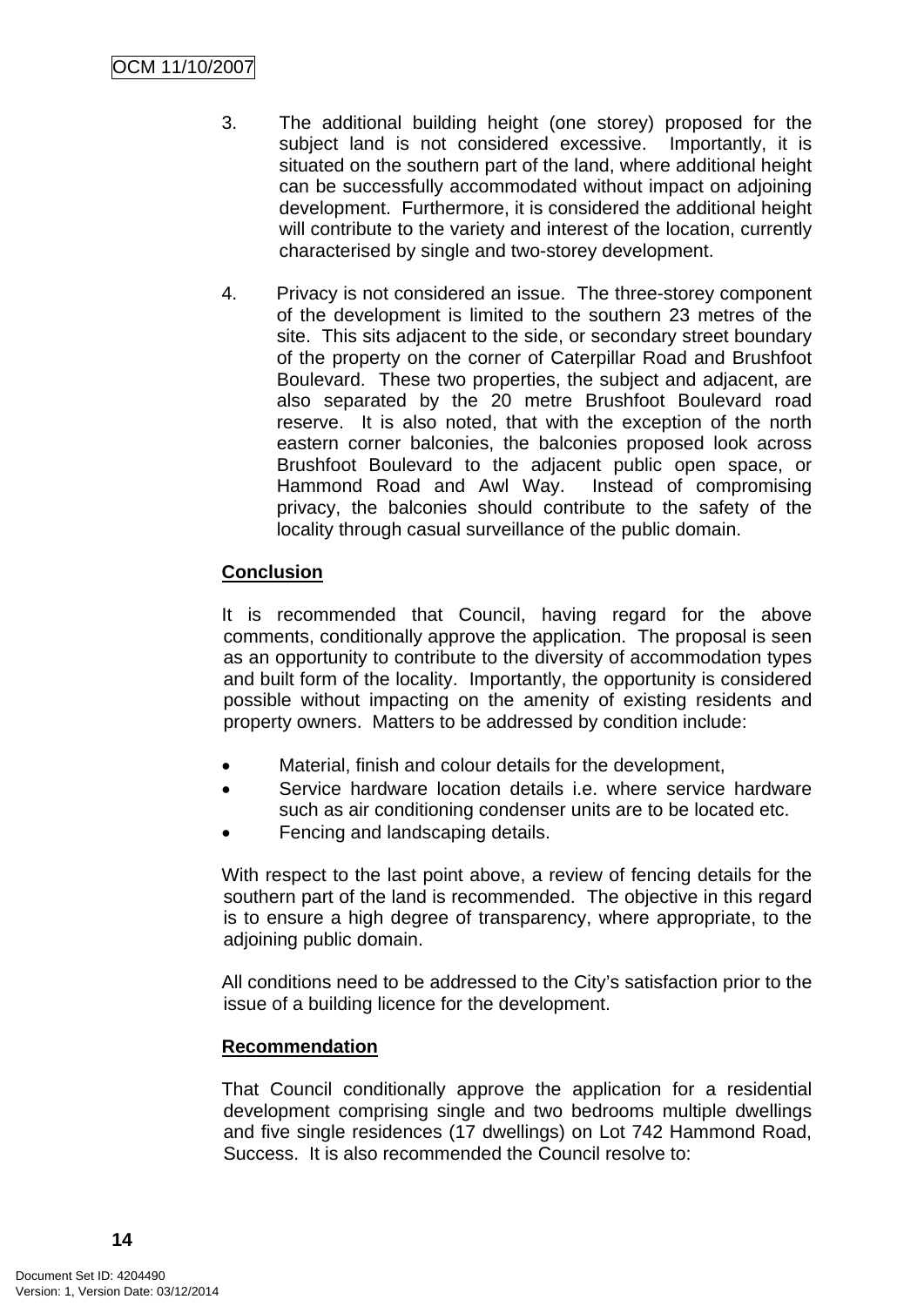3. The additional building height (one storey) proposed for the subject land is not considered excessive. Importantly, it is situated on the southern part of the land, where additional height can be successfully accommodated without impact on adjoining development. Furthermore, it is considered the additional height will contribute to the variety and interest of the location, currently characterised by single and two-storey development.

4. Privacy is not considered an issue. The three-storey component of the development is limited to the southern 23 metres of the site. This sits adjacent to the side, or secondary street boundary of the property on the corner of Caterpillar Road and Brushfoot Boulevard. These two properties, the subject and adjacent, are also separated by the 20 metre Brushfoot Boulevard road reserve. It is also noted, that with the exception of the north eastern corner balconies, the balconies proposed look across Brushfoot Boulevard to the adjacent public open space, or Hammond Road and Awl Way. Instead of compromising privacy, the balconies should contribute to the safety of the locality through casual surveillance of the public domain.

**Conclusion**

It is recommended that Council, having regard for the above comments, conditionally approve the application. The proposal is seen as an opportunity to contribute to the diversity of accommodation types and built form of the locality. Importantly, the opportunity is considered possible without impacting on the amenity of existing residents and property owners. Matters to be addressed by condition include:

- Material, finish and colour details for the development,
- Service hardware location details i.e. where service hardware such as air conditioning condenser units are to be located etc.
- Fencing and landscaping details.

With respect to the last point above, a review of fencing details for the southern part of the land is recommended. The objective in this regard is to ensure a high degree of transparency, where appropriate, to the adjoining public domain.

All conditions need to be addressed to the City's satisfaction prior to the issue of a building licence for the development.

**Recommendation**

That Council conditionally approve the application for a residential development comprising single and two bedrooms multiple dwellings and five single residences (17 dwellings) on Lot 742 Hammond Road, Success. It is also recommended the Council resolve to: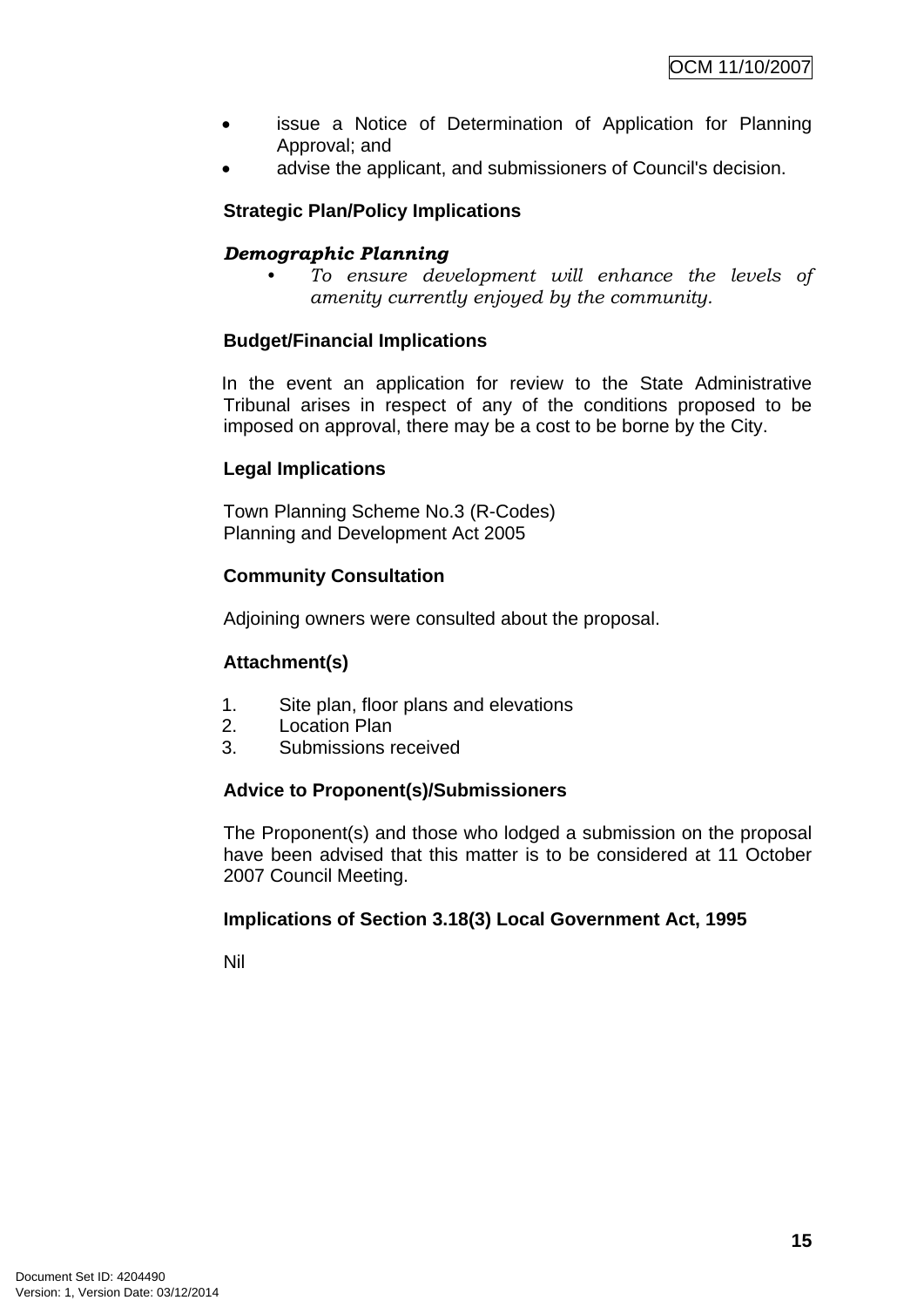- issue a Notice of Determination of Application for Planning Approval; and
- advise the applicant, and submissioners of Council's decision.

**Strategic Plan/Policy Implications**

***Demographic Planning***

- *To ensure development will enhance the levels of amenity currently enjoyed by the community.*

**Budget/Financial Implications**

In the event an application for review to the State Administrative Tribunal arises in respect of any of the conditions proposed to be imposed on approval, there may be a cost to be borne by the City.

**Legal Implications**

Town Planning Scheme No.3 (R-Codes)
Planning and Development Act 2005

**Community Consultation**

Adjoining owners were consulted about the proposal.

**Attachment(s)**

1. Site plan, floor plans and elevations
2. Location Plan
3. Submissions received

**Advice to Proponent(s)/Submissioners**

The Proponent(s) and those who lodged a submission on the proposal have been advised that this matter is to be considered at 11 October 2007 Council Meeting.

**Implications of Section 3.18(3) Local Government Act, 1995**

Nil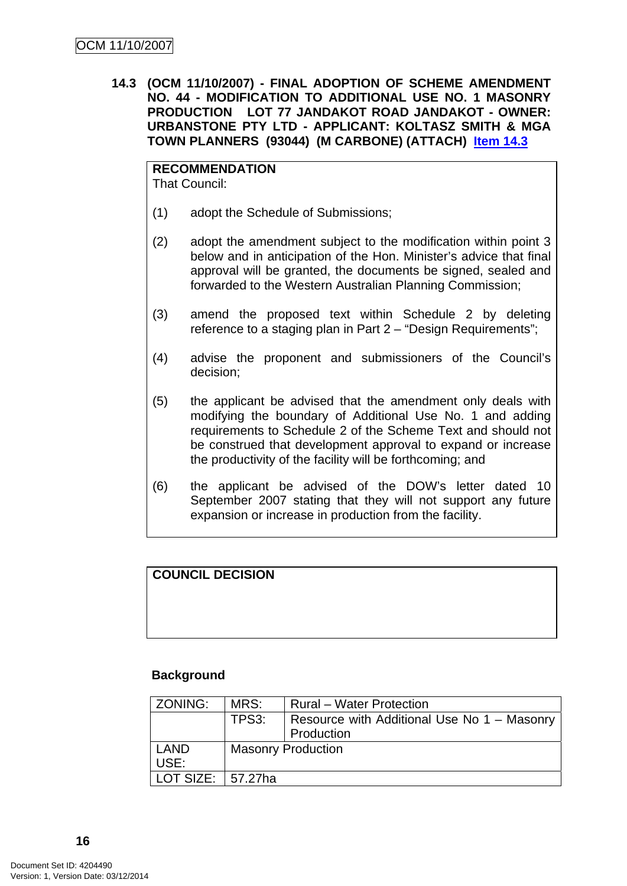### 14.3 (OCM 11/10/2007) - FINAL ADOPTION OF SCHEME AMENDMENT NO. 44 - MODIFICATION TO ADDITIONAL USE NO. 1 MASONRY PRODUCTION LOT 77 JANDAKOT ROAD JANDAKOT - OWNER: URBANSTONE PTY LTD - APPLICANT: KOLTASZ SMITH & MGA TOWN PLANNERS (93044) (M CARBONE) (ATTACH) Item 14.3

**RECOMMENDATION**
That Council:

(1) adopt the Schedule of Submissions;

(2) adopt the amendment subject to the modification within point 3 below and in anticipation of the Hon. Minister's advice that final approval will be granted, the documents be signed, sealed and forwarded to the Western Australian Planning Commission;

(3) amend the proposed text within Schedule 2 by deleting reference to a staging plan in Part 2 – "Design Requirements";

(4) advise the proponent and submissioners of the Council's decision;

(5) the applicant be advised that the amendment only deals with modifying the boundary of Additional Use No. 1 and adding requirements to Schedule 2 of the Scheme Text and should not be construed that development approval to expand or increase the productivity of the facility will be forthcoming; and

(6) the applicant be advised of the DOW's letter dated 10 September 2007 stating that they will not support any future expansion or increase in production from the facility.

**COUNCIL DECISION**

**Background**

| ZONING: | MRS: | Rural – Water Protection |
|---|---|---|
| | TPS3: | Resource with Additional Use No 1 – Masonry Production |
| LAND USE: | Masonry Production | |
| LOT SIZE: | 57.27ha | |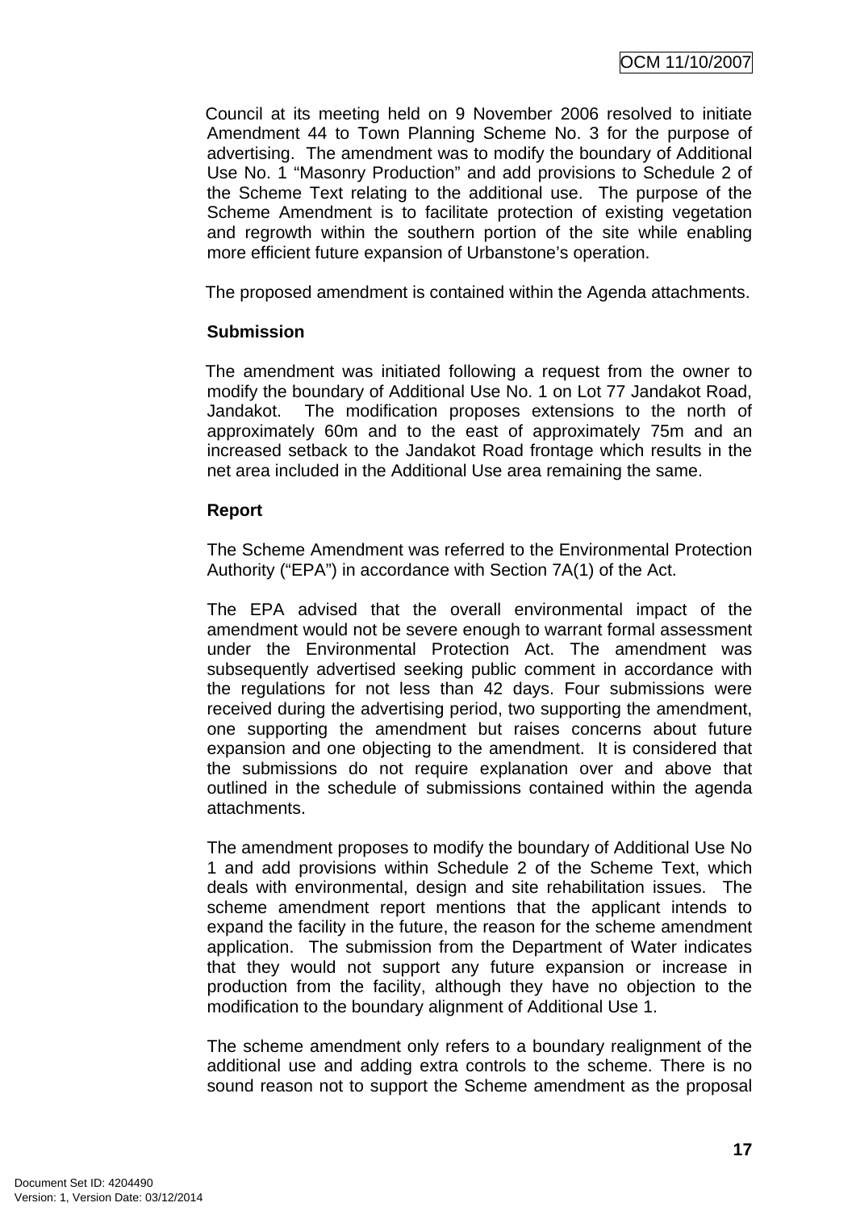Council at its meeting held on 9 November 2006 resolved to initiate Amendment 44 to Town Planning Scheme No. 3 for the purpose of advertising. The amendment was to modify the boundary of Additional Use No. 1 "Masonry Production" and add provisions to Schedule 2 of the Scheme Text relating to the additional use. The purpose of the Scheme Amendment is to facilitate protection of existing vegetation and regrowth within the southern portion of the site while enabling more efficient future expansion of Urbanstone's operation.

The proposed amendment is contained within the Agenda attachments.

**Submission**

The amendment was initiated following a request from the owner to modify the boundary of Additional Use No. 1 on Lot 77 Jandakot Road, Jandakot. The modification proposes extensions to the north of approximately 60m and to the east of approximately 75m and an increased setback to the Jandakot Road frontage which results in the net area included in the Additional Use area remaining the same.

**Report**

The Scheme Amendment was referred to the Environmental Protection Authority ("EPA") in accordance with Section 7A(1) of the Act.

The EPA advised that the overall environmental impact of the amendment would not be severe enough to warrant formal assessment under the Environmental Protection Act. The amendment was subsequently advertised seeking public comment in accordance with the regulations for not less than 42 days. Four submissions were received during the advertising period, two supporting the amendment, one supporting the amendment but raises concerns about future expansion and one objecting to the amendment. It is considered that the submissions do not require explanation over and above that outlined in the schedule of submissions contained within the agenda attachments.

The amendment proposes to modify the boundary of Additional Use No 1 and add provisions within Schedule 2 of the Scheme Text, which deals with environmental, design and site rehabilitation issues. The scheme amendment report mentions that the applicant intends to expand the facility in the future, the reason for the scheme amendment application. The submission from the Department of Water indicates that they would not support any future expansion or increase in production from the facility, although they have no objection to the modification to the boundary alignment of Additional Use 1.

The scheme amendment only refers to a boundary realignment of the additional use and adding extra controls to the scheme. There is no sound reason not to support the Scheme amendment as the proposal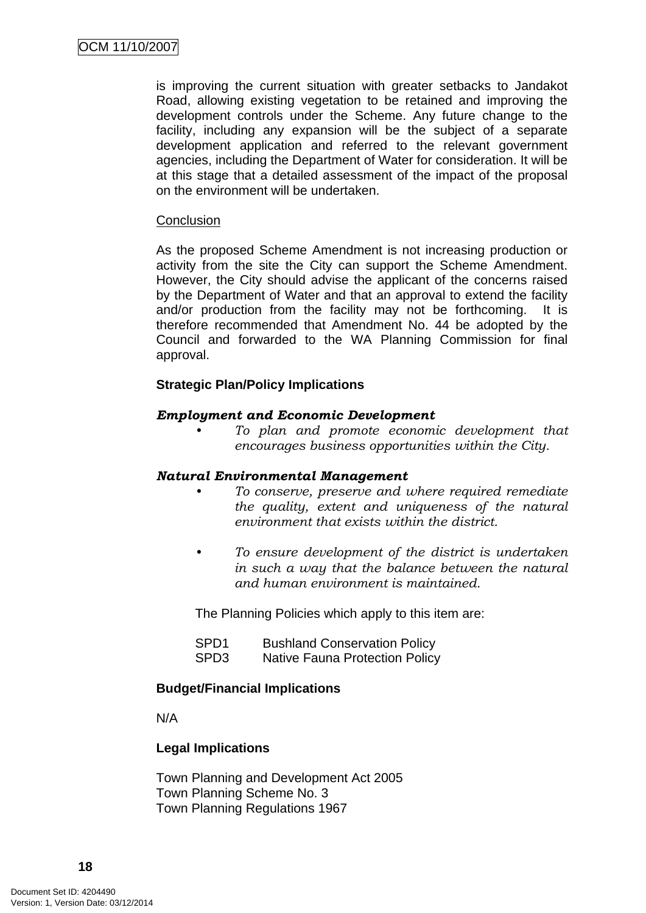is improving the current situation with greater setbacks to Jandakot Road, allowing existing vegetation to be retained and improving the development controls under the Scheme. Any future change to the facility, including any expansion will be the subject of a separate development application and referred to the relevant government agencies, including the Department of Water for consideration. It will be at this stage that a detailed assessment of the impact of the proposal on the environment will be undertaken.

Conclusion

As the proposed Scheme Amendment is not increasing production or activity from the site the City can support the Scheme Amendment. However, the City should advise the applicant of the concerns raised by the Department of Water and that an approval to extend the facility and/or production from the facility may not be forthcoming. It is therefore recommended that Amendment No. 44 be adopted by the Council and forwarded to the WA Planning Commission for final approval.

**Strategic Plan/Policy Implications**

***Employment and Economic Development***

- *To plan and promote economic development that encourages business opportunities within the City.*

***Natural Environmental Management***

- *To conserve, preserve and where required remediate the quality, extent and uniqueness of the natural environment that exists within the district.*

- *To ensure development of the district is undertaken in such a way that the balance between the natural and human environment is maintained.*

The Planning Policies which apply to this item are:

SPD1 Bushland Conservation Policy
SPD3 Native Fauna Protection Policy

**Budget/Financial Implications**

N/A

**Legal Implications**

Town Planning and Development Act 2005
Town Planning Scheme No. 3
Town Planning Regulations 1967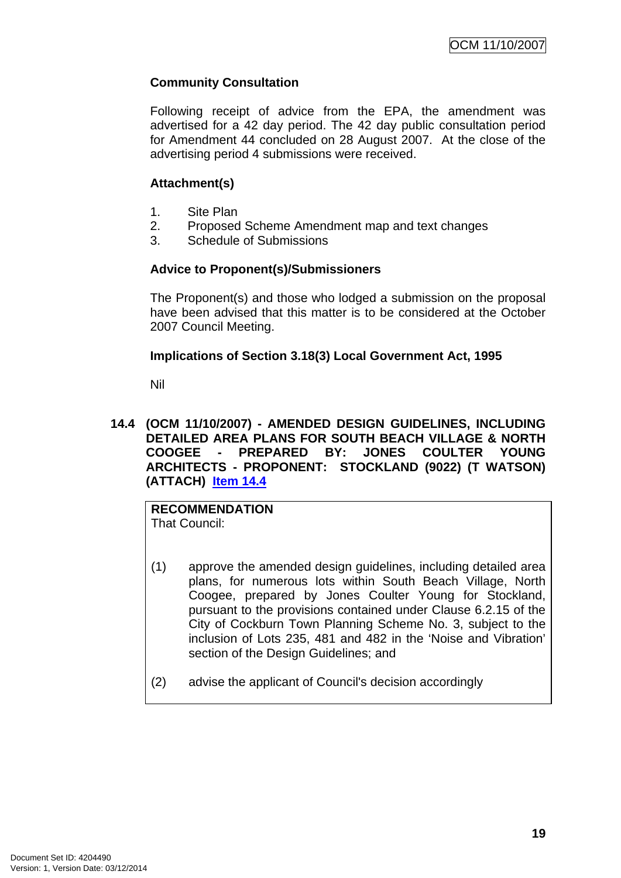**Community Consultation**

Following receipt of advice from the EPA, the amendment was advertised for a 42 day period. The 42 day public consultation period for Amendment 44 concluded on 28 August 2007. At the close of the advertising period 4 submissions were received.

**Attachment(s)**

1. Site Plan
2. Proposed Scheme Amendment map and text changes
3. Schedule of Submissions

**Advice to Proponent(s)/Submissioners**

The Proponent(s) and those who lodged a submission on the proposal have been advised that this matter is to be considered at the October 2007 Council Meeting.

**Implications of Section 3.18(3) Local Government Act, 1995**

Nil

### 14.4 (OCM 11/10/2007) - AMENDED DESIGN GUIDELINES, INCLUDING DETAILED AREA PLANS FOR SOUTH BEACH VILLAGE & NORTH COOGEE - PREPARED BY: JONES COULTER YOUNG ARCHITECTS - PROPONENT: STOCKLAND (9022) (T WATSON) (ATTACH) Item 14.4

**RECOMMENDATION**
That Council:

(1) approve the amended design guidelines, including detailed area plans, for numerous lots within South Beach Village, North Coogee, prepared by Jones Coulter Young for Stockland, pursuant to the provisions contained under Clause 6.2.15 of the City of Cockburn Town Planning Scheme No. 3, subject to the inclusion of Lots 235, 481 and 482 in the 'Noise and Vibration' section of the Design Guidelines; and

(2) advise the applicant of Council's decision accordingly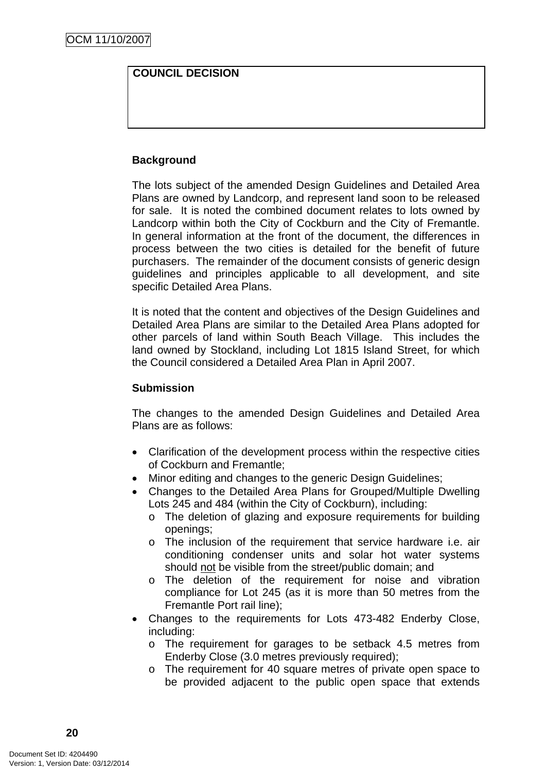| COUNCIL DECISION |
|---|
| |

**Background**

The lots subject of the amended Design Guidelines and Detailed Area Plans are owned by Landcorp, and represent land soon to be released for sale. It is noted the combined document relates to lots owned by Landcorp within both the City of Cockburn and the City of Fremantle. In general information at the front of the document, the differences in process between the two cities is detailed for the benefit of future purchasers. The remainder of the document consists of generic design guidelines and principles applicable to all development, and site specific Detailed Area Plans.

It is noted that the content and objectives of the Design Guidelines and Detailed Area Plans are similar to the Detailed Area Plans adopted for other parcels of land within South Beach Village. This includes the land owned by Stockland, including Lot 1815 Island Street, for which the Council considered a Detailed Area Plan in April 2007.

**Submission**

The changes to the amended Design Guidelines and Detailed Area Plans are as follows:

- Clarification of the development process within the respective cities of Cockburn and Fremantle;
- Minor editing and changes to the generic Design Guidelines;
- Changes to the Detailed Area Plans for Grouped/Multiple Dwelling Lots 245 and 484 (within the City of Cockburn), including:
  - The deletion of glazing and exposure requirements for building openings;
  - The inclusion of the requirement that service hardware i.e. air conditioning condenser units and solar hot water systems should <u>not</u> be visible from the street/public domain; and
  - The deletion of the requirement for noise and vibration compliance for Lot 245 (as it is more than 50 metres from the Fremantle Port rail line);
- Changes to the requirements for Lots 473-482 Enderby Close, including:
  - The requirement for garages to be setback 4.5 metres from Enderby Close (3.0 metres previously required);
  - The requirement for 40 square metres of private open space to be provided adjacent to the public open space that extends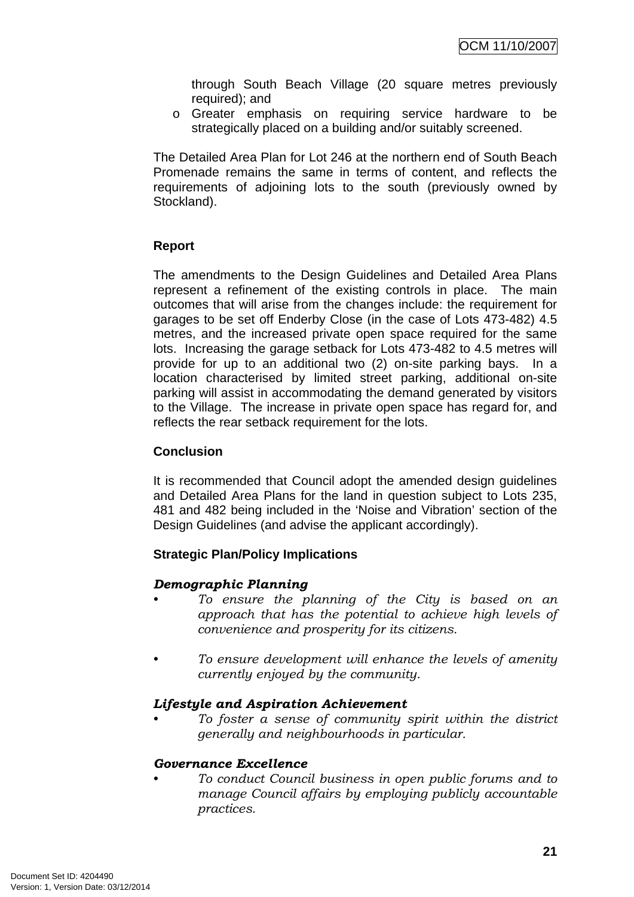through South Beach Village (20 square metres previously required); and

- o Greater emphasis on requiring service hardware to be strategically placed on a building and/or suitably screened.

The Detailed Area Plan for Lot 246 at the northern end of South Beach Promenade remains the same in terms of content, and reflects the requirements of adjoining lots to the south (previously owned by Stockland).

**Report**

The amendments to the Design Guidelines and Detailed Area Plans represent a refinement of the existing controls in place. The main outcomes that will arise from the changes include: the requirement for garages to be set off Enderby Close (in the case of Lots 473-482) 4.5 metres, and the increased private open space required for the same lots. Increasing the garage setback for Lots 473-482 to 4.5 metres will provide for up to an additional two (2) on-site parking bays. In a location characterised by limited street parking, additional on-site parking will assist in accommodating the demand generated by visitors to the Village. The increase in private open space has regard for, and reflects the rear setback requirement for the lots.

**Conclusion**

It is recommended that Council adopt the amended design guidelines and Detailed Area Plans for the land in question subject to Lots 235, 481 and 482 being included in the 'Noise and Vibration' section of the Design Guidelines (and advise the applicant accordingly).

**Strategic Plan/Policy Implications**

***Demographic Planning***

- *To ensure the planning of the City is based on an approach that has the potential to achieve high levels of convenience and prosperity for its citizens.*

- *To ensure development will enhance the levels of amenity currently enjoyed by the community.*

***Lifestyle and Aspiration Achievement***

- *To foster a sense of community spirit within the district generally and neighbourhoods in particular.*

***Governance Excellence***

- *To conduct Council business in open public forums and to manage Council affairs by employing publicly accountable practices.*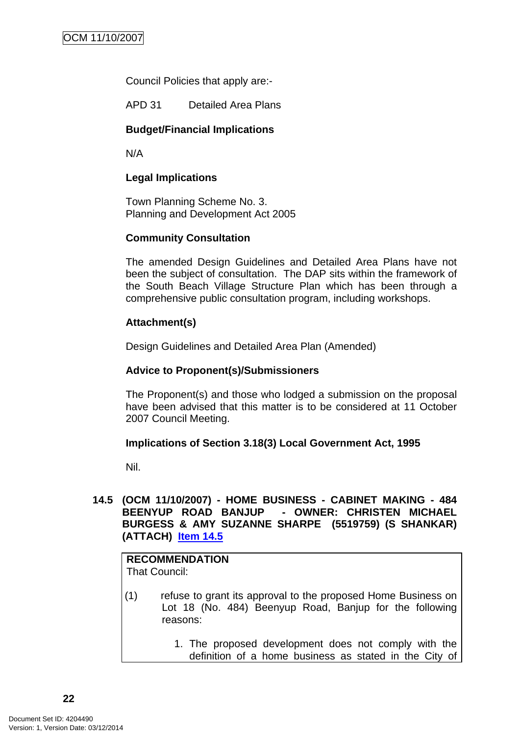Council Policies that apply are:-

APD 31 Detailed Area Plans

**Budget/Financial Implications**

N/A

**Legal Implications**

Town Planning Scheme No. 3.
Planning and Development Act 2005

**Community Consultation**

The amended Design Guidelines and Detailed Area Plans have not been the subject of consultation. The DAP sits within the framework of the South Beach Village Structure Plan which has been through a comprehensive public consultation program, including workshops.

**Attachment(s)**

Design Guidelines and Detailed Area Plan (Amended)

**Advice to Proponent(s)/Submissioners**

The Proponent(s) and those who lodged a submission on the proposal have been advised that this matter is to be considered at 11 October 2007 Council Meeting.

**Implications of Section 3.18(3) Local Government Act, 1995**

Nil.

### 14.5 (OCM 11/10/2007) - HOME BUSINESS - CABINET MAKING - 484 BEENYUP ROAD BANJUP - OWNER: CHRISTEN MICHAEL BURGESS & AMY SUZANNE SHARPE (5519759) (S SHANKAR) (ATTACH) Item 14.5

**RECOMMENDATION**
That Council:

(1) refuse to grant its approval to the proposed Home Business on Lot 18 (No. 484) Beenyup Road, Banjup for the following reasons:

1. The proposed development does not comply with the definition of a home business as stated in the City of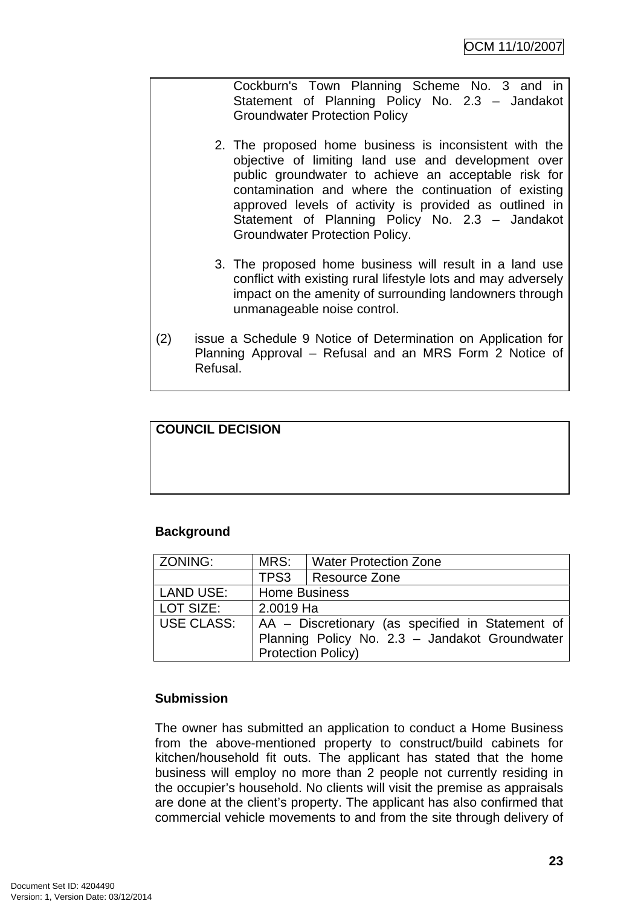Cockburn's Town Planning Scheme No. 3 and in Statement of Planning Policy No. 2.3 – Jandakot Groundwater Protection Policy

2. The proposed home business is inconsistent with the objective of limiting land use and development over public groundwater to achieve an acceptable risk for contamination and where the continuation of existing approved levels of activity is provided as outlined in Statement of Planning Policy No. 2.3 – Jandakot Groundwater Protection Policy.

3. The proposed home business will result in a land use conflict with existing rural lifestyle lots and may adversely impact on the amenity of surrounding landowners through unmanageable noise control.

(2) issue a Schedule 9 Notice of Determination on Application for Planning Approval – Refusal and an MRS Form 2 Notice of Refusal.

**COUNCIL DECISION**

**Background**

| ZONING: | MRS: | Water Protection Zone |
|---|---|---|
| | TPS3 | Resource Zone |
| LAND USE: | Home Business | |
| LOT SIZE: | 2.0019 Ha | |
| USE CLASS: | AA – Discretionary (as specified in Statement of Planning Policy No. 2.3 – Jandakot Groundwater Protection Policy) | |

**Submission**

The owner has submitted an application to conduct a Home Business from the above-mentioned property to construct/build cabinets for kitchen/household fit outs. The applicant has stated that the home business will employ no more than 2 people not currently residing in the occupier's household. No clients will visit the premise as appraisals are done at the client's property. The applicant has also confirmed that commercial vehicle movements to and from the site through delivery of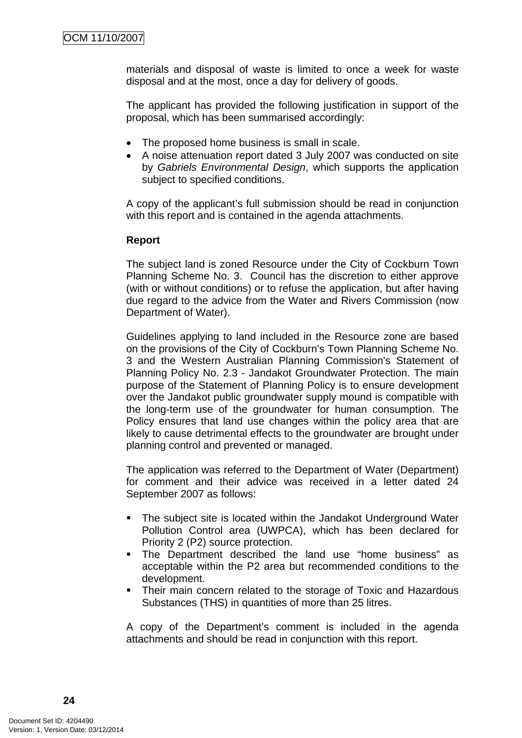materials and disposal of waste is limited to once a week for waste disposal and at the most, once a day for delivery of goods.

The applicant has provided the following justification in support of the proposal, which has been summarised accordingly:

- The proposed home business is small in scale.
- A noise attenuation report dated 3 July 2007 was conducted on site by *Gabriels Environmental Design*, which supports the application subject to specified conditions.

A copy of the applicant's full submission should be read in conjunction with this report and is contained in the agenda attachments.

**Report**

The subject land is zoned Resource under the City of Cockburn Town Planning Scheme No. 3. Council has the discretion to either approve (with or without conditions) or to refuse the application, but after having due regard to the advice from the Water and Rivers Commission (now Department of Water).

Guidelines applying to land included in the Resource zone are based on the provisions of the City of Cockburn's Town Planning Scheme No. 3 and the Western Australian Planning Commission's Statement of Planning Policy No. 2.3 - Jandakot Groundwater Protection. The main purpose of the Statement of Planning Policy is to ensure development over the Jandakot public groundwater supply mound is compatible with the long-term use of the groundwater for human consumption. The Policy ensures that land use changes within the policy area that are likely to cause detrimental effects to the groundwater are brought under planning control and prevented or managed.

The application was referred to the Department of Water (Department) for comment and their advice was received in a letter dated 24 September 2007 as follows:

- The subject site is located within the Jandakot Underground Water Pollution Control area (UWPCA), which has been declared for Priority 2 (P2) source protection.
- The Department described the land use "home business" as acceptable within the P2 area but recommended conditions to the development.
- Their main concern related to the storage of Toxic and Hazardous Substances (THS) in quantities of more than 25 litres.

A copy of the Department's comment is included in the agenda attachments and should be read in conjunction with this report.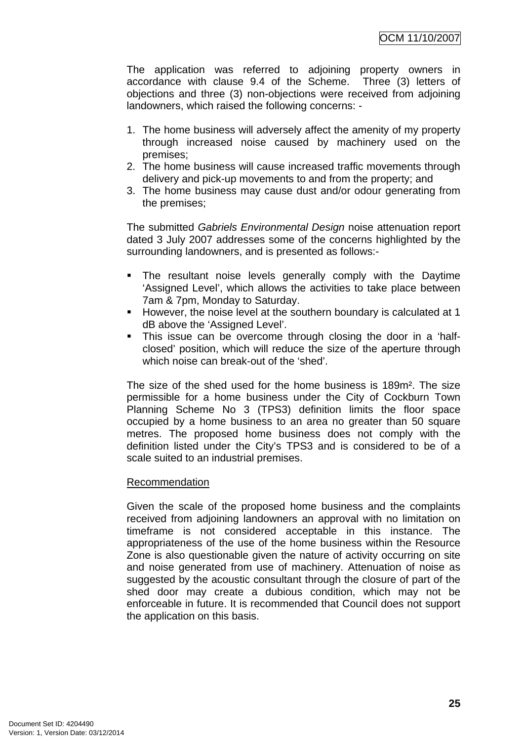The application was referred to adjoining property owners in accordance with clause 9.4 of the Scheme. Three (3) letters of objections and three (3) non-objections were received from adjoining landowners, which raised the following concerns: -

1. The home business will adversely affect the amenity of my property through increased noise caused by machinery used on the premises;
2. The home business will cause increased traffic movements through delivery and pick-up movements to and from the property; and
3. The home business may cause dust and/or odour generating from the premises;

The submitted *Gabriels Environmental Design* noise attenuation report dated 3 July 2007 addresses some of the concerns highlighted by the surrounding landowners, and is presented as follows:-

- The resultant noise levels generally comply with the Daytime 'Assigned Level', which allows the activities to take place between 7am & 7pm, Monday to Saturday.
- However, the noise level at the southern boundary is calculated at 1 dB above the 'Assigned Level'.
- This issue can be overcome through closing the door in a 'half-closed' position, which will reduce the size of the aperture through which noise can break-out of the 'shed'.

The size of the shed used for the home business is 189m². The size permissible for a home business under the City of Cockburn Town Planning Scheme No 3 (TPS3) definition limits the floor space occupied by a home business to an area no greater than 50 square metres. The proposed home business does not comply with the definition listed under the City's TPS3 and is considered to be of a scale suited to an industrial premises.

Recommendation

Given the scale of the proposed home business and the complaints received from adjoining landowners an approval with no limitation on timeframe is not considered acceptable in this instance. The appropriateness of the use of the home business within the Resource Zone is also questionable given the nature of activity occurring on site and noise generated from use of machinery. Attenuation of noise as suggested by the acoustic consultant through the closure of part of the shed door may create a dubious condition, which may not be enforceable in future. It is recommended that Council does not support the application on this basis.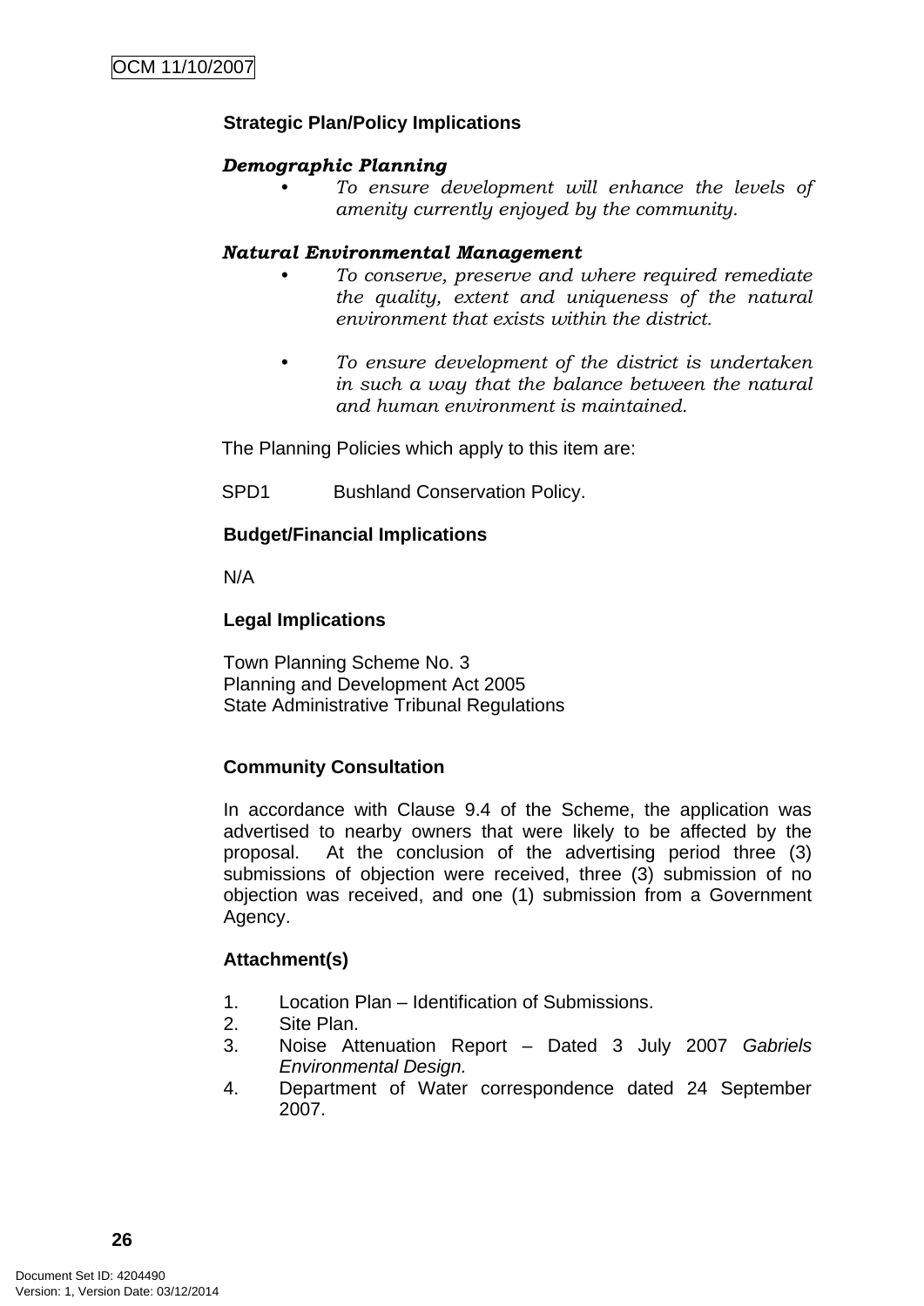**Strategic Plan/Policy Implications**

***Demographic Planning***

- *To ensure development will enhance the levels of amenity currently enjoyed by the community.*

***Natural Environmental Management***

- *To conserve, preserve and where required remediate the quality, extent and uniqueness of the natural environment that exists within the district.*

- *To ensure development of the district is undertaken in such a way that the balance between the natural and human environment is maintained.*

The Planning Policies which apply to this item are:

SPD1 Bushland Conservation Policy.

**Budget/Financial Implications**

N/A

**Legal Implications**

Town Planning Scheme No. 3
Planning and Development Act 2005
State Administrative Tribunal Regulations

**Community Consultation**

In accordance with Clause 9.4 of the Scheme, the application was advertised to nearby owners that were likely to be affected by the proposal. At the conclusion of the advertising period three (3) submissions of objection were received, three (3) submission of no objection was received, and one (1) submission from a Government Agency.

**Attachment(s)**

1. Location Plan – Identification of Submissions.
2. Site Plan.
3. Noise Attenuation Report – Dated 3 July 2007 *Gabriels Environmental Design.*
4. Department of Water correspondence dated 24 September 2007.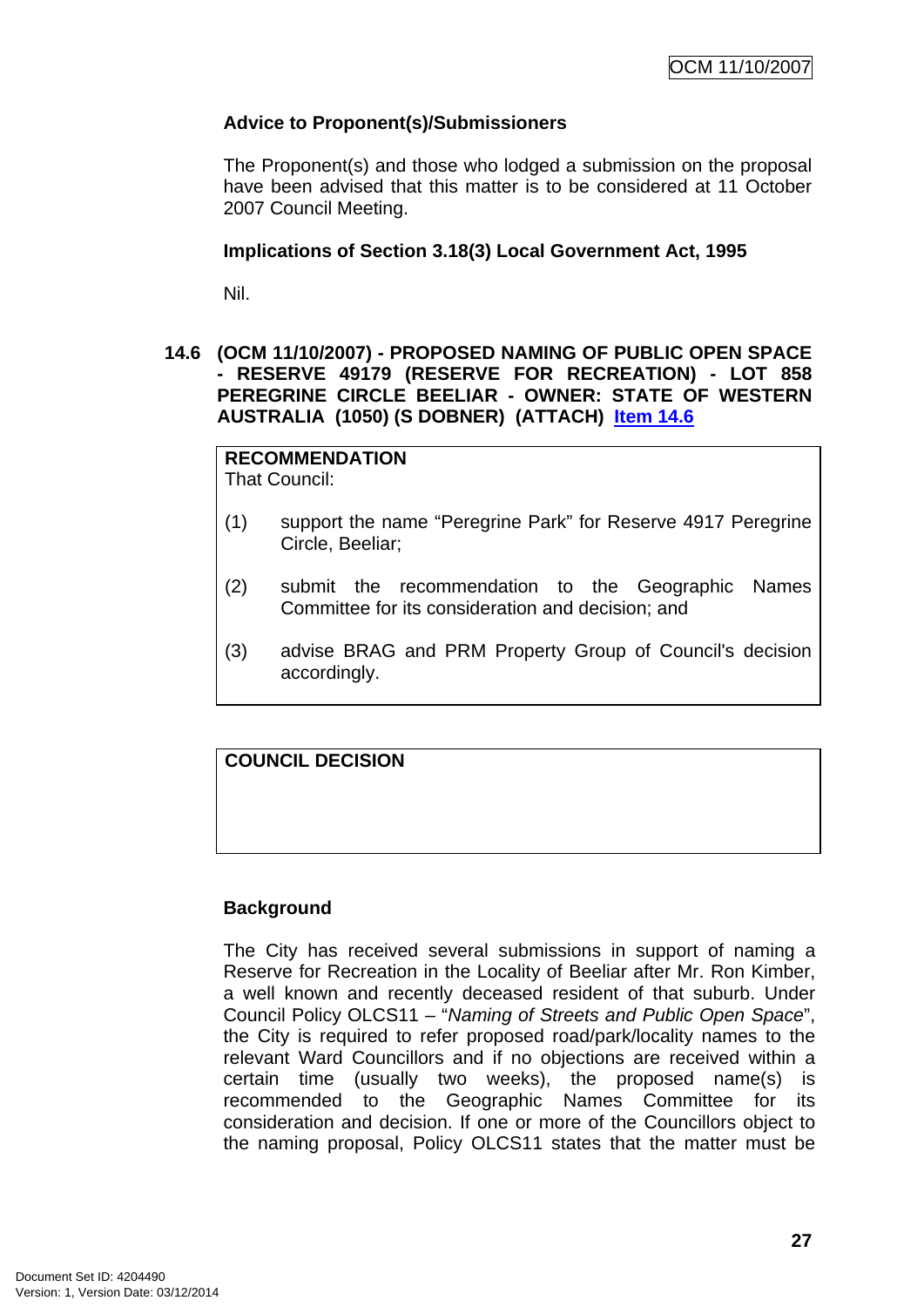**Advice to Proponent(s)/Submissioners**

The Proponent(s) and those who lodged a submission on the proposal have been advised that this matter is to be considered at 11 October 2007 Council Meeting.

**Implications of Section 3.18(3) Local Government Act, 1995**

Nil.

### 14.6 (OCM 11/10/2007) - PROPOSED NAMING OF PUBLIC OPEN SPACE - RESERVE 49179 (RESERVE FOR RECREATION) - LOT 858 PEREGRINE CIRCLE BEELIAR - OWNER: STATE OF WESTERN AUSTRALIA (1050) (S DOBNER) (ATTACH) Item 14.6

**RECOMMENDATION**
That Council:

(1) support the name "Peregrine Park" for Reserve 4917 Peregrine Circle, Beeliar;

(2) submit the recommendation to the Geographic Names Committee for its consideration and decision; and

(3) advise BRAG and PRM Property Group of Council's decision accordingly.

**COUNCIL DECISION**

**Background**

The City has received several submissions in support of naming a Reserve for Recreation in the Locality of Beeliar after Mr. Ron Kimber, a well known and recently deceased resident of that suburb. Under Council Policy OLCS11 – "*Naming of Streets and Public Open Space*", the City is required to refer proposed road/park/locality names to the relevant Ward Councillors and if no objections are received within a certain time (usually two weeks), the proposed name(s) is recommended to the Geographic Names Committee for its consideration and decision. If one or more of the Councillors object to the naming proposal, Policy OLCS11 states that the matter must be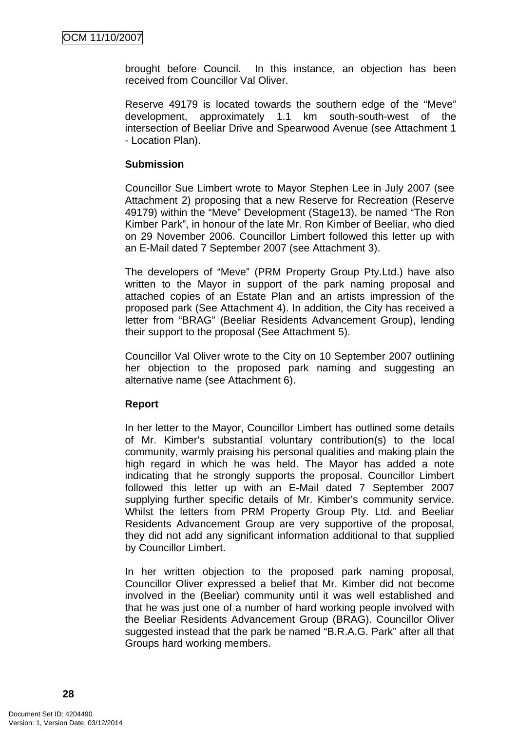brought before Council. In this instance, an objection has been received from Councillor Val Oliver.

Reserve 49179 is located towards the southern edge of the "Meve" development, approximately 1.1 km south-south-west of the intersection of Beeliar Drive and Spearwood Avenue (see Attachment 1 - Location Plan).

**Submission**

Councillor Sue Limbert wrote to Mayor Stephen Lee in July 2007 (see Attachment 2) proposing that a new Reserve for Recreation (Reserve 49179) within the "Meve" Development (Stage13), be named "The Ron Kimber Park", in honour of the late Mr. Ron Kimber of Beeliar, who died on 29 November 2006. Councillor Limbert followed this letter up with an E-Mail dated 7 September 2007 (see Attachment 3).

The developers of "Meve" (PRM Property Group Pty.Ltd.) have also written to the Mayor in support of the park naming proposal and attached copies of an Estate Plan and an artists impression of the proposed park (See Attachment 4). In addition, the City has received a letter from "BRAG" (Beeliar Residents Advancement Group), lending their support to the proposal (See Attachment 5).

Councillor Val Oliver wrote to the City on 10 September 2007 outlining her objection to the proposed park naming and suggesting an alternative name (see Attachment 6).

**Report**

In her letter to the Mayor, Councillor Limbert has outlined some details of Mr. Kimber's substantial voluntary contribution(s) to the local community, warmly praising his personal qualities and making plain the high regard in which he was held. The Mayor has added a note indicating that he strongly supports the proposal. Councillor Limbert followed this letter up with an E-Mail dated 7 September 2007 supplying further specific details of Mr. Kimber's community service. Whilst the letters from PRM Property Group Pty. Ltd. and Beeliar Residents Advancement Group are very supportive of the proposal, they did not add any significant information additional to that supplied by Councillor Limbert.

In her written objection to the proposed park naming proposal, Councillor Oliver expressed a belief that Mr. Kimber did not become involved in the (Beeliar) community until it was well established and that he was just one of a number of hard working people involved with the Beeliar Residents Advancement Group (BRAG). Councillor Oliver suggested instead that the park be named "B.R.A.G. Park" after all that Groups hard working members.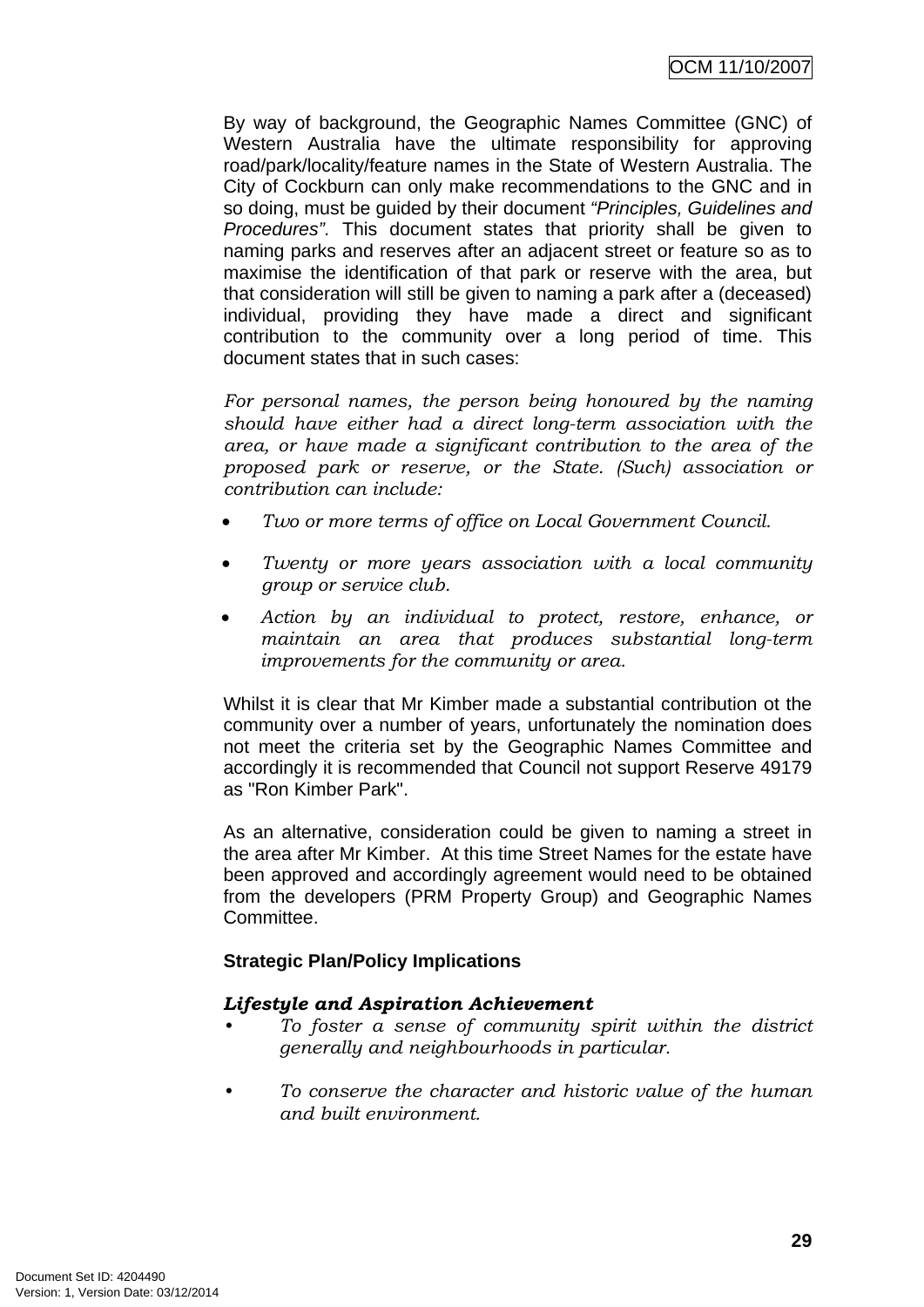By way of background, the Geographic Names Committee (GNC) of Western Australia have the ultimate responsibility for approving road/park/locality/feature names in the State of Western Australia. The City of Cockburn can only make recommendations to the GNC and in so doing, must be guided by their document *"Principles, Guidelines and Procedures"*. This document states that priority shall be given to naming parks and reserves after an adjacent street or feature so as to maximise the identification of that park or reserve with the area, but that consideration will still be given to naming a park after a (deceased) individual, providing they have made a direct and significant contribution to the community over a long period of time. This document states that in such cases:

*For personal names, the person being honoured by the naming should have either had a direct long-term association with the area, or have made a significant contribution to the area of the proposed park or reserve, or the State. (Such) association or contribution can include:*

- *Two or more terms of office on Local Government Council.*
- *Twenty or more years association with a local community group or service club.*
- *Action by an individual to protect, restore, enhance, or maintain an area that produces substantial long-term improvements for the community or area.*

Whilst it is clear that Mr Kimber made a substantial contribution ot the community over a number of years, unfortunately the nomination does not meet the criteria set by the Geographic Names Committee and accordingly it is recommended that Council not support Reserve 49179 as "Ron Kimber Park".

As an alternative, consideration could be given to naming a street in the area after Mr Kimber. At this time Street Names for the estate have been approved and accordingly agreement would need to be obtained from the developers (PRM Property Group) and Geographic Names Committee.

**Strategic Plan/Policy Implications**

***Lifestyle and Aspiration Achievement***

- *To foster a sense of community spirit within the district generally and neighbourhoods in particular.*
- *To conserve the character and historic value of the human and built environment.*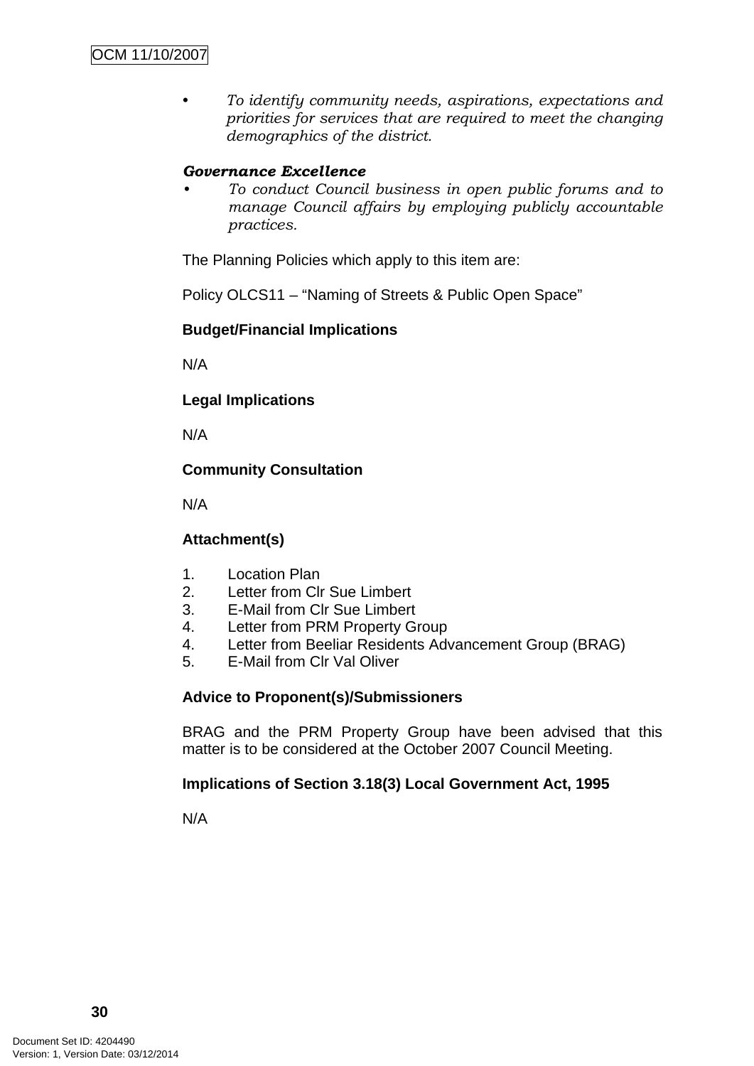- *To identify community needs, aspirations, expectations and priorities for services that are required to meet the changing demographics of the district.*

***Governance Excellence***

- *To conduct Council business in open public forums and to manage Council affairs by employing publicly accountable practices.*

The Planning Policies which apply to this item are:

Policy OLCS11 – "Naming of Streets & Public Open Space"

**Budget/Financial Implications**

N/A

**Legal Implications**

N/A

**Community Consultation**

N/A

**Attachment(s)**

1. Location Plan
2. Letter from Clr Sue Limbert
3. E-Mail from Clr Sue Limbert
4. Letter from PRM Property Group
4. Letter from Beeliar Residents Advancement Group (BRAG)
5. E-Mail from Clr Val Oliver

**Advice to Proponent(s)/Submissioners**

BRAG and the PRM Property Group have been advised that this matter is to be considered at the October 2007 Council Meeting.

**Implications of Section 3.18(3) Local Government Act, 1995**

N/A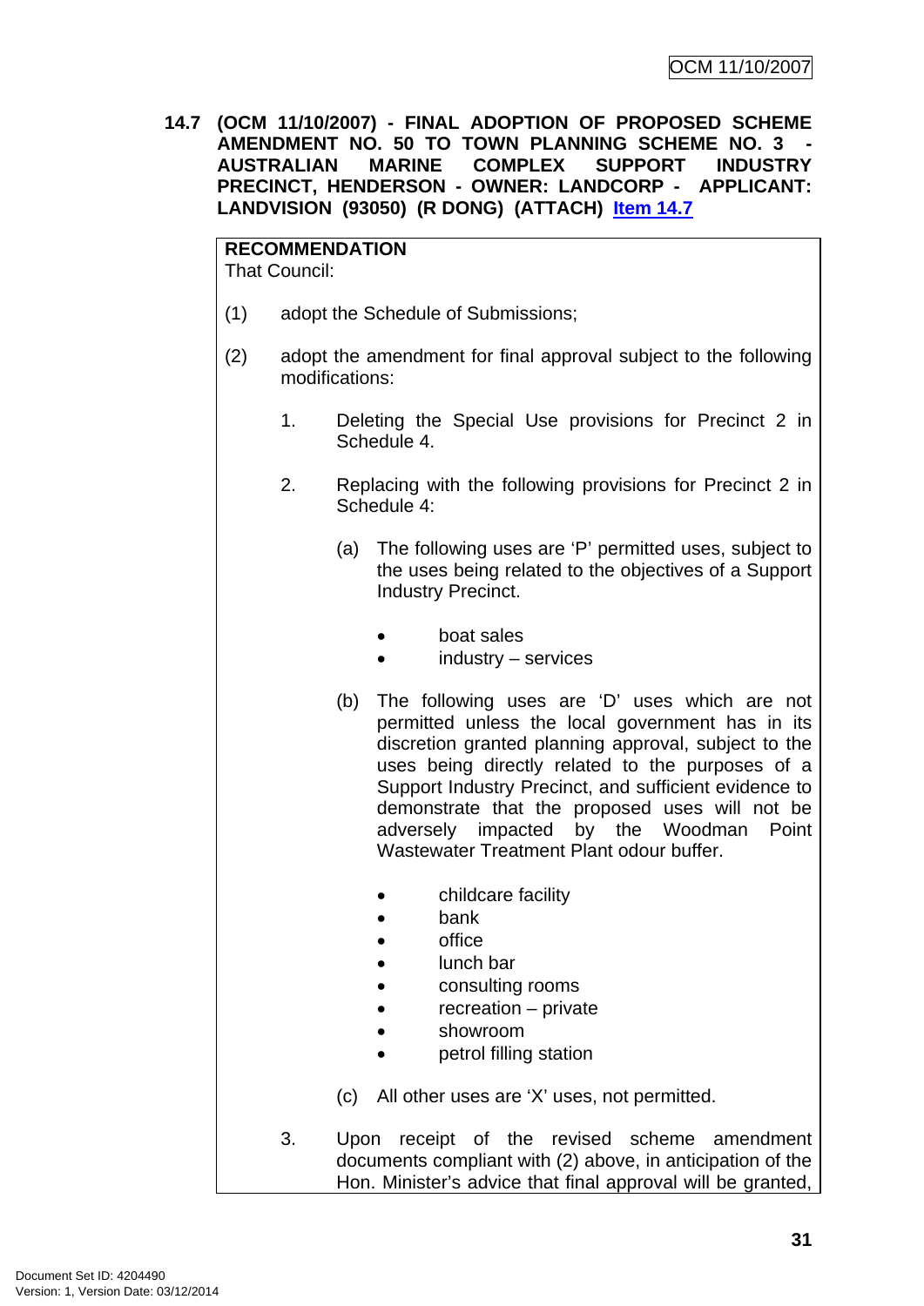**14.7 (OCM 11/10/2007) - FINAL ADOPTION OF PROPOSED SCHEME AMENDMENT NO. 50 TO TOWN PLANNING SCHEME NO. 3 - AUSTRALIAN MARINE COMPLEX SUPPORT INDUSTRY PRECINCT, HENDERSON - OWNER: LANDCORP - APPLICANT: LANDVISION (93050) (R DONG) (ATTACH) Item 14.7**

**RECOMMENDATION**
That Council:

(1) adopt the Schedule of Submissions;

(2) adopt the amendment for final approval subject to the following modifications:

1. Deleting the Special Use provisions for Precinct 2 in Schedule 4.

2. Replacing with the following provisions for Precinct 2 in Schedule 4:

   (a) The following uses are 'P' permitted uses, subject to the uses being related to the objectives of a Support Industry Precinct.

   - boat sales
   - industry – services

   (b) The following uses are 'D' uses which are not permitted unless the local government has in its discretion granted planning approval, subject to the uses being directly related to the purposes of a Support Industry Precinct, and sufficient evidence to demonstrate that the proposed uses will not be adversely impacted by the Woodman Point Wastewater Treatment Plant odour buffer.

   - childcare facility
   - bank
   - office
   - lunch bar
   - consulting rooms
   - recreation – private
   - showroom
   - petrol filling station

   (c) All other uses are 'X' uses, not permitted.

3. Upon receipt of the revised scheme amendment documents compliant with (2) above, in anticipation of the Hon. Minister's advice that final approval will be granted,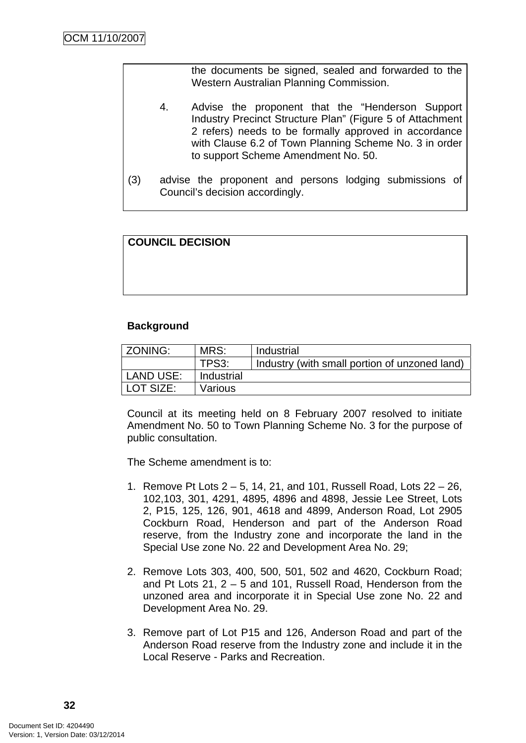the documents be signed, sealed and forwarded to the Western Australian Planning Commission.

4. Advise the proponent that the "Henderson Support Industry Precinct Structure Plan" (Figure 5 of Attachment 2 refers) needs to be formally approved in accordance with Clause 6.2 of Town Planning Scheme No. 3 in order to support Scheme Amendment No. 50.

(3) advise the proponent and persons lodging submissions of Council's decision accordingly.

**COUNCIL DECISION**

### Background

| ZONING: | MRS: | Industrial |
|---|---|---|
| | TPS3: | Industry (with small portion of unzoned land) |
| LAND USE: | Industrial | |
| LOT SIZE: | Various | |

Council at its meeting held on 8 February 2007 resolved to initiate Amendment No. 50 to Town Planning Scheme No. 3 for the purpose of public consultation.

The Scheme amendment is to:

1. Remove Pt Lots 2 – 5, 14, 21, and 101, Russell Road, Lots 22 – 26, 102,103, 301, 4291, 4895, 4896 and 4898, Jessie Lee Street, Lots 2, P15, 125, 126, 901, 4618 and 4899, Anderson Road, Lot 2905 Cockburn Road, Henderson and part of the Anderson Road reserve, from the Industry zone and incorporate the land in the Special Use zone No. 22 and Development Area No. 29;

2. Remove Lots 303, 400, 500, 501, 502 and 4620, Cockburn Road; and Pt Lots 21, 2 – 5 and 101, Russell Road, Henderson from the unzoned area and incorporate it in Special Use zone No. 22 and Development Area No. 29.

3. Remove part of Lot P15 and 126, Anderson Road and part of the Anderson Road reserve from the Industry zone and include it in the Local Reserve - Parks and Recreation.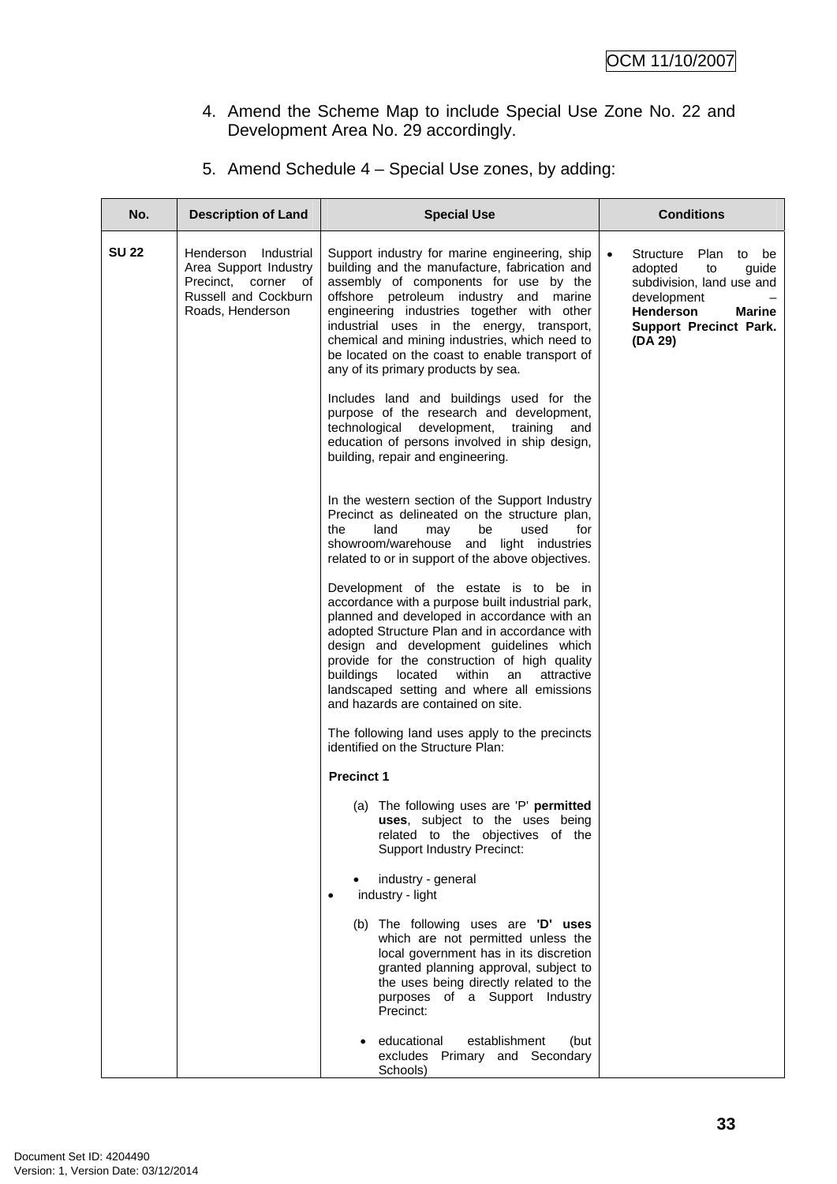4. Amend the Scheme Map to include Special Use Zone No. 22 and Development Area No. 29 accordingly.

5. Amend Schedule 4 – Special Use zones, by adding:

| No. | Description of Land | Special Use | Conditions |
|---|---|---|---|
| **SU 22** | Henderson Industrial Area Support Industry Precinct, corner of Russell and Cockburn Roads, Henderson | Support industry for marine engineering, ship building and the manufacture, fabrication and assembly of components for use by the offshore petroleum industry and marine engineering industries together with other industrial uses in the energy, transport, chemical and mining industries, which need to be located on the coast to enable transport of any of its primary products by sea.<br><br>Includes land and buildings used for the purpose of the research and development, technological development, training and education of persons involved in ship design, building, repair and engineering.<br><br>In the western section of the Support Industry Precinct as delineated on the structure plan, the land may be used for showroom/warehouse and light industries related to or in support of the above objectives.<br><br>Development of the estate is to be in accordance with a purpose built industrial park, planned and developed in accordance with an adopted Structure Plan and in accordance with design and development guidelines which provide for the construction of high quality buildings located within an attractive landscaped setting and where all emissions and hazards are contained on site.<br><br>The following land uses apply to the precincts identified on the Structure Plan:<br><br>**Precinct 1**<br><br>(a) The following uses are 'P' **permitted uses**, subject to the uses being related to the objectives of the Support Industry Precinct:<br><br>• industry - general<br>• industry - light<br><br>(b) The following uses are **'D' uses** which are not permitted unless the local government has in its discretion granted planning approval, subject to the uses being directly related to the purposes of a Support Industry Precinct:<br><br>• educational establishment (but excludes Primary and Secondary Schools) | • Structure Plan to be adopted to guide subdivision, land use and development – **Henderson Marine Support Precinct Park. (DA 29)** |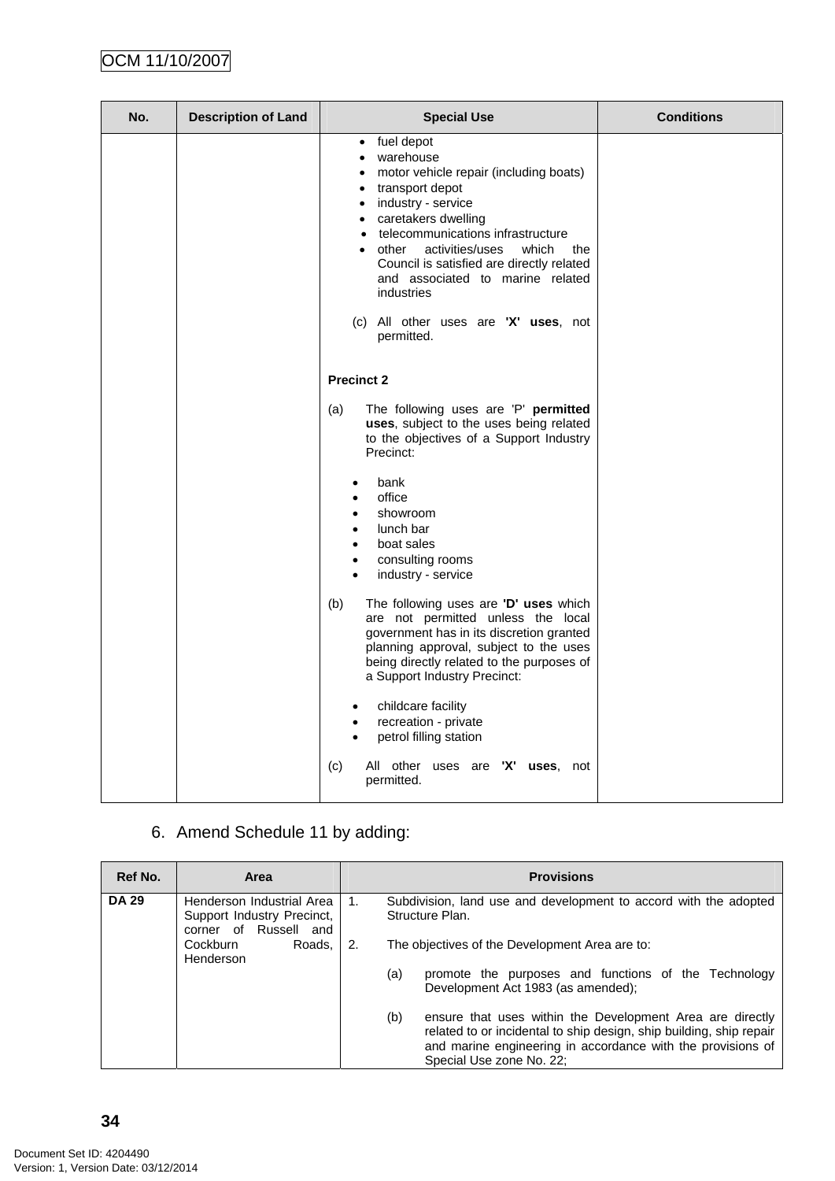| No. | Description of Land | Special Use | Conditions |
|---|---|---|---|
| | | • fuel depot<br>• warehouse<br>• motor vehicle repair (including boats)<br>• transport depot<br>• industry - service<br>• caretakers dwelling<br>• telecommunications infrastructure<br>• other activities/uses which the Council is satisfied are directly related and associated to marine related industries<br><br>(c) All other uses are **'X' uses**, not permitted.<br><br>**Precinct 2**<br><br>(a) The following uses are 'P' **permitted uses**, subject to the uses being related to the objectives of a Support Industry Precinct:<br><br>• bank<br>• office<br>• showroom<br>• lunch bar<br>• boat sales<br>• consulting rooms<br>• industry - service<br><br>(b) The following uses are **'D' uses** which are not permitted unless the local government has in its discretion granted planning approval, subject to the uses being directly related to the purposes of a Support Industry Precinct:<br><br>• childcare facility<br>• recreation - private<br>• petrol filling station<br><br>(c) All other uses are **'X' uses**, not permitted. | |

6. Amend Schedule 11 by adding:

| Ref No. | Area | Provisions |
|---|---|---|
| **DA 29** | Henderson Industrial Area Support Industry Precinct, corner of Russell and Cockburn Roads, Henderson | 1. Subdivision, land use and development to accord with the adopted Structure Plan.<br><br>2. The objectives of the Development Area are to:<br><br>(a) promote the purposes and functions of the Technology Development Act 1983 (as amended);<br><br>(b) ensure that uses within the Development Area are directly related to or incidental to ship design, ship building, ship repair and marine engineering in accordance with the provisions of Special Use zone No. 22; |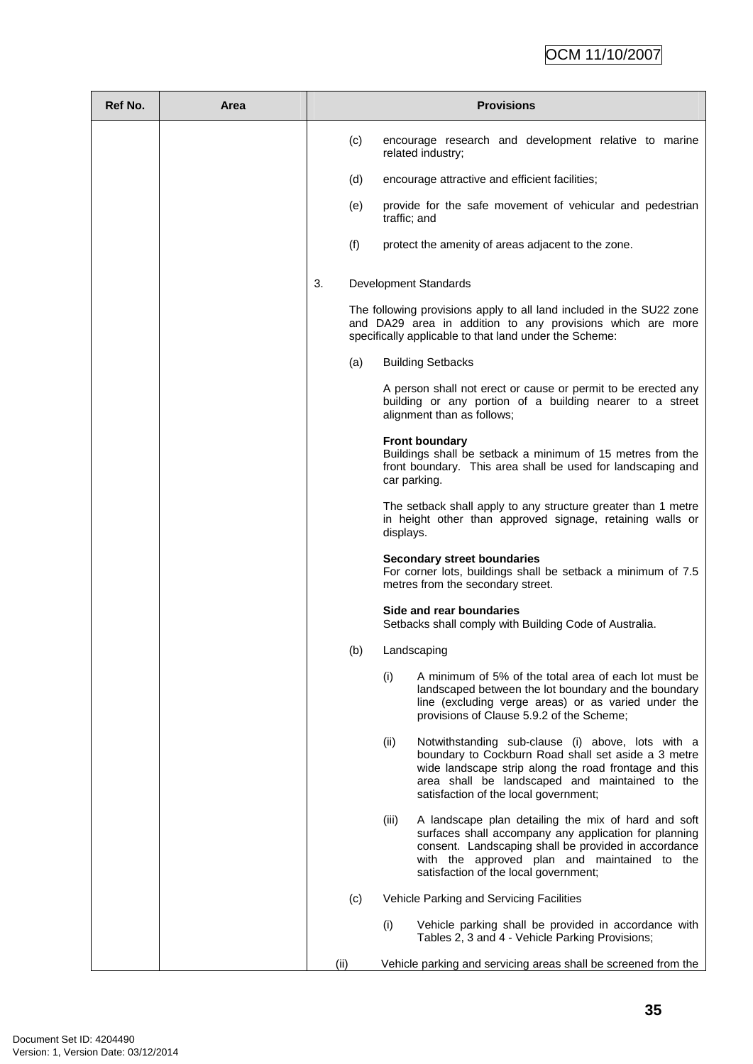| Ref No. | Area | Provisions |
|---|---|---|
| | | (c) encourage research and development relative to marine related industry;<br><br>(d) encourage attractive and efficient facilities;<br><br>(e) provide for the safe movement of vehicular and pedestrian traffic; and<br><br>(f) protect the amenity of areas adjacent to the zone.<br><br>3. Development Standards<br><br>The following provisions apply to all land included in the SU22 zone and DA29 area in addition to any provisions which are more specifically applicable to that land under the Scheme:<br><br>(a) Building Setbacks<br><br>A person shall not erect or cause or permit to be erected any building or any portion of a building nearer to a street alignment than as follows;<br><br>**Front boundary**<br>Buildings shall be setback a minimum of 15 metres from the front boundary. This area shall be used for landscaping and car parking.<br><br>The setback shall apply to any structure greater than 1 metre in height other than approved signage, retaining walls or displays.<br><br>**Secondary street boundaries**<br>For corner lots, buildings shall be setback a minimum of 7.5 metres from the secondary street.<br><br>**Side and rear boundaries**<br>Setbacks shall comply with Building Code of Australia.<br><br>(b) Landscaping<br><br>(i) A minimum of 5% of the total area of each lot must be landscaped between the lot boundary and the boundary line (excluding verge areas) or as varied under the provisions of Clause 5.9.2 of the Scheme;<br><br>(ii) Notwithstanding sub-clause (i) above, lots with a boundary to Cockburn Road shall set aside a 3 metre wide landscape strip along the road frontage and this area shall be landscaped and maintained to the satisfaction of the local government;<br><br>(iii) A landscape plan detailing the mix of hard and soft surfaces shall accompany any application for planning consent. Landscaping shall be provided in accordance with the approved plan and maintained to the satisfaction of the local government;<br><br>(c) Vehicle Parking and Servicing Facilities<br><br>(i) Vehicle parking shall be provided in accordance with Tables 2, 3 and 4 - Vehicle Parking Provisions;<br><br>(ii) Vehicle parking and servicing areas shall be screened from the |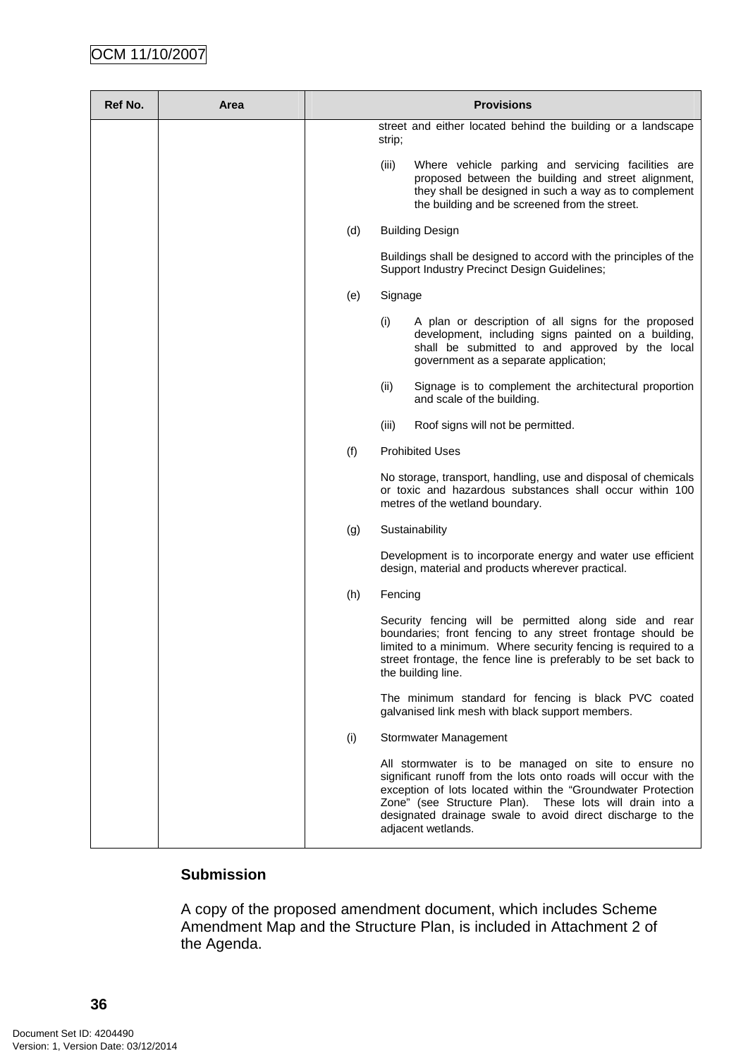| Ref No. | Area | Provisions |
|---|---|---|
| | | street and either located behind the building or a landscape strip;<br><br>(iii) Where vehicle parking and servicing facilities are proposed between the building and street alignment, they shall be designed in such a way as to complement the building and be screened from the street.<br><br>(d) Building Design<br><br>Buildings shall be designed to accord with the principles of the Support Industry Precinct Design Guidelines;<br><br>(e) Signage<br><br>(i) A plan or description of all signs for the proposed development, including signs painted on a building, shall be submitted to and approved by the local government as a separate application;<br><br>(ii) Signage is to complement the architectural proportion and scale of the building.<br><br>(iii) Roof signs will not be permitted.<br><br>(f) Prohibited Uses<br><br>No storage, transport, handling, use and disposal of chemicals or toxic and hazardous substances shall occur within 100 metres of the wetland boundary.<br><br>(g) Sustainability<br><br>Development is to incorporate energy and water use efficient design, material and products wherever practical.<br><br>(h) Fencing<br><br>Security fencing will be permitted along side and rear boundaries; front fencing to any street frontage should be limited to a minimum. Where security fencing is required to a street frontage, the fence line is preferably to be set back to the building line.<br><br>The minimum standard for fencing is black PVC coated galvanised link mesh with black support members.<br><br>(i) Stormwater Management<br><br>All stormwater is to be managed on site to ensure no significant runoff from the lots onto roads will occur with the exception of lots located within the "Groundwater Protection Zone" (see Structure Plan). These lots will drain into a designated drainage swale to avoid direct discharge to the adjacent wetlands. |

### Submission

A copy of the proposed amendment document, which includes Scheme Amendment Map and the Structure Plan, is included in Attachment 2 of the Agenda.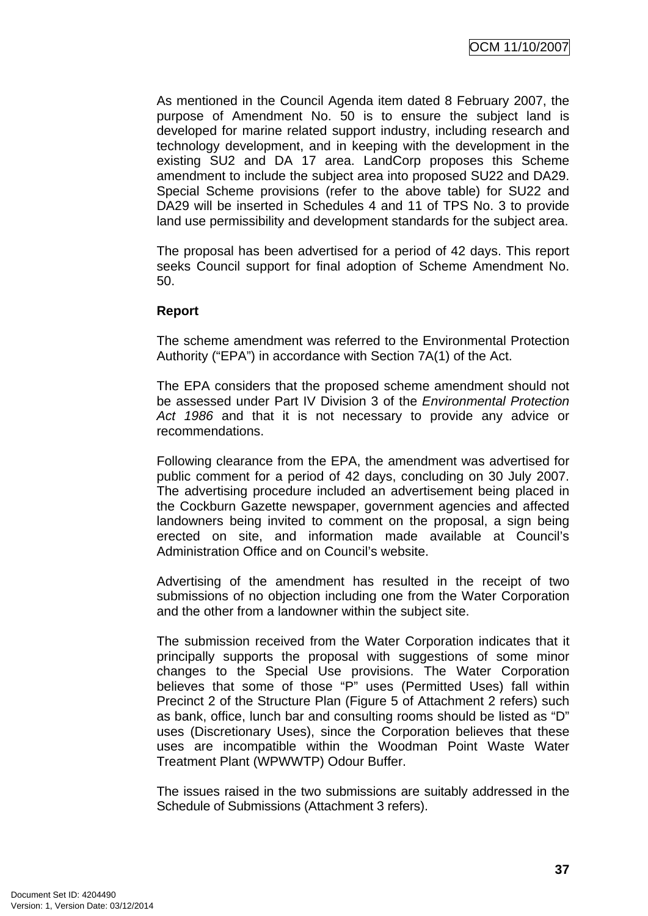As mentioned in the Council Agenda item dated 8 February 2007, the purpose of Amendment No. 50 is to ensure the subject land is developed for marine related support industry, including research and technology development, and in keeping with the development in the existing SU2 and DA 17 area. LandCorp proposes this Scheme amendment to include the subject area into proposed SU22 and DA29. Special Scheme provisions (refer to the above table) for SU22 and DA29 will be inserted in Schedules 4 and 11 of TPS No. 3 to provide land use permissibility and development standards for the subject area.

The proposal has been advertised for a period of 42 days. This report seeks Council support for final adoption of Scheme Amendment No. 50.

**Report**

The scheme amendment was referred to the Environmental Protection Authority ("EPA") in accordance with Section 7A(1) of the Act.

The EPA considers that the proposed scheme amendment should not be assessed under Part IV Division 3 of the *Environmental Protection Act 1986* and that it is not necessary to provide any advice or recommendations.

Following clearance from the EPA, the amendment was advertised for public comment for a period of 42 days, concluding on 30 July 2007. The advertising procedure included an advertisement being placed in the Cockburn Gazette newspaper, government agencies and affected landowners being invited to comment on the proposal, a sign being erected on site, and information made available at Council's Administration Office and on Council's website.

Advertising of the amendment has resulted in the receipt of two submissions of no objection including one from the Water Corporation and the other from a landowner within the subject site.

The submission received from the Water Corporation indicates that it principally supports the proposal with suggestions of some minor changes to the Special Use provisions. The Water Corporation believes that some of those "P" uses (Permitted Uses) fall within Precinct 2 of the Structure Plan (Figure 5 of Attachment 2 refers) such as bank, office, lunch bar and consulting rooms should be listed as "D" uses (Discretionary Uses), since the Corporation believes that these uses are incompatible within the Woodman Point Waste Water Treatment Plant (WPWWTP) Odour Buffer.

The issues raised in the two submissions are suitably addressed in the Schedule of Submissions (Attachment 3 refers).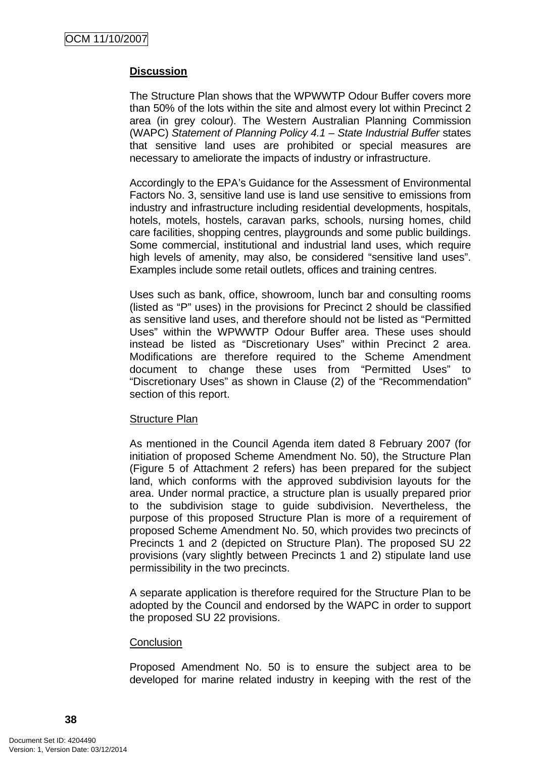**Discussion**

The Structure Plan shows that the WPWWTP Odour Buffer covers more than 50% of the lots within the site and almost every lot within Precinct 2 area (in grey colour). The Western Australian Planning Commission (WAPC) *Statement of Planning Policy 4.1 – State Industrial Buffer* states that sensitive land uses are prohibited or special measures are necessary to ameliorate the impacts of industry or infrastructure.

Accordingly to the EPA's Guidance for the Assessment of Environmental Factors No. 3, sensitive land use is land use sensitive to emissions from industry and infrastructure including residential developments, hospitals, hotels, motels, hostels, caravan parks, schools, nursing homes, child care facilities, shopping centres, playgrounds and some public buildings. Some commercial, institutional and industrial land uses, which require high levels of amenity, may also, be considered "sensitive land uses". Examples include some retail outlets, offices and training centres.

Uses such as bank, office, showroom, lunch bar and consulting rooms (listed as "P" uses) in the provisions for Precinct 2 should be classified as sensitive land uses, and therefore should not be listed as "Permitted Uses" within the WPWWTP Odour Buffer area. These uses should instead be listed as "Discretionary Uses" within Precinct 2 area. Modifications are therefore required to the Scheme Amendment document to change these uses from "Permitted Uses" to "Discretionary Uses" as shown in Clause (2) of the "Recommendation" section of this report.

Structure Plan

As mentioned in the Council Agenda item dated 8 February 2007 (for initiation of proposed Scheme Amendment No. 50), the Structure Plan (Figure 5 of Attachment 2 refers) has been prepared for the subject land, which conforms with the approved subdivision layouts for the area. Under normal practice, a structure plan is usually prepared prior to the subdivision stage to guide subdivision. Nevertheless, the purpose of this proposed Structure Plan is more of a requirement of proposed Scheme Amendment No. 50, which provides two precincts of Precincts 1 and 2 (depicted on Structure Plan). The proposed SU 22 provisions (vary slightly between Precincts 1 and 2) stipulate land use permissibility in the two precincts.

A separate application is therefore required for the Structure Plan to be adopted by the Council and endorsed by the WAPC in order to support the proposed SU 22 provisions.

Conclusion

Proposed Amendment No. 50 is to ensure the subject area to be developed for marine related industry in keeping with the rest of the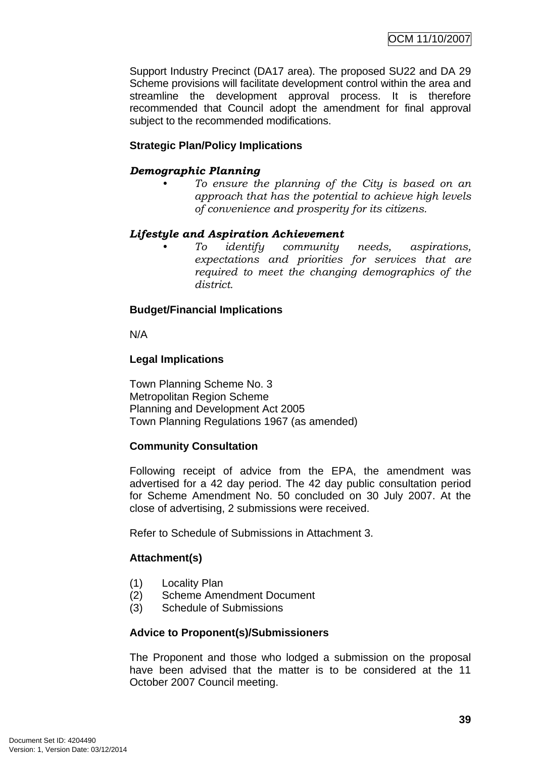Support Industry Precinct (DA17 area). The proposed SU22 and DA 29 Scheme provisions will facilitate development control within the area and streamline the development approval process. It is therefore recommended that Council adopt the amendment for final approval subject to the recommended modifications.

**Strategic Plan/Policy Implications**

***Demographic Planning***

- *To ensure the planning of the City is based on an approach that has the potential to achieve high levels of convenience and prosperity for its citizens.*

***Lifestyle and Aspiration Achievement***

- *To identify community needs, aspirations, expectations and priorities for services that are required to meet the changing demographics of the district.*

**Budget/Financial Implications**

N/A

**Legal Implications**

Town Planning Scheme No. 3
Metropolitan Region Scheme
Planning and Development Act 2005
Town Planning Regulations 1967 (as amended)

**Community Consultation**

Following receipt of advice from the EPA, the amendment was advertised for a 42 day period. The 42 day public consultation period for Scheme Amendment No. 50 concluded on 30 July 2007. At the close of advertising, 2 submissions were received.

Refer to Schedule of Submissions in Attachment 3.

**Attachment(s)**

(1) Locality Plan
(2) Scheme Amendment Document
(3) Schedule of Submissions

**Advice to Proponent(s)/Submissioners**

The Proponent and those who lodged a submission on the proposal have been advised that the matter is to be considered at the 11 October 2007 Council meeting.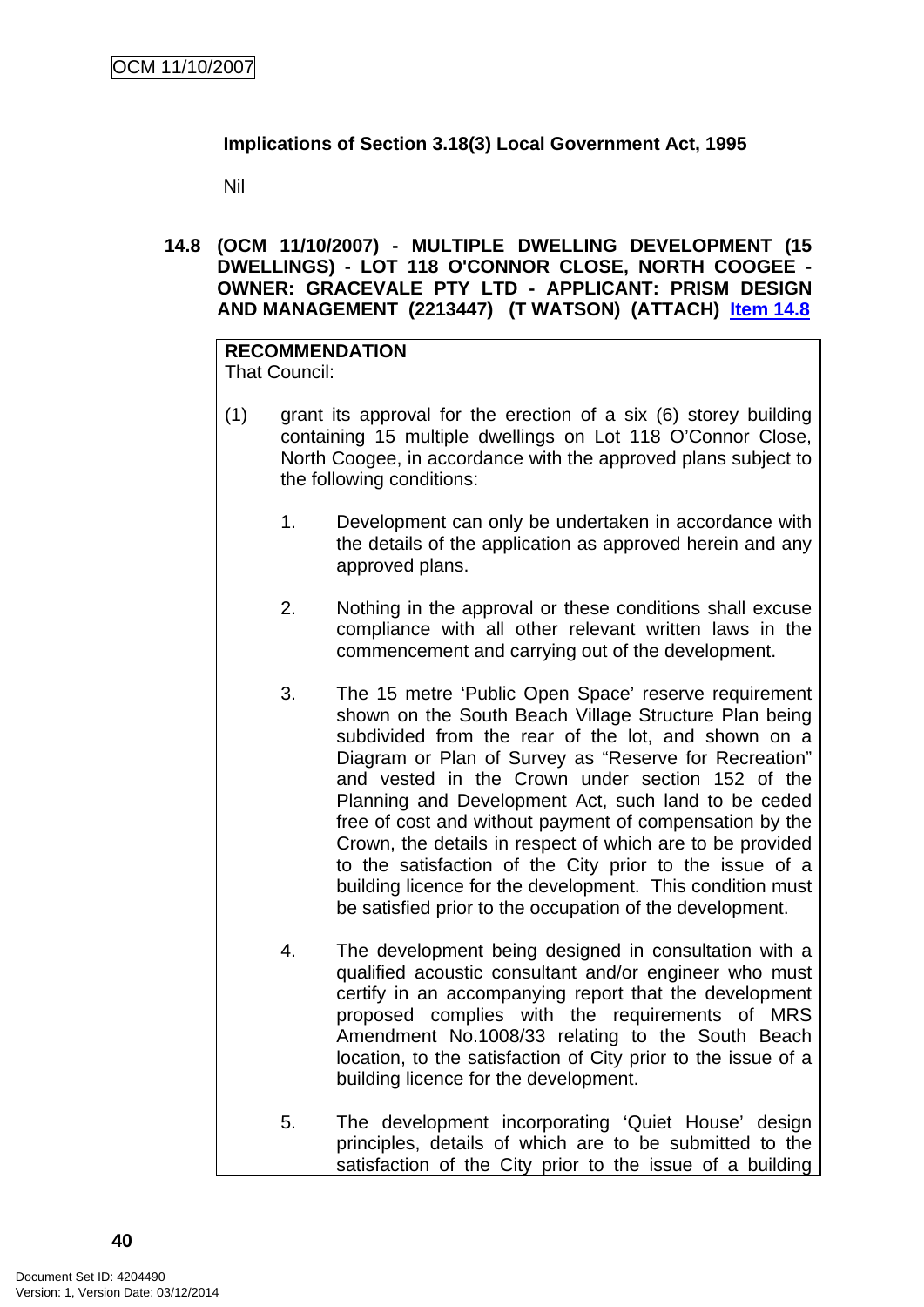**Implications of Section 3.18(3) Local Government Act, 1995**

Nil

### 14.8 (OCM 11/10/2007) - MULTIPLE DWELLING DEVELOPMENT (15 DWELLINGS) - LOT 118 O'CONNOR CLOSE, NORTH COOGEE - OWNER: GRACEVALE PTY LTD - APPLICANT: PRISM DESIGN AND MANAGEMENT (2213447) (T WATSON) (ATTACH) Item 14.8

**RECOMMENDATION**
That Council:

(1) grant its approval for the erection of a six (6) storey building containing 15 multiple dwellings on Lot 118 O'Connor Close, North Coogee, in accordance with the approved plans subject to the following conditions:

1. Development can only be undertaken in accordance with the details of the application as approved herein and any approved plans.

2. Nothing in the approval or these conditions shall excuse compliance with all other relevant written laws in the commencement and carrying out of the development.

3. The 15 metre 'Public Open Space' reserve requirement shown on the South Beach Village Structure Plan being subdivided from the rear of the lot, and shown on a Diagram or Plan of Survey as "Reserve for Recreation" and vested in the Crown under section 152 of the Planning and Development Act, such land to be ceded free of cost and without payment of compensation by the Crown, the details in respect of which are to be provided to the satisfaction of the City prior to the issue of a building licence for the development. This condition must be satisfied prior to the occupation of the development.

4. The development being designed in consultation with a qualified acoustic consultant and/or engineer who must certify in an accompanying report that the development proposed complies with the requirements of MRS Amendment No.1008/33 relating to the South Beach location, to the satisfaction of City prior to the issue of a building licence for the development.

5. The development incorporating 'Quiet House' design principles, details of which are to be submitted to the satisfaction of the City prior to the issue of a building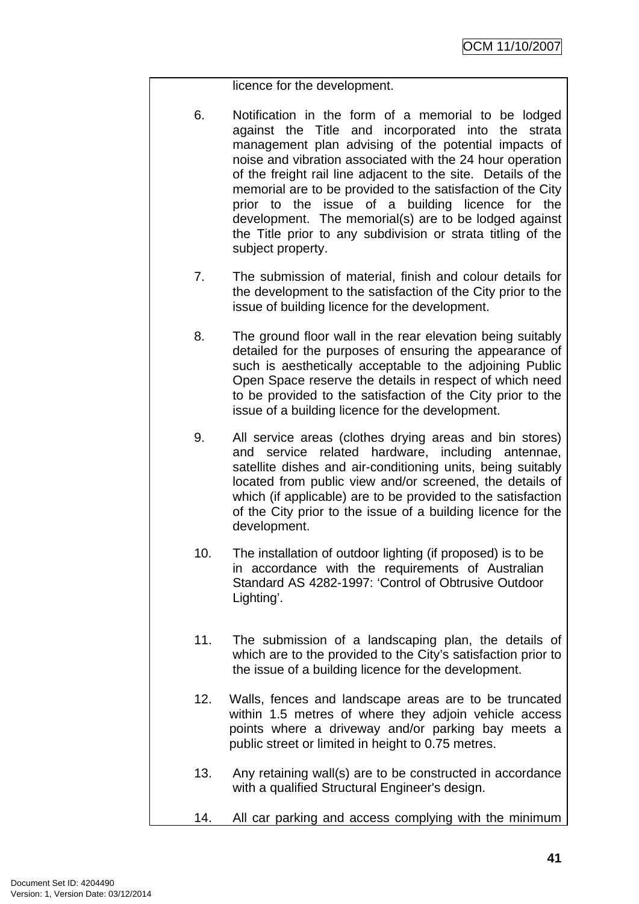licence for the development.

6. Notification in the form of a memorial to be lodged against the Title and incorporated into the strata management plan advising of the potential impacts of noise and vibration associated with the 24 hour operation of the freight rail line adjacent to the site. Details of the memorial are to be provided to the satisfaction of the City prior to the issue of a building licence for the development. The memorial(s) are to be lodged against the Title prior to any subdivision or strata titling of the subject property.

7. The submission of material, finish and colour details for the development to the satisfaction of the City prior to the issue of building licence for the development.

8. The ground floor wall in the rear elevation being suitably detailed for the purposes of ensuring the appearance of such is aesthetically acceptable to the adjoining Public Open Space reserve the details in respect of which need to be provided to the satisfaction of the City prior to the issue of a building licence for the development.

9. All service areas (clothes drying areas and bin stores) and service related hardware, including antennae, satellite dishes and air-conditioning units, being suitably located from public view and/or screened, the details of which (if applicable) are to be provided to the satisfaction of the City prior to the issue of a building licence for the development.

10. The installation of outdoor lighting (if proposed) is to be in accordance with the requirements of Australian Standard AS 4282-1997: 'Control of Obtrusive Outdoor Lighting'.

11. The submission of a landscaping plan, the details of which are to the provided to the City's satisfaction prior to the issue of a building licence for the development.

12. Walls, fences and landscape areas are to be truncated within 1.5 metres of where they adjoin vehicle access points where a driveway and/or parking bay meets a public street or limited in height to 0.75 metres.

13. Any retaining wall(s) are to be constructed in accordance with a qualified Structural Engineer's design.

14. All car parking and access complying with the minimum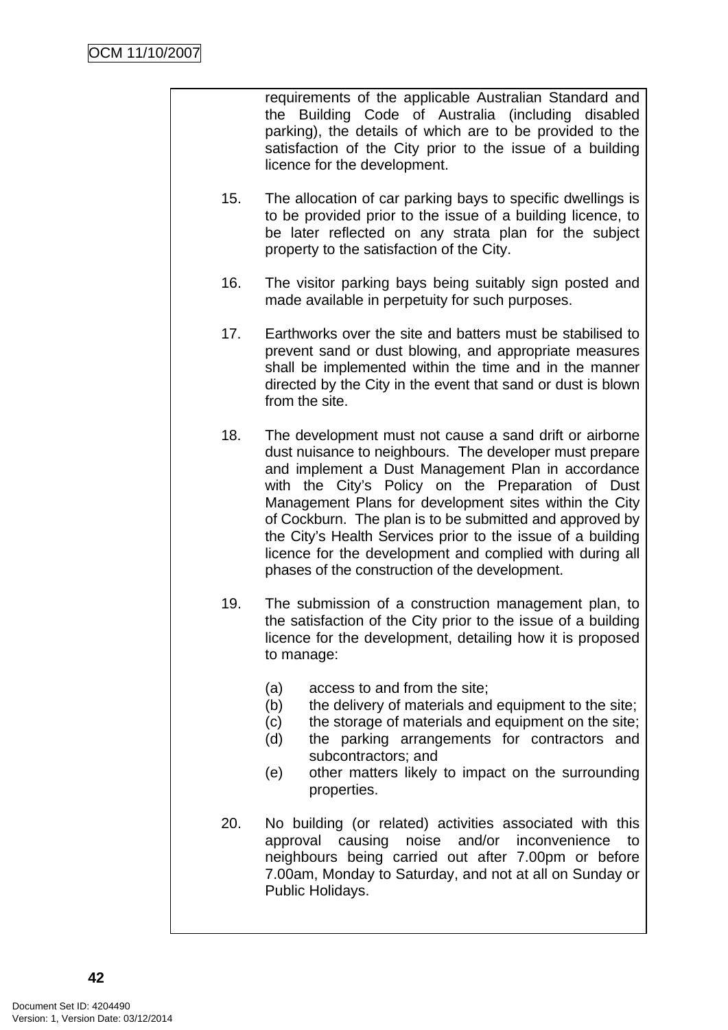requirements of the applicable Australian Standard and the Building Code of Australia (including disabled parking), the details of which are to be provided to the satisfaction of the City prior to the issue of a building licence for the development.

15. The allocation of car parking bays to specific dwellings is to be provided prior to the issue of a building licence, to be later reflected on any strata plan for the subject property to the satisfaction of the City.

16. The visitor parking bays being suitably sign posted and made available in perpetuity for such purposes.

17. Earthworks over the site and batters must be stabilised to prevent sand or dust blowing, and appropriate measures shall be implemented within the time and in the manner directed by the City in the event that sand or dust is blown from the site.

18. The development must not cause a sand drift or airborne dust nuisance to neighbours. The developer must prepare and implement a Dust Management Plan in accordance with the City's Policy on the Preparation of Dust Management Plans for development sites within the City of Cockburn. The plan is to be submitted and approved by the City's Health Services prior to the issue of a building licence for the development and complied with during all phases of the construction of the development.

19. The submission of a construction management plan, to the satisfaction of the City prior to the issue of a building licence for the development, detailing how it is proposed to manage:

    (a) access to and from the site;
    (b) the delivery of materials and equipment to the site;
    (c) the storage of materials and equipment on the site;
    (d) the parking arrangements for contractors and subcontractors; and
    (e) other matters likely to impact on the surrounding properties.

20. No building (or related) activities associated with this approval causing noise and/or inconvenience to neighbours being carried out after 7.00pm or before 7.00am, Monday to Saturday, and not at all on Sunday or Public Holidays.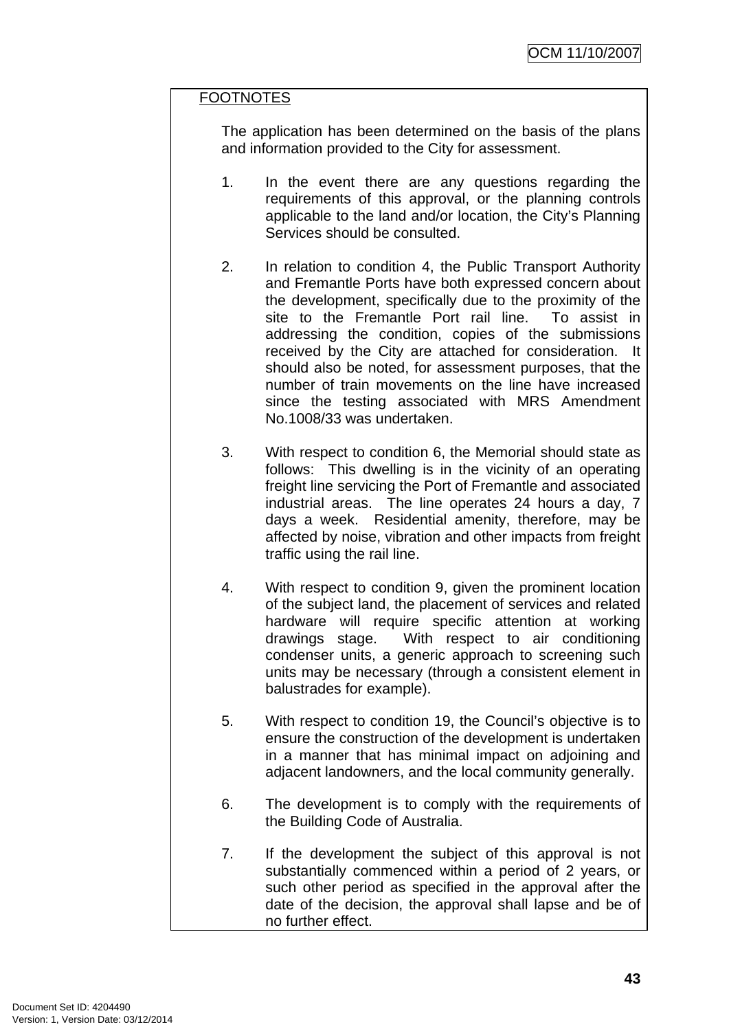FOOTNOTES

The application has been determined on the basis of the plans and information provided to the City for assessment.

1. In the event there are any questions regarding the requirements of this approval, or the planning controls applicable to the land and/or location, the City's Planning Services should be consulted.

2. In relation to condition 4, the Public Transport Authority and Fremantle Ports have both expressed concern about the development, specifically due to the proximity of the site to the Fremantle Port rail line. To assist in addressing the condition, copies of the submissions received by the City are attached for consideration. It should also be noted, for assessment purposes, that the number of train movements on the line have increased since the testing associated with MRS Amendment No.1008/33 was undertaken.

3. With respect to condition 6, the Memorial should state as follows: This dwelling is in the vicinity of an operating freight line servicing the Port of Fremantle and associated industrial areas. The line operates 24 hours a day, 7 days a week. Residential amenity, therefore, may be affected by noise, vibration and other impacts from freight traffic using the rail line.

4. With respect to condition 9, given the prominent location of the subject land, the placement of services and related hardware will require specific attention at working drawings stage. With respect to air conditioning condenser units, a generic approach to screening such units may be necessary (through a consistent element in balustrades for example).

5. With respect to condition 19, the Council's objective is to ensure the construction of the development is undertaken in a manner that has minimal impact on adjoining and adjacent landowners, and the local community generally.

6. The development is to comply with the requirements of the Building Code of Australia.

7. If the development the subject of this approval is not substantially commenced within a period of 2 years, or such other period as specified in the approval after the date of the decision, the approval shall lapse and be of no further effect.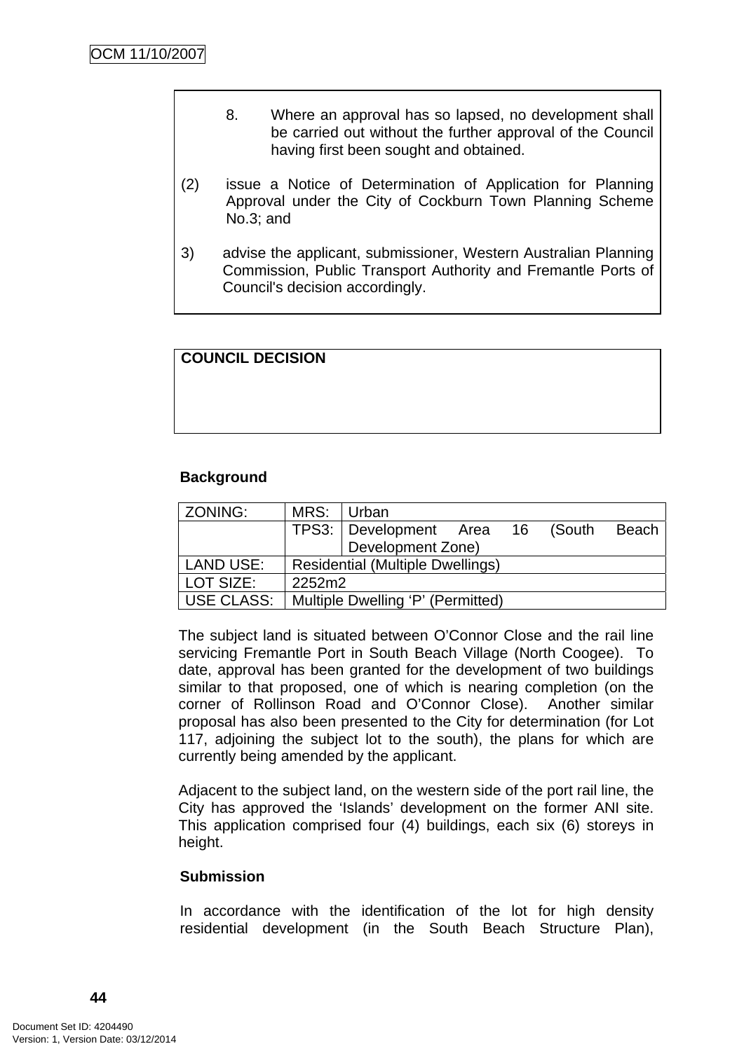8. Where an approval has so lapsed, no development shall be carried out without the further approval of the Council having first been sought and obtained.

(2) issue a Notice of Determination of Application for Planning Approval under the City of Cockburn Town Planning Scheme No.3; and

3) advise the applicant, submissioner, Western Australian Planning Commission, Public Transport Authority and Fremantle Ports of Council's decision accordingly.

**COUNCIL DECISION**

**Background**

| ZONING: | MRS: | Urban |
|---|---|---|
| | TPS3: | Development Area 16 (South Beach Development Zone) |
| LAND USE: | Residential (Multiple Dwellings) | |
| LOT SIZE: | 2252m2 | |
| USE CLASS: | Multiple Dwelling 'P' (Permitted) | |

The subject land is situated between O'Connor Close and the rail line servicing Fremantle Port in South Beach Village (North Coogee). To date, approval has been granted for the development of two buildings similar to that proposed, one of which is nearing completion (on the corner of Rollinson Road and O'Connor Close). Another similar proposal has also been presented to the City for determination (for Lot 117, adjoining the subject lot to the south), the plans for which are currently being amended by the applicant.

Adjacent to the subject land, on the western side of the port rail line, the City has approved the 'Islands' development on the former ANI site. This application comprised four (4) buildings, each six (6) storeys in height.

**Submission**

In accordance with the identification of the lot for high density residential development (in the South Beach Structure Plan),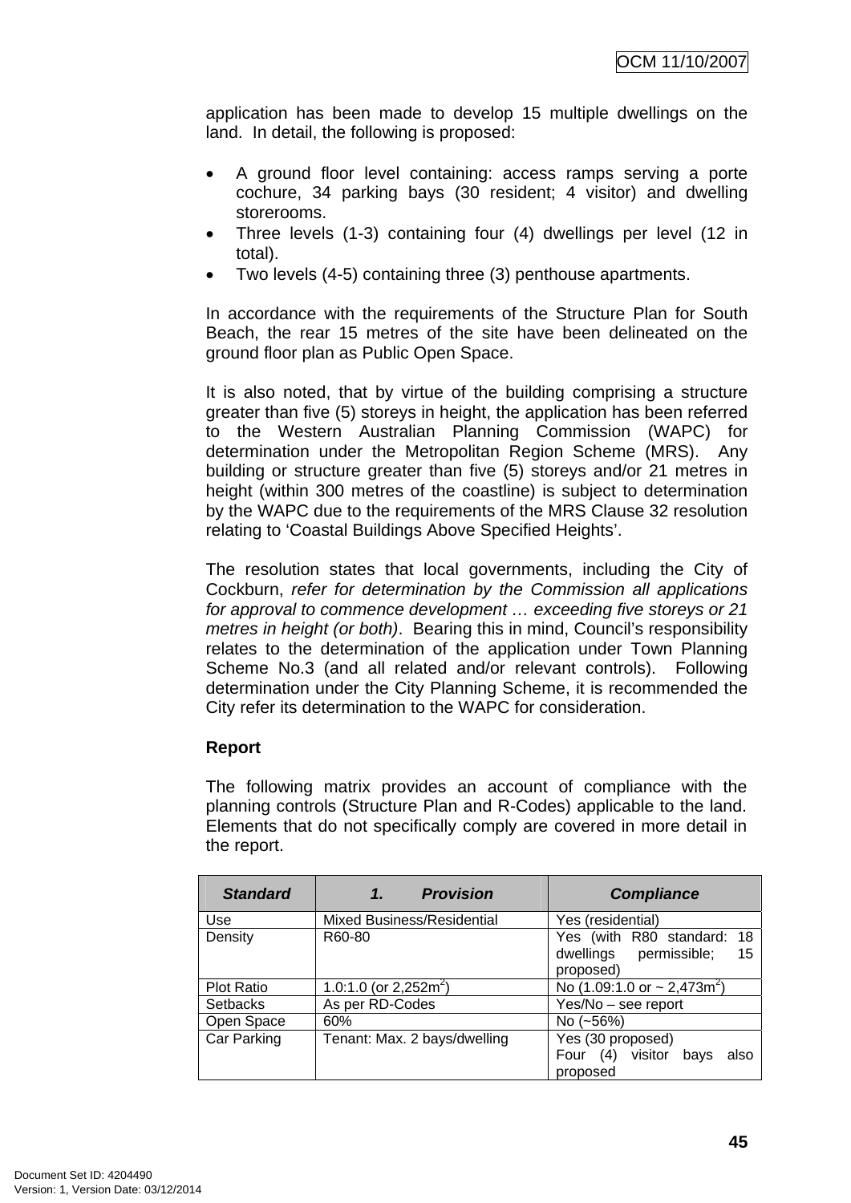application has been made to develop 15 multiple dwellings on the land. In detail, the following is proposed:

- A ground floor level containing: access ramps serving a porte cochure, 34 parking bays (30 resident; 4 visitor) and dwelling storerooms.
- Three levels (1-3) containing four (4) dwellings per level (12 in total).
- Two levels (4-5) containing three (3) penthouse apartments.

In accordance with the requirements of the Structure Plan for South Beach, the rear 15 metres of the site have been delineated on the ground floor plan as Public Open Space.

It is also noted, that by virtue of the building comprising a structure greater than five (5) storeys in height, the application has been referred to the Western Australian Planning Commission (WAPC) for determination under the Metropolitan Region Scheme (MRS). Any building or structure greater than five (5) storeys and/or 21 metres in height (within 300 metres of the coastline) is subject to determination by the WAPC due to the requirements of the MRS Clause 32 resolution relating to 'Coastal Buildings Above Specified Heights'.

The resolution states that local governments, including the City of Cockburn, *refer for determination by the Commission all applications for approval to commence development … exceeding five storeys or 21 metres in height (or both)*. Bearing this in mind, Council's responsibility relates to the determination of the application under Town Planning Scheme No.3 (and all related and/or relevant controls). Following determination under the City Planning Scheme, it is recommended the City refer its determination to the WAPC for consideration.

**Report**

The following matrix provides an account of compliance with the planning controls (Structure Plan and R-Codes) applicable to the land. Elements that do not specifically comply are covered in more detail in the report.

| *Standard* | *1. Provision* | *Compliance* |
|---|---|---|
| Use | Mixed Business/Residential | Yes (residential) |
| Density | R60-80 | Yes (with R80 standard: 18 dwellings permissible; 15 proposed) |
| Plot Ratio | 1.0:1.0 (or 2,252m$^2$) | No (1.09:1.0 or ~ 2,473m$^2$) |
| Setbacks | As per RD-Codes | Yes/No – see report |
| Open Space | 60% | No (~56%) |
| Car Parking | Tenant: Max. 2 bays/dwelling | Yes (30 proposed)<br>Four (4) visitor bays also proposed |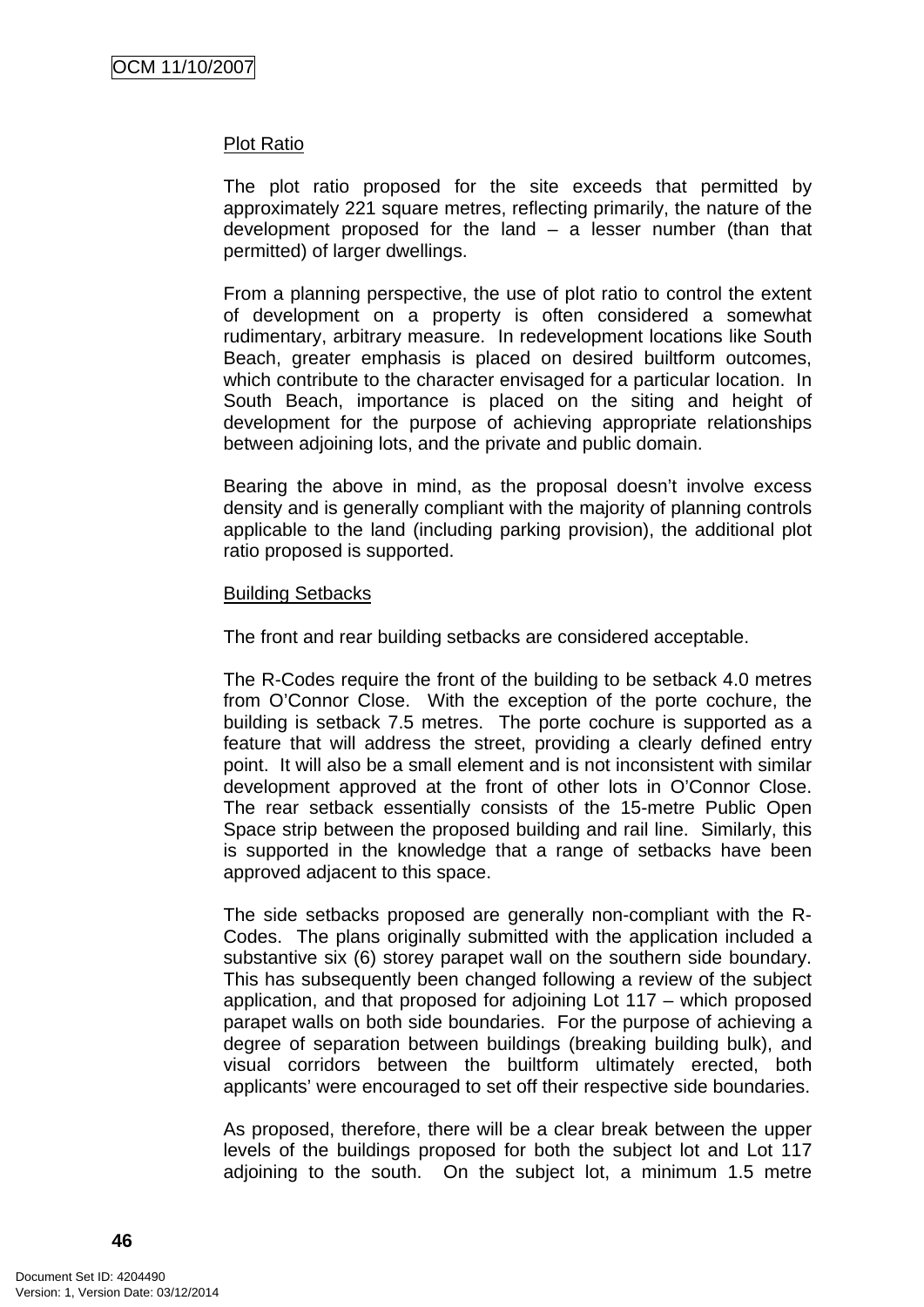Plot Ratio

The plot ratio proposed for the site exceeds that permitted by approximately 221 square metres, reflecting primarily, the nature of the development proposed for the land – a lesser number (than that permitted) of larger dwellings.

From a planning perspective, the use of plot ratio to control the extent of development on a property is often considered a somewhat rudimentary, arbitrary measure. In redevelopment locations like South Beach, greater emphasis is placed on desired builtform outcomes, which contribute to the character envisaged for a particular location. In South Beach, importance is placed on the siting and height of development for the purpose of achieving appropriate relationships between adjoining lots, and the private and public domain.

Bearing the above in mind, as the proposal doesn't involve excess density and is generally compliant with the majority of planning controls applicable to the land (including parking provision), the additional plot ratio proposed is supported.

Building Setbacks

The front and rear building setbacks are considered acceptable.

The R-Codes require the front of the building to be setback 4.0 metres from O'Connor Close. With the exception of the porte cochure, the building is setback 7.5 metres. The porte cochure is supported as a feature that will address the street, providing a clearly defined entry point. It will also be a small element and is not inconsistent with similar development approved at the front of other lots in O'Connor Close. The rear setback essentially consists of the 15-metre Public Open Space strip between the proposed building and rail line. Similarly, this is supported in the knowledge that a range of setbacks have been approved adjacent to this space.

The side setbacks proposed are generally non-compliant with the R-Codes. The plans originally submitted with the application included a substantive six (6) storey parapet wall on the southern side boundary. This has subsequently been changed following a review of the subject application, and that proposed for adjoining Lot 117 – which proposed parapet walls on both side boundaries. For the purpose of achieving a degree of separation between buildings (breaking building bulk), and visual corridors between the builtform ultimately erected, both applicants' were encouraged to set off their respective side boundaries.

As proposed, therefore, there will be a clear break between the upper levels of the buildings proposed for both the subject lot and Lot 117 adjoining to the south. On the subject lot, a minimum 1.5 metre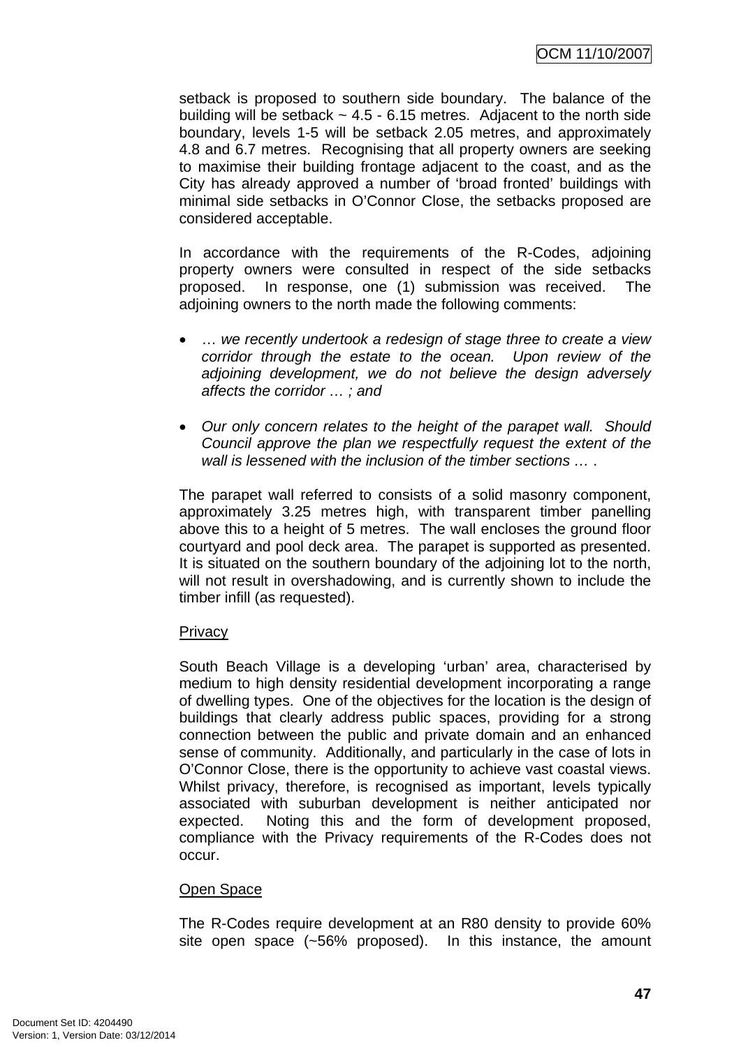setback is proposed to southern side boundary. The balance of the building will be setback ~ 4.5 - 6.15 metres. Adjacent to the north side boundary, levels 1-5 will be setback 2.05 metres, and approximately 4.8 and 6.7 metres. Recognising that all property owners are seeking to maximise their building frontage adjacent to the coast, and as the City has already approved a number of 'broad fronted' buildings with minimal side setbacks in O'Connor Close, the setbacks proposed are considered acceptable.

In accordance with the requirements of the R-Codes, adjoining property owners were consulted in respect of the side setbacks proposed. In response, one (1) submission was received. The adjoining owners to the north made the following comments:

- *… we recently undertook a redesign of stage three to create a view corridor through the estate to the ocean. Upon review of the adjoining development, we do not believe the design adversely affects the corridor … ; and*
- *Our only concern relates to the height of the parapet wall. Should Council approve the plan we respectfully request the extent of the wall is lessened with the inclusion of the timber sections … .*

The parapet wall referred to consists of a solid masonry component, approximately 3.25 metres high, with transparent timber panelling above this to a height of 5 metres. The wall encloses the ground floor courtyard and pool deck area. The parapet is supported as presented. It is situated on the southern boundary of the adjoining lot to the north, will not result in overshadowing, and is currently shown to include the timber infill (as requested).

Privacy

South Beach Village is a developing 'urban' area, characterised by medium to high density residential development incorporating a range of dwelling types. One of the objectives for the location is the design of buildings that clearly address public spaces, providing for a strong connection between the public and private domain and an enhanced sense of community. Additionally, and particularly in the case of lots in O'Connor Close, there is the opportunity to achieve vast coastal views. Whilst privacy, therefore, is recognised as important, levels typically associated with suburban development is neither anticipated nor expected. Noting this and the form of development proposed, compliance with the Privacy requirements of the R-Codes does not occur.

Open Space

The R-Codes require development at an R80 density to provide 60% site open space (~56% proposed). In this instance, the amount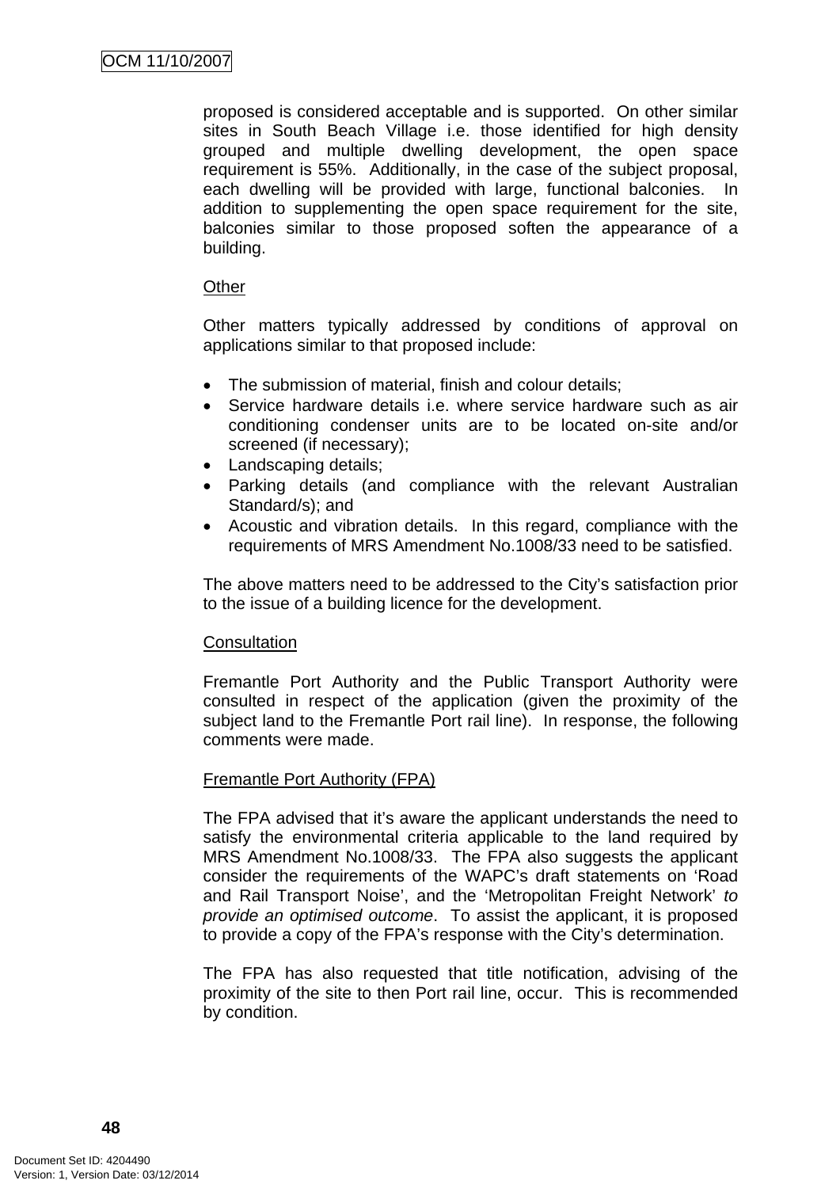proposed is considered acceptable and is supported. On other similar sites in South Beach Village i.e. those identified for high density grouped and multiple dwelling development, the open space requirement is 55%. Additionally, in the case of the subject proposal, each dwelling will be provided with large, functional balconies. In addition to supplementing the open space requirement for the site, balconies similar to those proposed soften the appearance of a building.

Other

Other matters typically addressed by conditions of approval on applications similar to that proposed include:

- The submission of material, finish and colour details;
- Service hardware details i.e. where service hardware such as air conditioning condenser units are to be located on-site and/or screened (if necessary);
- Landscaping details;
- Parking details (and compliance with the relevant Australian Standard/s); and
- Acoustic and vibration details. In this regard, compliance with the requirements of MRS Amendment No.1008/33 need to be satisfied.

The above matters need to be addressed to the City's satisfaction prior to the issue of a building licence for the development.

Consultation

Fremantle Port Authority and the Public Transport Authority were consulted in respect of the application (given the proximity of the subject land to the Fremantle Port rail line). In response, the following comments were made.

Fremantle Port Authority (FPA)

The FPA advised that it's aware the applicant understands the need to satisfy the environmental criteria applicable to the land required by MRS Amendment No.1008/33. The FPA also suggests the applicant consider the requirements of the WAPC's draft statements on 'Road and Rail Transport Noise', and the 'Metropolitan Freight Network' *to provide an optimised outcome*. To assist the applicant, it is proposed to provide a copy of the FPA's response with the City's determination.

The FPA has also requested that title notification, advising of the proximity of the site to then Port rail line, occur. This is recommended by condition.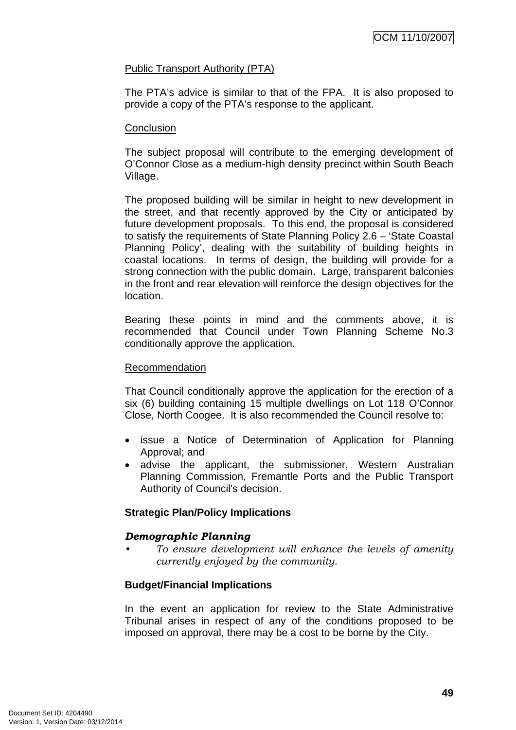Public Transport Authority (PTA)

The PTA's advice is similar to that of the FPA. It is also proposed to provide a copy of the PTA's response to the applicant.

Conclusion

The subject proposal will contribute to the emerging development of O'Connor Close as a medium-high density precinct within South Beach Village.

The proposed building will be similar in height to new development in the street, and that recently approved by the City or anticipated by future development proposals. To this end, the proposal is considered to satisfy the requirements of State Planning Policy 2.6 – 'State Coastal Planning Policy', dealing with the suitability of building heights in coastal locations. In terms of design, the building will provide for a strong connection with the public domain. Large, transparent balconies in the front and rear elevation will reinforce the design objectives for the location.

Bearing these points in mind and the comments above, it is recommended that Council under Town Planning Scheme No.3 conditionally approve the application.

Recommendation

That Council conditionally approve the application for the erection of a six (6) building containing 15 multiple dwellings on Lot 118 O'Connor Close, North Coogee. It is also recommended the Council resolve to:

- issue a Notice of Determination of Application for Planning Approval; and
- advise the applicant, the submissioner, Western Australian Planning Commission, Fremantle Ports and the Public Transport Authority of Council's decision.

**Strategic Plan/Policy Implications**

***Demographic Planning***

- *To ensure development will enhance the levels of amenity currently enjoyed by the community.*

**Budget/Financial Implications**

In the event an application for review to the State Administrative Tribunal arises in respect of any of the conditions proposed to be imposed on approval, there may be a cost to be borne by the City.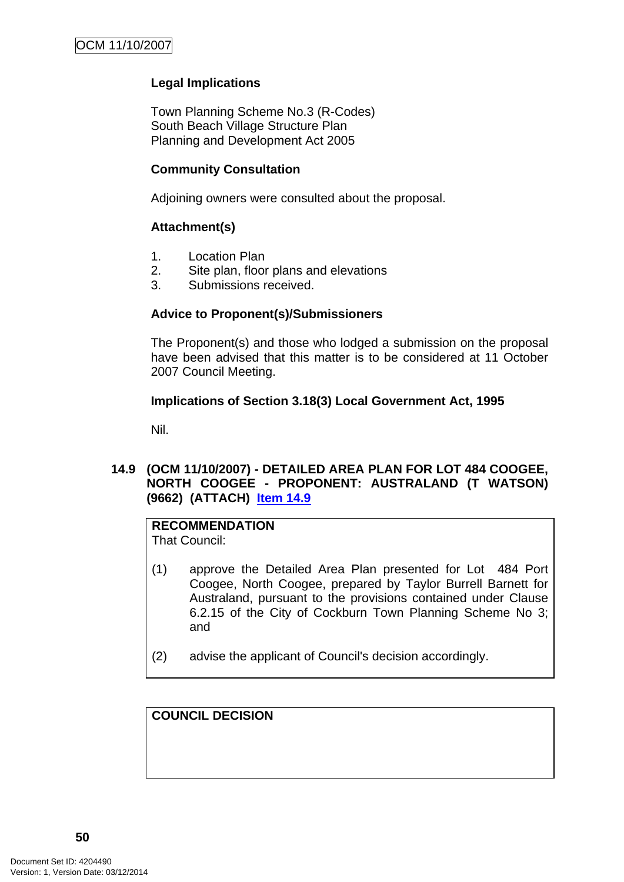**Legal Implications**

Town Planning Scheme No.3 (R-Codes)
South Beach Village Structure Plan
Planning and Development Act 2005

**Community Consultation**

Adjoining owners were consulted about the proposal.

**Attachment(s)**

1. Location Plan
2. Site plan, floor plans and elevations
3. Submissions received.

**Advice to Proponent(s)/Submissioners**

The Proponent(s) and those who lodged a submission on the proposal have been advised that this matter is to be considered at 11 October 2007 Council Meeting.

**Implications of Section 3.18(3) Local Government Act, 1995**

Nil.

### 14.9 (OCM 11/10/2007) - DETAILED AREA PLAN FOR LOT 484 COOGEE, NORTH COOGEE - PROPONENT: AUSTRALAND (T WATSON) (9662) (ATTACH) Item 14.9

**RECOMMENDATION**
That Council:

(1) approve the Detailed Area Plan presented for Lot 484 Port Coogee, North Coogee, prepared by Taylor Burrell Barnett for Australand, pursuant to the provisions contained under Clause 6.2.15 of the City of Cockburn Town Planning Scheme No 3; and

(2) advise the applicant of Council's decision accordingly.

**COUNCIL DECISION**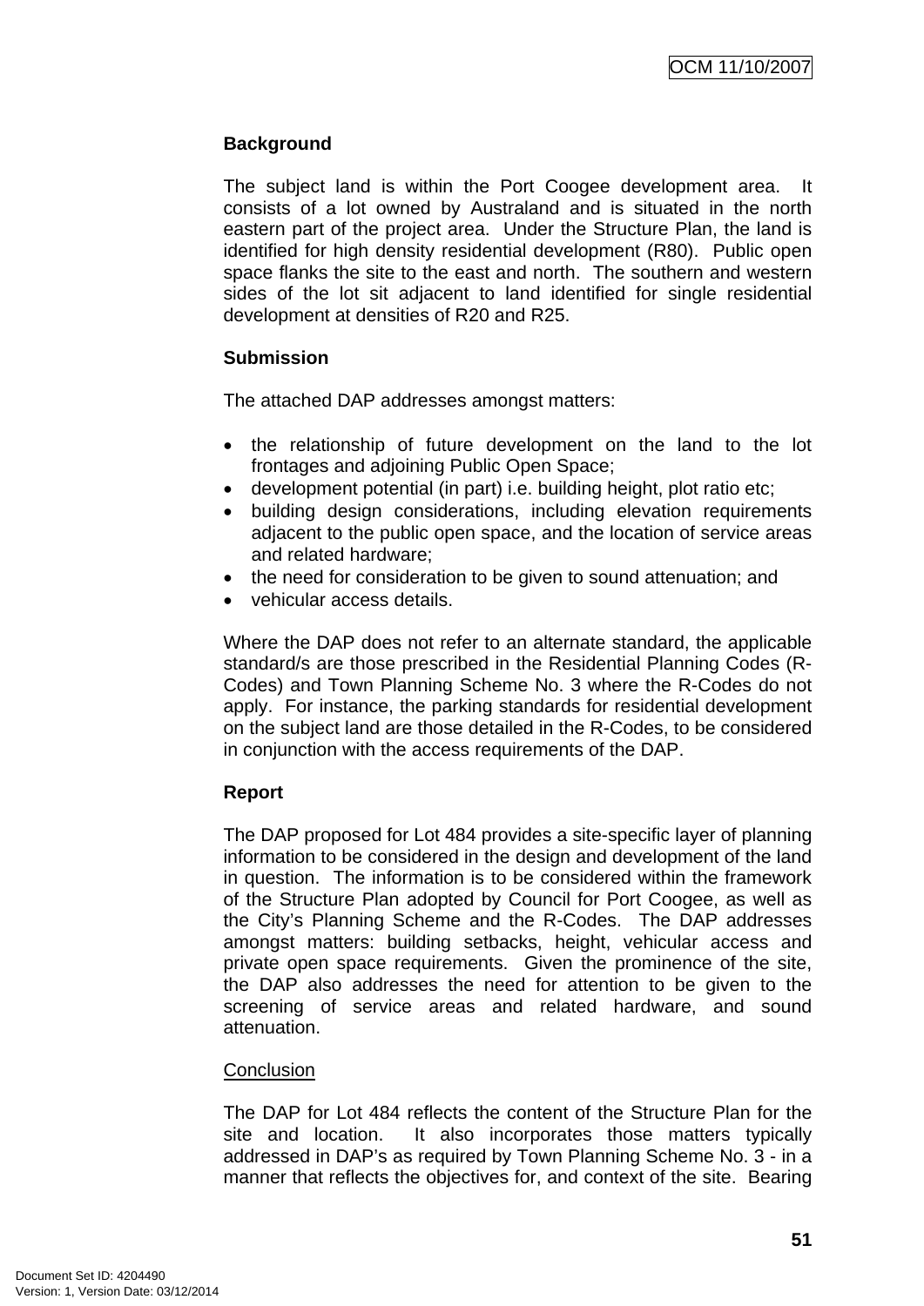**Background**

The subject land is within the Port Coogee development area. It consists of a lot owned by Australand and is situated in the north eastern part of the project area. Under the Structure Plan, the land is identified for high density residential development (R80). Public open space flanks the site to the east and north. The southern and western sides of the lot sit adjacent to land identified for single residential development at densities of R20 and R25.

**Submission**

The attached DAP addresses amongst matters:

- the relationship of future development on the land to the lot frontages and adjoining Public Open Space;
- development potential (in part) i.e. building height, plot ratio etc;
- building design considerations, including elevation requirements adjacent to the public open space, and the location of service areas and related hardware;
- the need for consideration to be given to sound attenuation; and
- vehicular access details.

Where the DAP does not refer to an alternate standard, the applicable standard/s are those prescribed in the Residential Planning Codes (R-Codes) and Town Planning Scheme No. 3 where the R-Codes do not apply. For instance, the parking standards for residential development on the subject land are those detailed in the R-Codes, to be considered in conjunction with the access requirements of the DAP.

**Report**

The DAP proposed for Lot 484 provides a site-specific layer of planning information to be considered in the design and development of the land in question. The information is to be considered within the framework of the Structure Plan adopted by Council for Port Coogee, as well as the City's Planning Scheme and the R-Codes. The DAP addresses amongst matters: building setbacks, height, vehicular access and private open space requirements. Given the prominence of the site, the DAP also addresses the need for attention to be given to the screening of service areas and related hardware, and sound attenuation.

<u>Conclusion</u>

The DAP for Lot 484 reflects the content of the Structure Plan for the site and location. It also incorporates those matters typically addressed in DAP's as required by Town Planning Scheme No. 3 - in a manner that reflects the objectives for, and context of the site. Bearing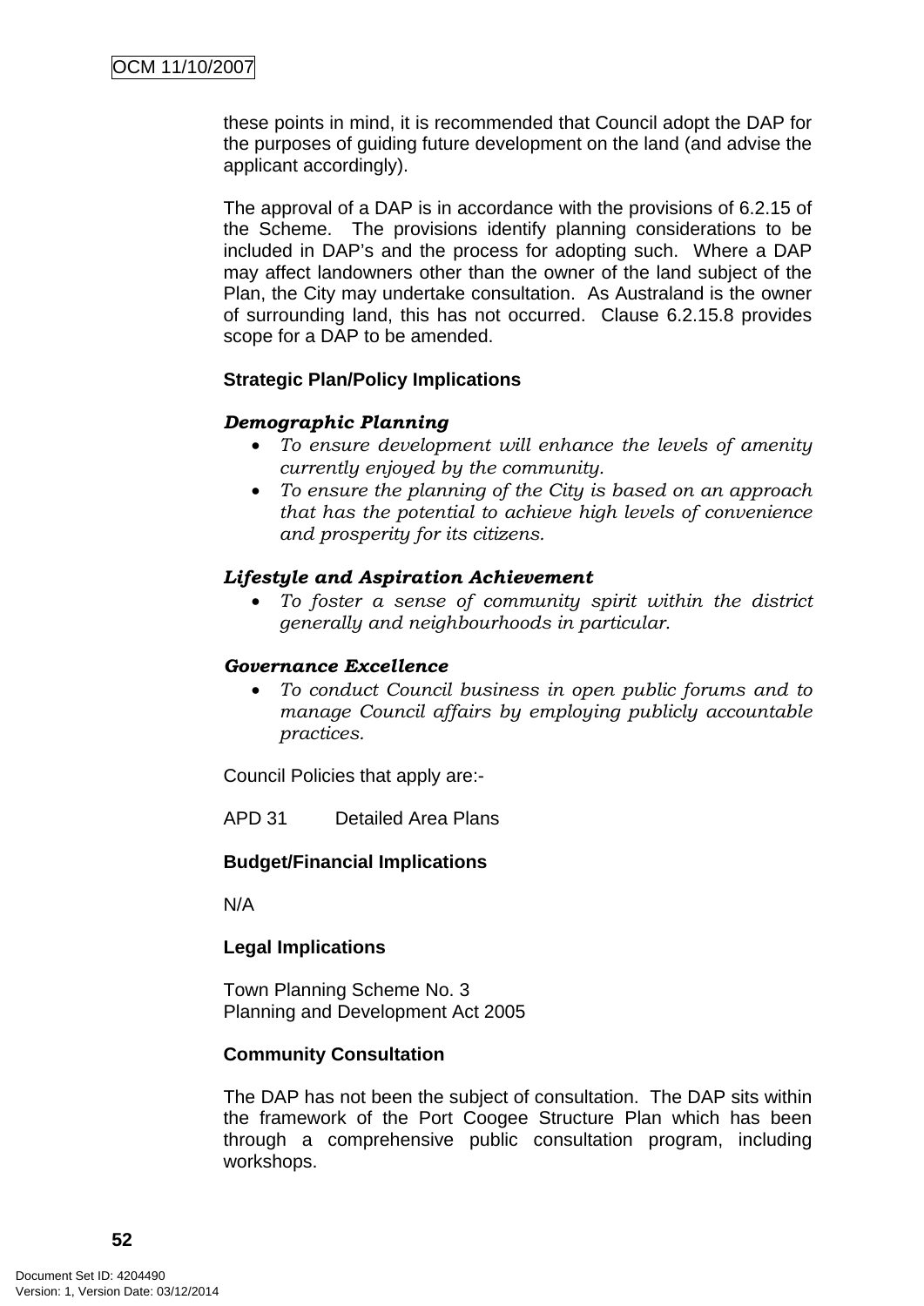these points in mind, it is recommended that Council adopt the DAP for the purposes of guiding future development on the land (and advise the applicant accordingly).

The approval of a DAP is in accordance with the provisions of 6.2.15 of the Scheme. The provisions identify planning considerations to be included in DAP's and the process for adopting such. Where a DAP may affect landowners other than the owner of the land subject of the Plan, the City may undertake consultation. As Australand is the owner of surrounding land, this has not occurred. Clause 6.2.15.8 provides scope for a DAP to be amended.

**Strategic Plan/Policy Implications**

***Demographic Planning***

- *To ensure development will enhance the levels of amenity currently enjoyed by the community.*
- *To ensure the planning of the City is based on an approach that has the potential to achieve high levels of convenience and prosperity for its citizens.*

***Lifestyle and Aspiration Achievement***

- *To foster a sense of community spirit within the district generally and neighbourhoods in particular.*

***Governance Excellence***

- *To conduct Council business in open public forums and to manage Council affairs by employing publicly accountable practices.*

Council Policies that apply are:-

APD 31 Detailed Area Plans

**Budget/Financial Implications**

N/A

**Legal Implications**

Town Planning Scheme No. 3
Planning and Development Act 2005

**Community Consultation**

The DAP has not been the subject of consultation. The DAP sits within the framework of the Port Coogee Structure Plan which has been through a comprehensive public consultation program, including workshops.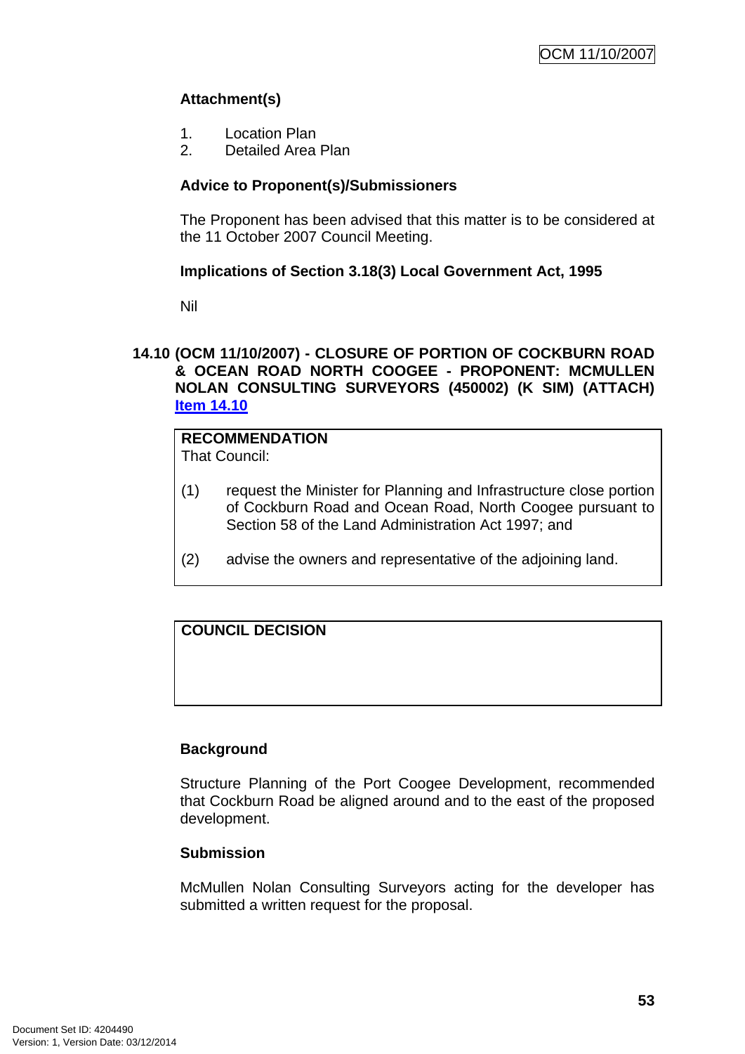**Attachment(s)**

1. Location Plan
2. Detailed Area Plan

**Advice to Proponent(s)/Submissioners**

The Proponent has been advised that this matter is to be considered at the 11 October 2007 Council Meeting.

**Implications of Section 3.18(3) Local Government Act, 1995**

Nil

### 14.10 (OCM 11/10/2007) - CLOSURE OF PORTION OF COCKBURN ROAD & OCEAN ROAD NORTH COOGEE - PROPONENT: MCMULLEN NOLAN CONSULTING SURVEYORS (450002) (K SIM) (ATTACH) Item 14.10

**RECOMMENDATION**
That Council:

(1) request the Minister for Planning and Infrastructure close portion of Cockburn Road and Ocean Road, North Coogee pursuant to Section 58 of the Land Administration Act 1997; and

(2) advise the owners and representative of the adjoining land.

**COUNCIL DECISION**

**Background**

Structure Planning of the Port Coogee Development, recommended that Cockburn Road be aligned around and to the east of the proposed development.

**Submission**

McMullen Nolan Consulting Surveyors acting for the developer has submitted a written request for the proposal.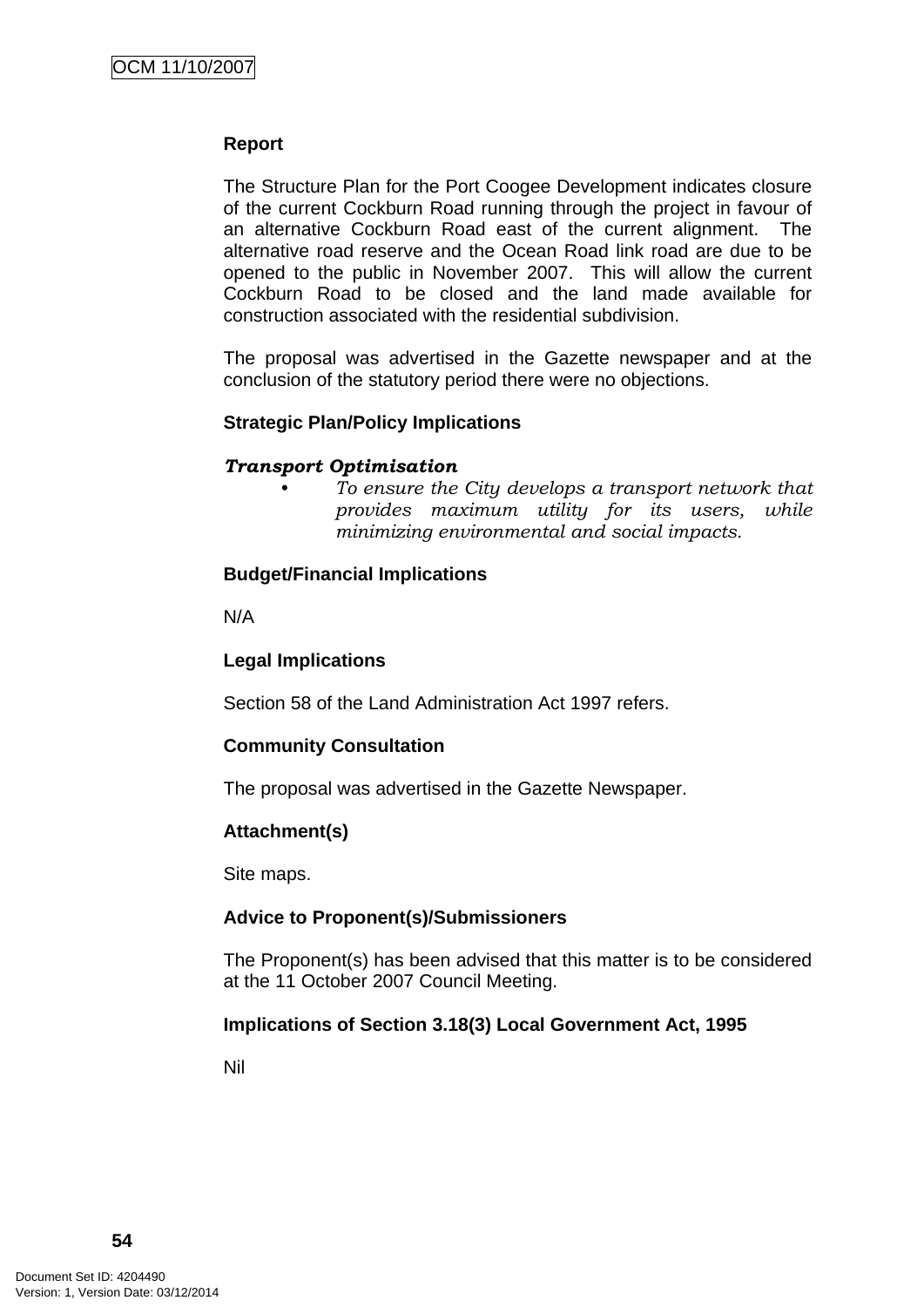**Report**

The Structure Plan for the Port Coogee Development indicates closure of the current Cockburn Road running through the project in favour of an alternative Cockburn Road east of the current alignment. The alternative road reserve and the Ocean Road link road are due to be opened to the public in November 2007. This will allow the current Cockburn Road to be closed and the land made available for construction associated with the residential subdivision.

The proposal was advertised in the Gazette newspaper and at the conclusion of the statutory period there were no objections.

**Strategic Plan/Policy Implications**

***Transport Optimisation***

- *To ensure the City develops a transport network that provides maximum utility for its users, while minimizing environmental and social impacts.*

**Budget/Financial Implications**

N/A

**Legal Implications**

Section 58 of the Land Administration Act 1997 refers.

**Community Consultation**

The proposal was advertised in the Gazette Newspaper.

**Attachment(s)**

Site maps.

**Advice to Proponent(s)/Submissioners**

The Proponent(s) has been advised that this matter is to be considered at the 11 October 2007 Council Meeting.

**Implications of Section 3.18(3) Local Government Act, 1995**

Nil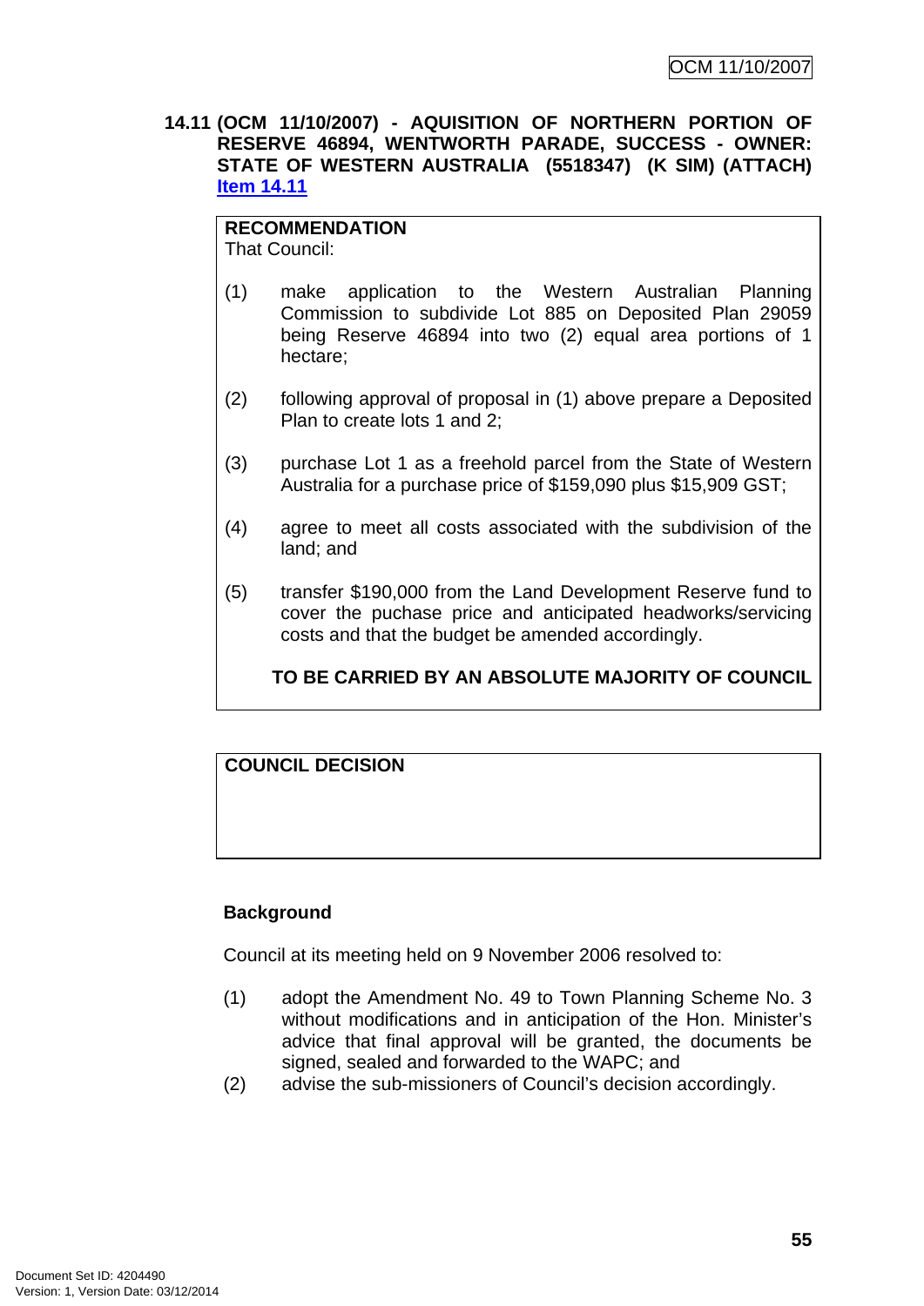**14.11 (OCM 11/10/2007) - AQUISITION OF NORTHERN PORTION OF RESERVE 46894, WENTWORTH PARADE, SUCCESS - OWNER: STATE OF WESTERN AUSTRALIA (5518347) (K SIM) (ATTACH) Item 14.11**

**RECOMMENDATION**
That Council:

(1) make application to the Western Australian Planning Commission to subdivide Lot 885 on Deposited Plan 29059 being Reserve 46894 into two (2) equal area portions of 1 hectare;

(2) following approval of proposal in (1) above prepare a Deposited Plan to create lots 1 and 2;

(3) purchase Lot 1 as a freehold parcel from the State of Western Australia for a purchase price of $159,090 plus $15,909 GST;

(4) agree to meet all costs associated with the subdivision of the land; and

(5) transfer $190,000 from the Land Development Reserve fund to cover the puchase price and anticipated headworks/servicing costs and that the budget be amended accordingly.

**TO BE CARRIED BY AN ABSOLUTE MAJORITY OF COUNCIL**

**COUNCIL DECISION**

**Background**

Council at its meeting held on 9 November 2006 resolved to:

(1) adopt the Amendment No. 49 to Town Planning Scheme No. 3 without modifications and in anticipation of the Hon. Minister's advice that final approval will be granted, the documents be signed, sealed and forwarded to the WAPC; and
(2) advise the sub-missioners of Council's decision accordingly.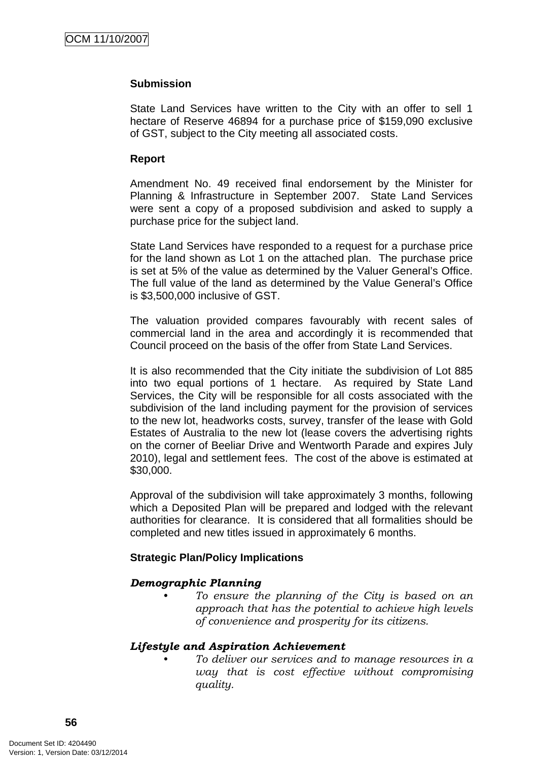**Submission**

State Land Services have written to the City with an offer to sell 1 hectare of Reserve 46894 for a purchase price of $159,090 exclusive of GST, subject to the City meeting all associated costs.

**Report**

Amendment No. 49 received final endorsement by the Minister for Planning & Infrastructure in September 2007. State Land Services were sent a copy of a proposed subdivision and asked to supply a purchase price for the subject land.

State Land Services have responded to a request for a purchase price for the land shown as Lot 1 on the attached plan. The purchase price is set at 5% of the value as determined by the Valuer General's Office. The full value of the land as determined by the Value General's Office is $3,500,000 inclusive of GST.

The valuation provided compares favourably with recent sales of commercial land in the area and accordingly it is recommended that Council proceed on the basis of the offer from State Land Services.

It is also recommended that the City initiate the subdivision of Lot 885 into two equal portions of 1 hectare. As required by State Land Services, the City will be responsible for all costs associated with the subdivision of the land including payment for the provision of services to the new lot, headworks costs, survey, transfer of the lease with Gold Estates of Australia to the new lot (lease covers the advertising rights on the corner of Beeliar Drive and Wentworth Parade and expires July 2010), legal and settlement fees. The cost of the above is estimated at $30,000.

Approval of the subdivision will take approximately 3 months, following which a Deposited Plan will be prepared and lodged with the relevant authorities for clearance. It is considered that all formalities should be completed and new titles issued in approximately 6 months.

**Strategic Plan/Policy Implications**

***Demographic Planning***

- *To ensure the planning of the City is based on an approach that has the potential to achieve high levels of convenience and prosperity for its citizens.*

***Lifestyle and Aspiration Achievement***

- *To deliver our services and to manage resources in a way that is cost effective without compromising quality.*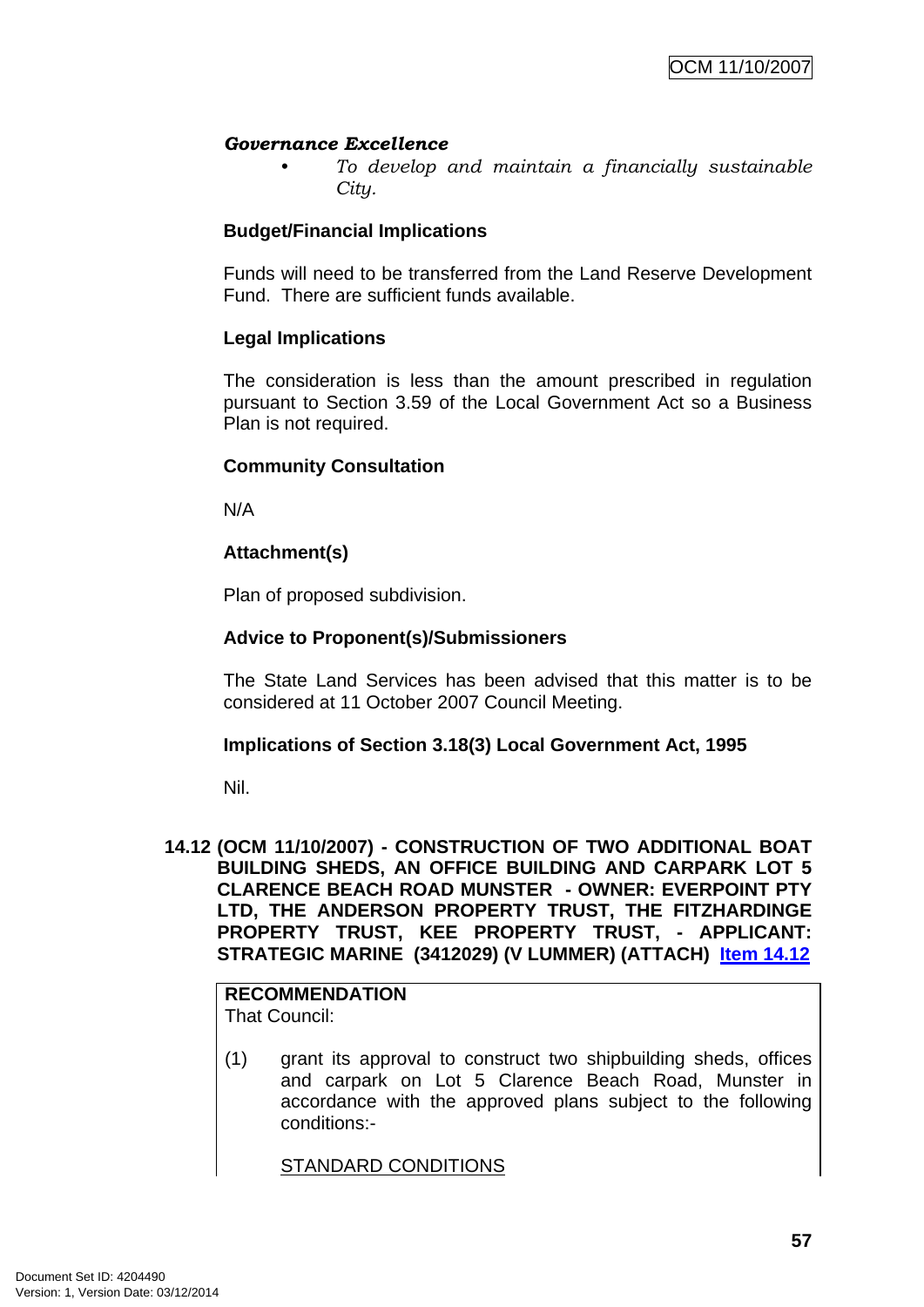***Governance Excellence***

- *To develop and maintain a financially sustainable City.*

**Budget/Financial Implications**

Funds will need to be transferred from the Land Reserve Development Fund. There are sufficient funds available.

**Legal Implications**

The consideration is less than the amount prescribed in regulation pursuant to Section 3.59 of the Local Government Act so a Business Plan is not required.

**Community Consultation**

N/A

**Attachment(s)**

Plan of proposed subdivision.

**Advice to Proponent(s)/Submissioners**

The State Land Services has been advised that this matter is to be considered at 11 October 2007 Council Meeting.

**Implications of Section 3.18(3) Local Government Act, 1995**

Nil.

**14.12 (OCM 11/10/2007) - CONSTRUCTION OF TWO ADDITIONAL BOAT BUILDING SHEDS, AN OFFICE BUILDING AND CARPARK LOT 5 CLARENCE BEACH ROAD MUNSTER - OWNER: EVERPOINT PTY LTD, THE ANDERSON PROPERTY TRUST, THE FITZHARDINGE PROPERTY TRUST, KEE PROPERTY TRUST, - APPLICANT: STRATEGIC MARINE (3412029) (V LUMMER) (ATTACH) Item 14.12**

**RECOMMENDATION**

That Council:

(1) grant its approval to construct two shipbuilding sheds, offices and carpark on Lot 5 Clarence Beach Road, Munster in accordance with the approved plans subject to the following conditions:-

STANDARD CONDITIONS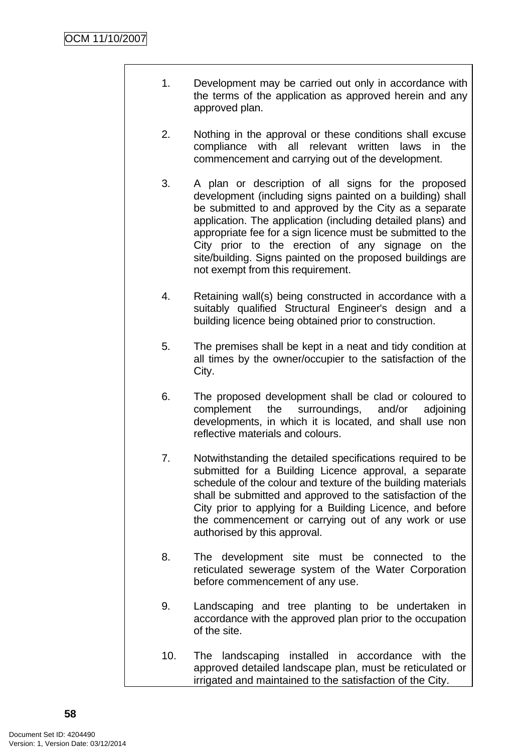1. Development may be carried out only in accordance with the terms of the application as approved herein and any approved plan.

2. Nothing in the approval or these conditions shall excuse compliance with all relevant written laws in the commencement and carrying out of the development.

3. A plan or description of all signs for the proposed development (including signs painted on a building) shall be submitted to and approved by the City as a separate application. The application (including detailed plans) and appropriate fee for a sign licence must be submitted to the City prior to the erection of any signage on the site/building. Signs painted on the proposed buildings are not exempt from this requirement.

4. Retaining wall(s) being constructed in accordance with a suitably qualified Structural Engineer's design and a building licence being obtained prior to construction.

5. The premises shall be kept in a neat and tidy condition at all times by the owner/occupier to the satisfaction of the City.

6. The proposed development shall be clad or coloured to complement the surroundings, and/or adjoining developments, in which it is located, and shall use non reflective materials and colours.

7. Notwithstanding the detailed specifications required to be submitted for a Building Licence approval, a separate schedule of the colour and texture of the building materials shall be submitted and approved to the satisfaction of the City prior to applying for a Building Licence, and before the commencement or carrying out of any work or use authorised by this approval.

8. The development site must be connected to the reticulated sewerage system of the Water Corporation before commencement of any use.

9. Landscaping and tree planting to be undertaken in accordance with the approved plan prior to the occupation of the site.

10. The landscaping installed in accordance with the approved detailed landscape plan, must be reticulated or irrigated and maintained to the satisfaction of the City.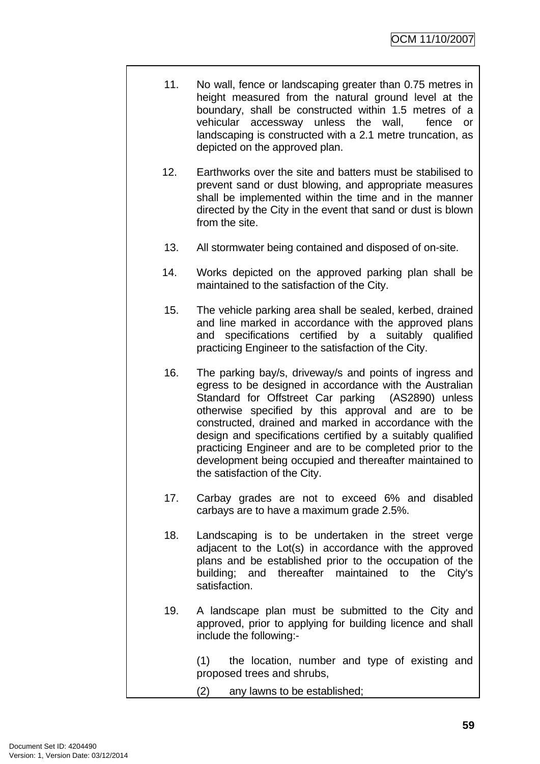11. No wall, fence or landscaping greater than 0.75 metres in height measured from the natural ground level at the boundary, shall be constructed within 1.5 metres of a vehicular accessway unless the wall, fence or landscaping is constructed with a 2.1 metre truncation, as depicted on the approved plan.

12. Earthworks over the site and batters must be stabilised to prevent sand or dust blowing, and appropriate measures shall be implemented within the time and in the manner directed by the City in the event that sand or dust is blown from the site.

13. All stormwater being contained and disposed of on-site.

14. Works depicted on the approved parking plan shall be maintained to the satisfaction of the City.

15. The vehicle parking area shall be sealed, kerbed, drained and line marked in accordance with the approved plans and specifications certified by a suitably qualified practicing Engineer to the satisfaction of the City.

16. The parking bay/s, driveway/s and points of ingress and egress to be designed in accordance with the Australian Standard for Offstreet Car parking (AS2890) unless otherwise specified by this approval and are to be constructed, drained and marked in accordance with the design and specifications certified by a suitably qualified practicing Engineer and are to be completed prior to the development being occupied and thereafter maintained to the satisfaction of the City.

17. Carbay grades are not to exceed 6% and disabled carbays are to have a maximum grade 2.5%.

18. Landscaping is to be undertaken in the street verge adjacent to the Lot(s) in accordance with the approved plans and be established prior to the occupation of the building; and thereafter maintained to the City's satisfaction.

19. A landscape plan must be submitted to the City and approved, prior to applying for building licence and shall include the following:-

    (1) the location, number and type of existing and proposed trees and shrubs,

    (2) any lawns to be established;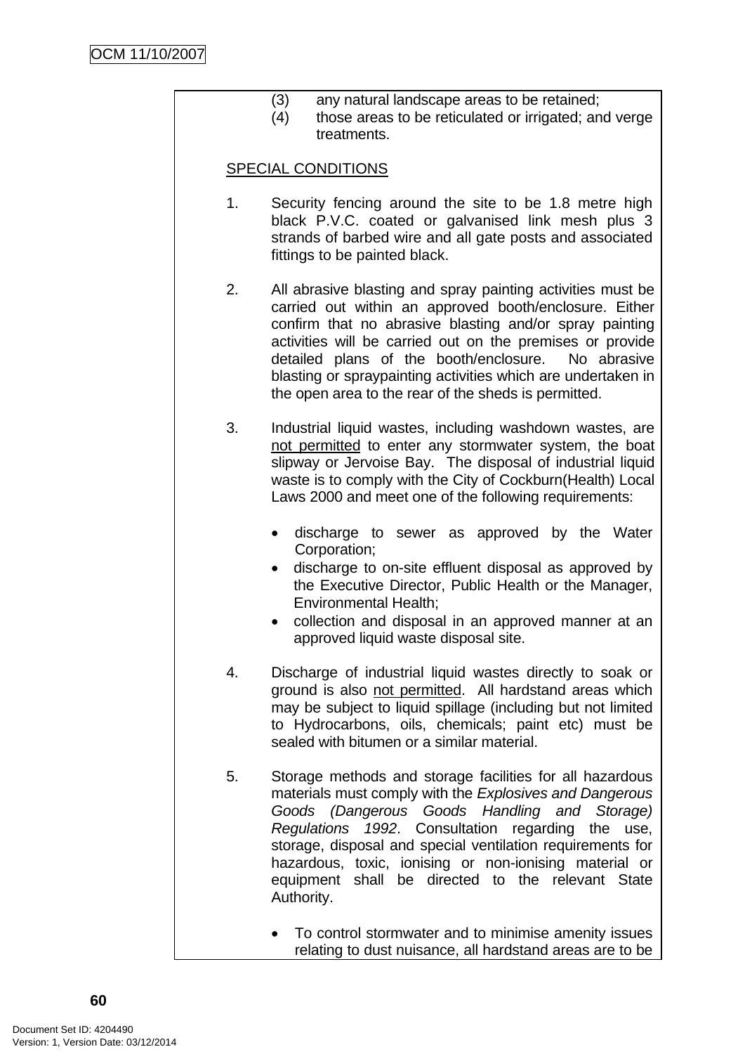(3) any natural landscape areas to be retained;
(4) those areas to be reticulated or irrigated; and verge treatments.

<u>SPECIAL CONDITIONS</u>

1. Security fencing around the site to be 1.8 metre high black P.V.C. coated or galvanised link mesh plus 3 strands of barbed wire and all gate posts and associated fittings to be painted black.

2. All abrasive blasting and spray painting activities must be carried out within an approved booth/enclosure. Either confirm that no abrasive blasting and/or spray painting activities will be carried out on the premises or provide detailed plans of the booth/enclosure. No abrasive blasting or spraypainting activities which are undertaken in the open area to the rear of the sheds is permitted.

3. Industrial liquid wastes, including washdown wastes, are <u>not permitted</u> to enter any stormwater system, the boat slipway or Jervoise Bay. The disposal of industrial liquid waste is to comply with the City of Cockburn(Health) Local Laws 2000 and meet one of the following requirements:

   - discharge to sewer as approved by the Water Corporation;
   - discharge to on-site effluent disposal as approved by the Executive Director, Public Health or the Manager, Environmental Health;
   - collection and disposal in an approved manner at an approved liquid waste disposal site.

4. Discharge of industrial liquid wastes directly to soak or ground is also <u>not permitted</u>. All hardstand areas which may be subject to liquid spillage (including but not limited to Hydrocarbons, oils, chemicals; paint etc) must be sealed with bitumen or a similar material.

5. Storage methods and storage facilities for all hazardous materials must comply with the *Explosives and Dangerous Goods (Dangerous Goods Handling and Storage) Regulations 1992*. Consultation regarding the use, storage, disposal and special ventilation requirements for hazardous, toxic, ionising or non-ionising material or equipment shall be directed to the relevant State Authority.

   - To control stormwater and to minimise amenity issues relating to dust nuisance, all hardstand areas are to be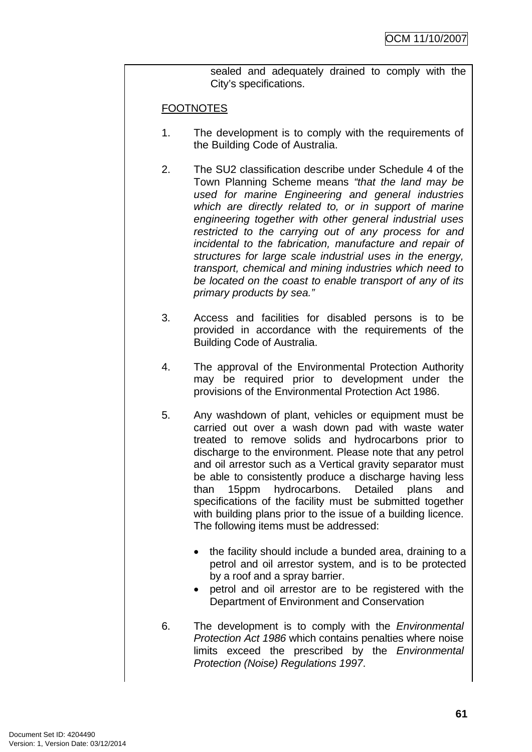sealed and adequately drained to comply with the City's specifications.

FOOTNOTES

1. The development is to comply with the requirements of the Building Code of Australia.

2. The SU2 classification describe under Schedule 4 of the Town Planning Scheme means *"that the land may be used for marine Engineering and general industries which are directly related to, or in support of marine engineering together with other general industrial uses restricted to the carrying out of any process for and incidental to the fabrication, manufacture and repair of structures for large scale industrial uses in the energy, transport, chemical and mining industries which need to be located on the coast to enable transport of any of its primary products by sea."*

3. Access and facilities for disabled persons is to be provided in accordance with the requirements of the Building Code of Australia.

4. The approval of the Environmental Protection Authority may be required prior to development under the provisions of the Environmental Protection Act 1986.

5. Any washdown of plant, vehicles or equipment must be carried out over a wash down pad with waste water treated to remove solids and hydrocarbons prior to discharge to the environment. Please note that any petrol and oil arrestor such as a Vertical gravity separator must be able to consistently produce a discharge having less than 15ppm hydrocarbons. Detailed plans and specifications of the facility must be submitted together with building plans prior to the issue of a building licence. The following items must be addressed:

   - the facility should include a bunded area, draining to a petrol and oil arrestor system, and is to be protected by a roof and a spray barrier.
   - petrol and oil arrestor are to be registered with the Department of Environment and Conservation

6. The development is to comply with the *Environmental Protection Act 1986* which contains penalties where noise limits exceed the prescribed by the *Environmental Protection (Noise) Regulations 1997*.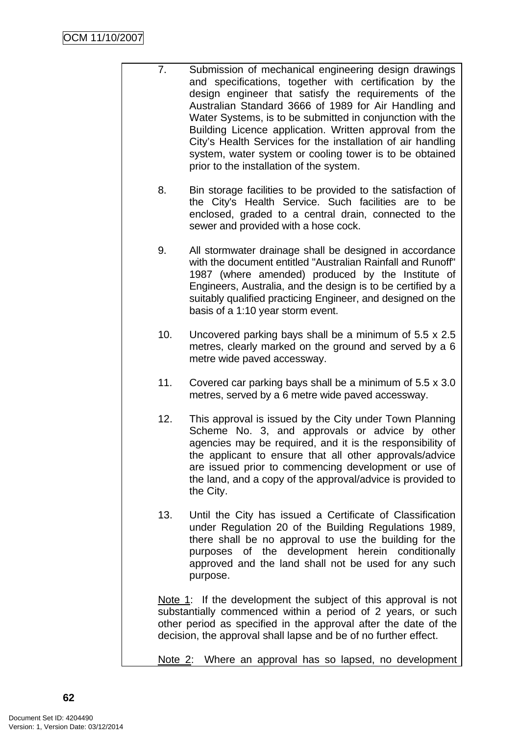7. Submission of mechanical engineering design drawings and specifications, together with certification by the design engineer that satisfy the requirements of the Australian Standard 3666 of 1989 for Air Handling and Water Systems, is to be submitted in conjunction with the Building Licence application. Written approval from the City's Health Services for the installation of air handling system, water system or cooling tower is to be obtained prior to the installation of the system.

8. Bin storage facilities to be provided to the satisfaction of the City's Health Service. Such facilities are to be enclosed, graded to a central drain, connected to the sewer and provided with a hose cock.

9. All stormwater drainage shall be designed in accordance with the document entitled "Australian Rainfall and Runoff" 1987 (where amended) produced by the Institute of Engineers, Australia, and the design is to be certified by a suitably qualified practicing Engineer, and designed on the basis of a 1:10 year storm event.

10. Uncovered parking bays shall be a minimum of 5.5 x 2.5 metres, clearly marked on the ground and served by a 6 metre wide paved accessway.

11. Covered car parking bays shall be a minimum of 5.5 x 3.0 metres, served by a 6 metre wide paved accessway.

12. This approval is issued by the City under Town Planning Scheme No. 3, and approvals or advice by other agencies may be required, and it is the responsibility of the applicant to ensure that all other approvals/advice are issued prior to commencing development or use of the land, and a copy of the approval/advice is provided to the City.

13. Until the City has issued a Certificate of Classification under Regulation 20 of the Building Regulations 1989, there shall be no approval to use the building for the purposes of the development herein conditionally approved and the land shall not be used for any such purpose.

Note 1: If the development the subject of this approval is not substantially commenced within a period of 2 years, or such other period as specified in the approval after the date of the decision, the approval shall lapse and be of no further effect.

Note 2: Where an approval has so lapsed, no development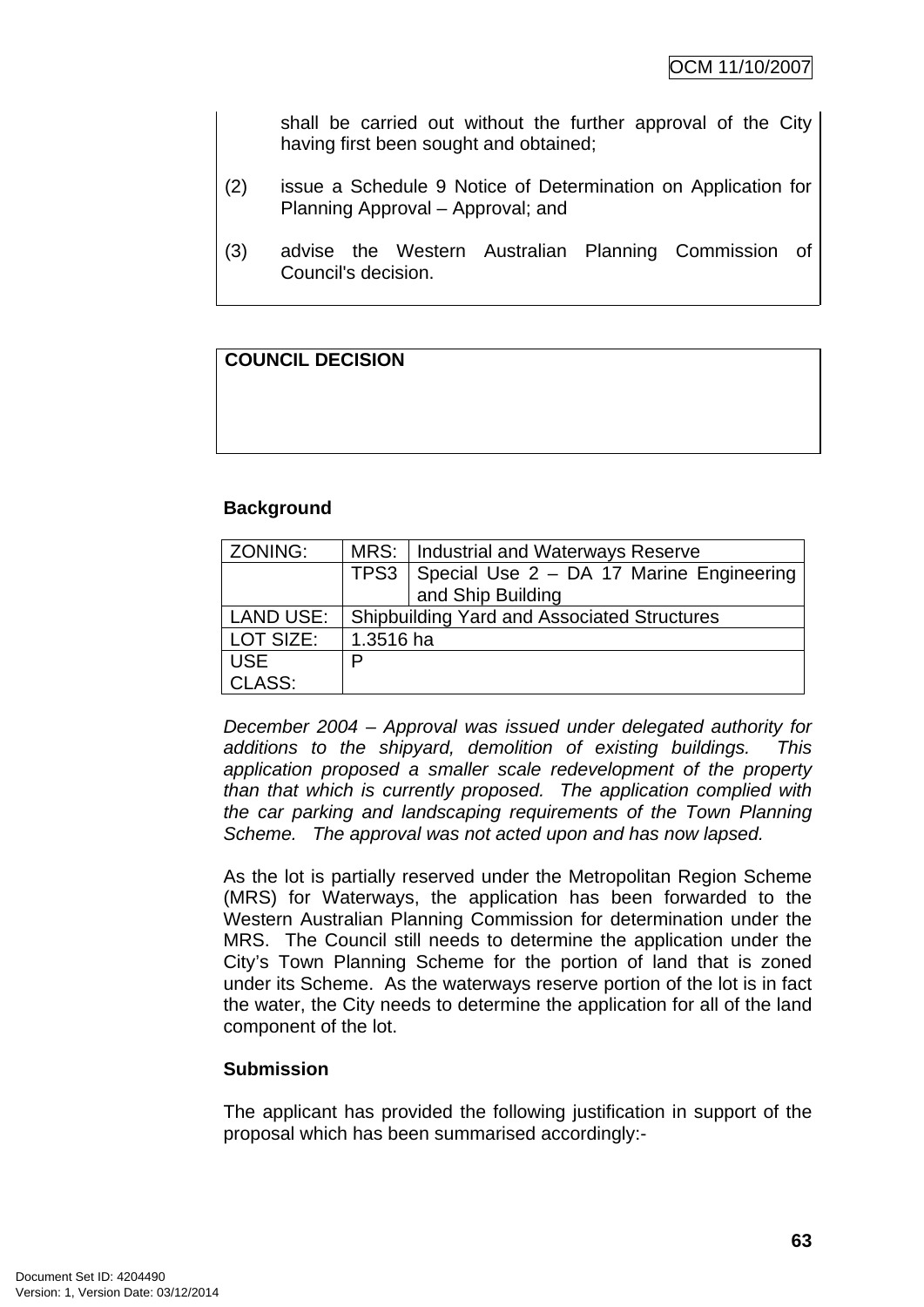shall be carried out without the further approval of the City having first been sought and obtained;

(2) issue a Schedule 9 Notice of Determination on Application for Planning Approval – Approval; and

(3) advise the Western Australian Planning Commission of Council's decision.

**COUNCIL DECISION**

**Background**

| ZONING: | MRS: | Industrial and Waterways Reserve |
|---|---|---|
| | TPS3 | Special Use 2 – DA 17 Marine Engineering and Ship Building |
| LAND USE: | Shipbuilding Yard and Associated Structures | |
| LOT SIZE: | 1.3516 ha | |
| USE CLASS: | P | |

*December 2004 – Approval was issued under delegated authority for additions to the shipyard, demolition of existing buildings. This application proposed a smaller scale redevelopment of the property than that which is currently proposed. The application complied with the car parking and landscaping requirements of the Town Planning Scheme. The approval was not acted upon and has now lapsed.*

As the lot is partially reserved under the Metropolitan Region Scheme (MRS) for Waterways, the application has been forwarded to the Western Australian Planning Commission for determination under the MRS. The Council still needs to determine the application under the City's Town Planning Scheme for the portion of land that is zoned under its Scheme. As the waterways reserve portion of the lot is in fact the water, the City needs to determine the application for all of the land component of the lot.

**Submission**

The applicant has provided the following justification in support of the proposal which has been summarised accordingly:-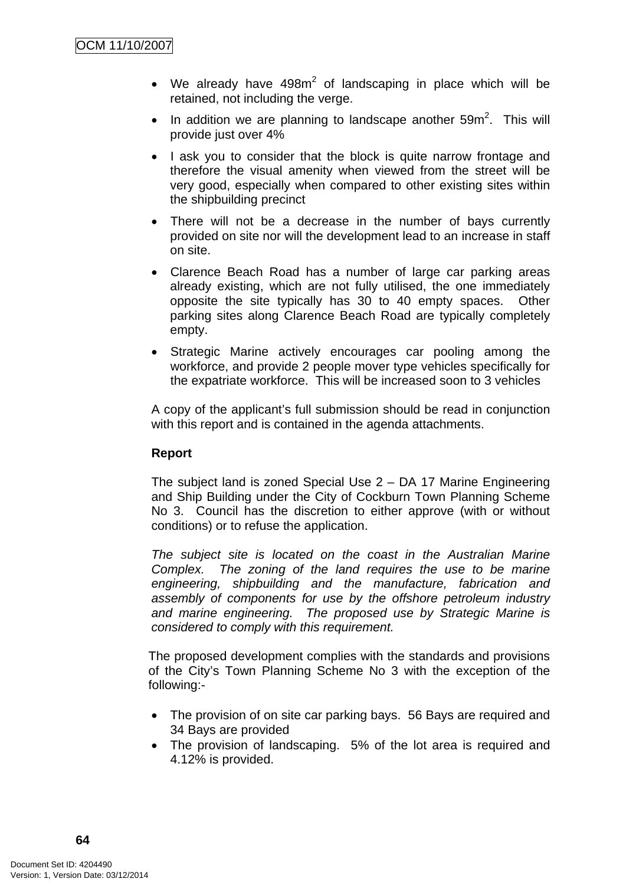- We already have 498m$^2$ of landscaping in place which will be retained, not including the verge.
- In addition we are planning to landscape another 59m$^2$. This will provide just over 4%
- I ask you to consider that the block is quite narrow frontage and therefore the visual amenity when viewed from the street will be very good, especially when compared to other existing sites within the shipbuilding precinct
- There will not be a decrease in the number of bays currently provided on site nor will the development lead to an increase in staff on site.
- Clarence Beach Road has a number of large car parking areas already existing, which are not fully utilised, the one immediately opposite the site typically has 30 to 40 empty spaces. Other parking sites along Clarence Beach Road are typically completely empty.
- Strategic Marine actively encourages car pooling among the workforce, and provide 2 people mover type vehicles specifically for the expatriate workforce. This will be increased soon to 3 vehicles

A copy of the applicant's full submission should be read in conjunction with this report and is contained in the agenda attachments.

**Report**

The subject land is zoned Special Use 2 – DA 17 Marine Engineering and Ship Building under the City of Cockburn Town Planning Scheme No 3. Council has the discretion to either approve (with or without conditions) or to refuse the application.

*The subject site is located on the coast in the Australian Marine Complex. The zoning of the land requires the use to be marine engineering, shipbuilding and the manufacture, fabrication and assembly of components for use by the offshore petroleum industry and marine engineering. The proposed use by Strategic Marine is considered to comply with this requirement.*

The proposed development complies with the standards and provisions of the City's Town Planning Scheme No 3 with the exception of the following:-

- The provision of on site car parking bays. 56 Bays are required and 34 Bays are provided
- The provision of landscaping. 5% of the lot area is required and 4.12% is provided.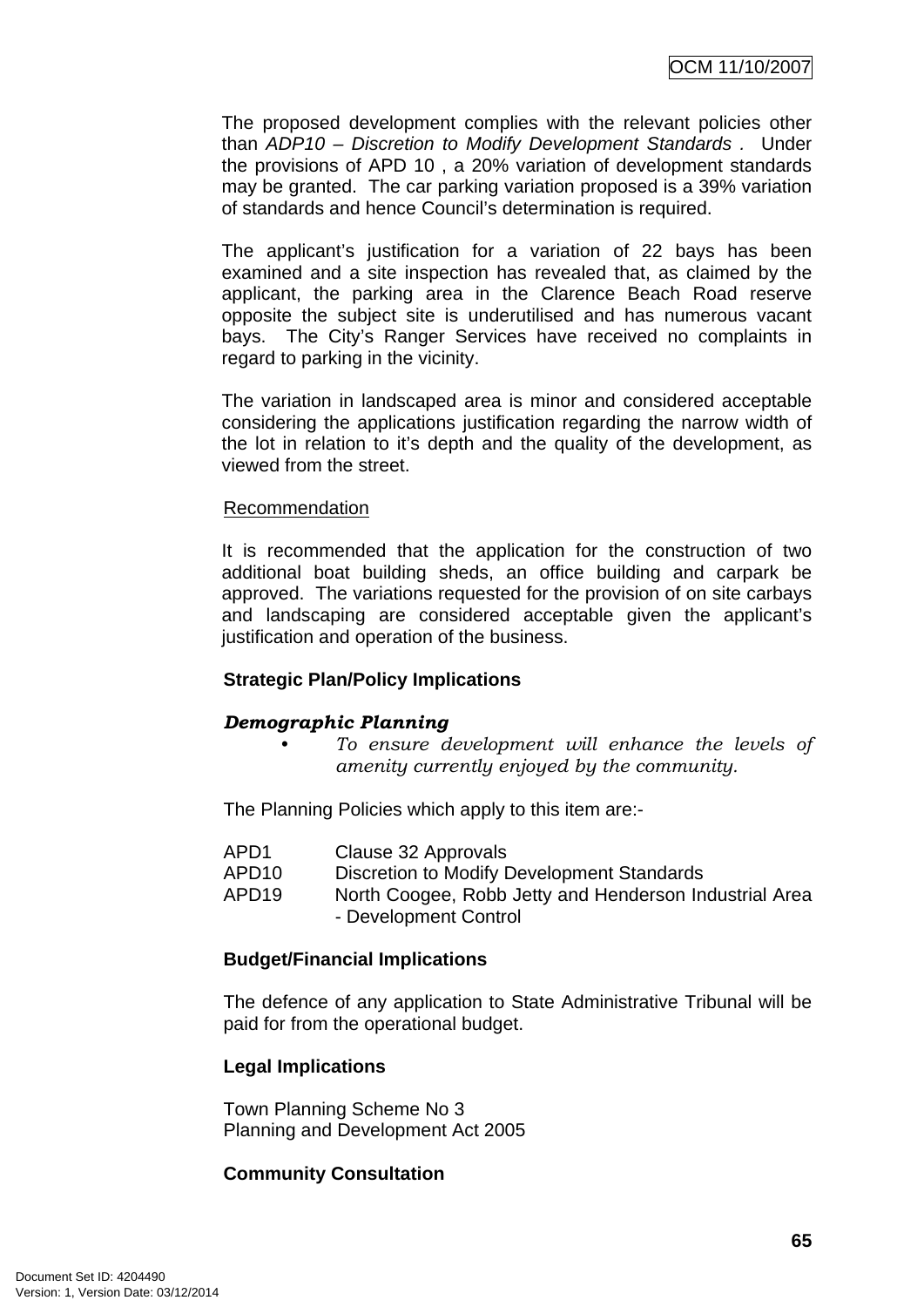The proposed development complies with the relevant policies other than *ADP10 – Discretion to Modify Development Standards* . Under the provisions of APD 10 , a 20% variation of development standards may be granted. The car parking variation proposed is a 39% variation of standards and hence Council's determination is required.

The applicant's justification for a variation of 22 bays has been examined and a site inspection has revealed that, as claimed by the applicant, the parking area in the Clarence Beach Road reserve opposite the subject site is underutilised and has numerous vacant bays. The City's Ranger Services have received no complaints in regard to parking in the vicinity.

The variation in landscaped area is minor and considered acceptable considering the applications justification regarding the narrow width of the lot in relation to it's depth and the quality of the development, as viewed from the street.

Recommendation

It is recommended that the application for the construction of two additional boat building sheds, an office building and carpark be approved. The variations requested for the provision of on site carbays and landscaping are considered acceptable given the applicant's justification and operation of the business.

**Strategic Plan/Policy Implications**

***Demographic Planning***

- *To ensure development will enhance the levels of amenity currently enjoyed by the community.*

The Planning Policies which apply to this item are:-

| | |
|---|---|
| APD1 | Clause 32 Approvals |
| APD10 | Discretion to Modify Development Standards |
| APD19 | North Coogee, Robb Jetty and Henderson Industrial Area - Development Control |

**Budget/Financial Implications**

The defence of any application to State Administrative Tribunal will be paid for from the operational budget.

**Legal Implications**

Town Planning Scheme No 3
Planning and Development Act 2005

**Community Consultation**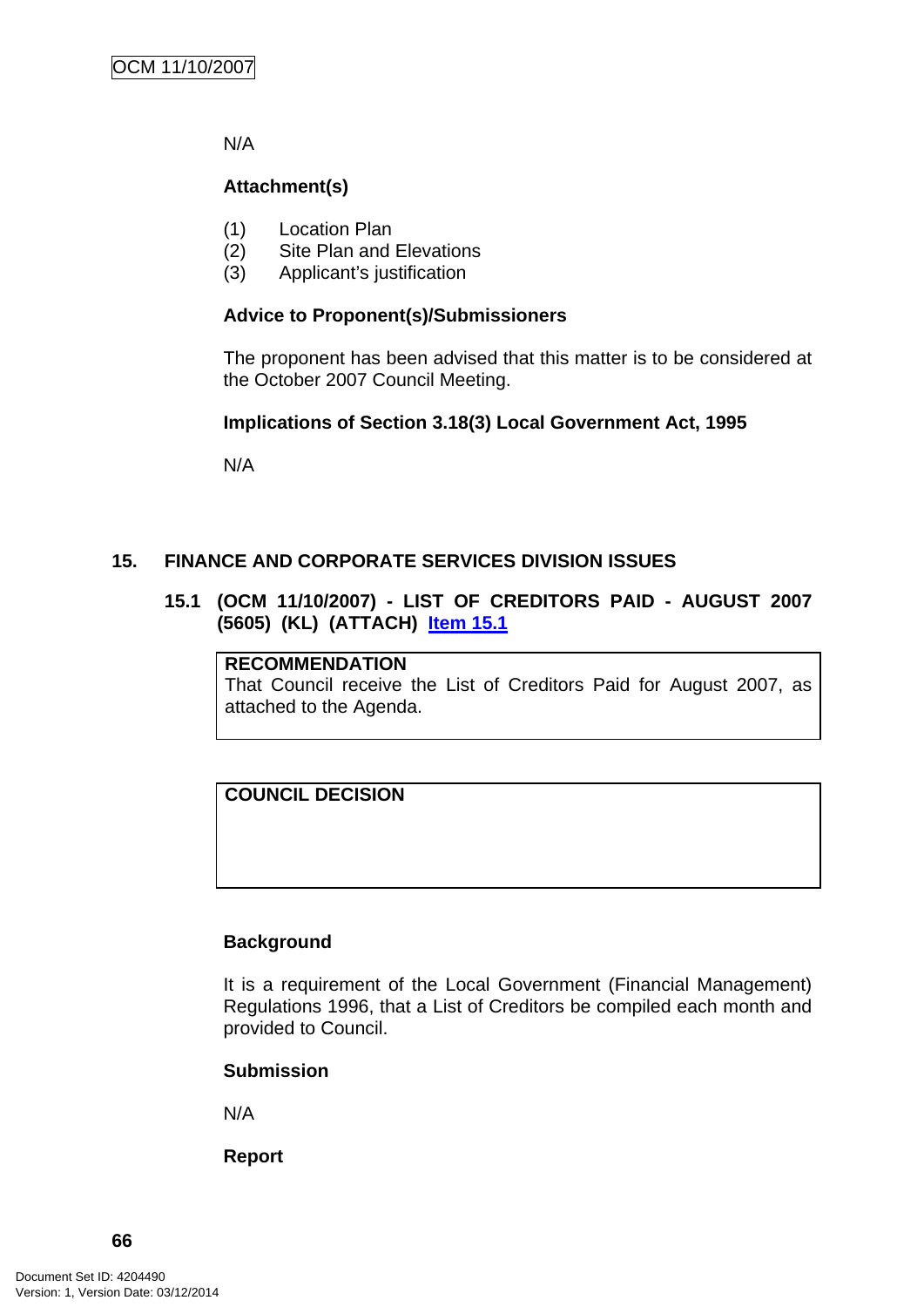N/A

**Attachment(s)**

(1) Location Plan
(2) Site Plan and Elevations
(3) Applicant's justification

**Advice to Proponent(s)/Submissioners**

The proponent has been advised that this matter is to be considered at the October 2007 Council Meeting.

**Implications of Section 3.18(3) Local Government Act, 1995**

N/A

## 15. FINANCE AND CORPORATE SERVICES DIVISION ISSUES

### 15.1 (OCM 11/10/2007) - LIST OF CREDITORS PAID - AUGUST 2007 (5605) (KL) (ATTACH) Item 15.1

| **RECOMMENDATION** |
|---|
| That Council receive the List of Creditors Paid for August 2007, as attached to the Agenda. |

| **COUNCIL DECISION** |
|---|
| |

**Background**

It is a requirement of the Local Government (Financial Management) Regulations 1996, that a List of Creditors be compiled each month and provided to Council.

**Submission**

N/A

**Report**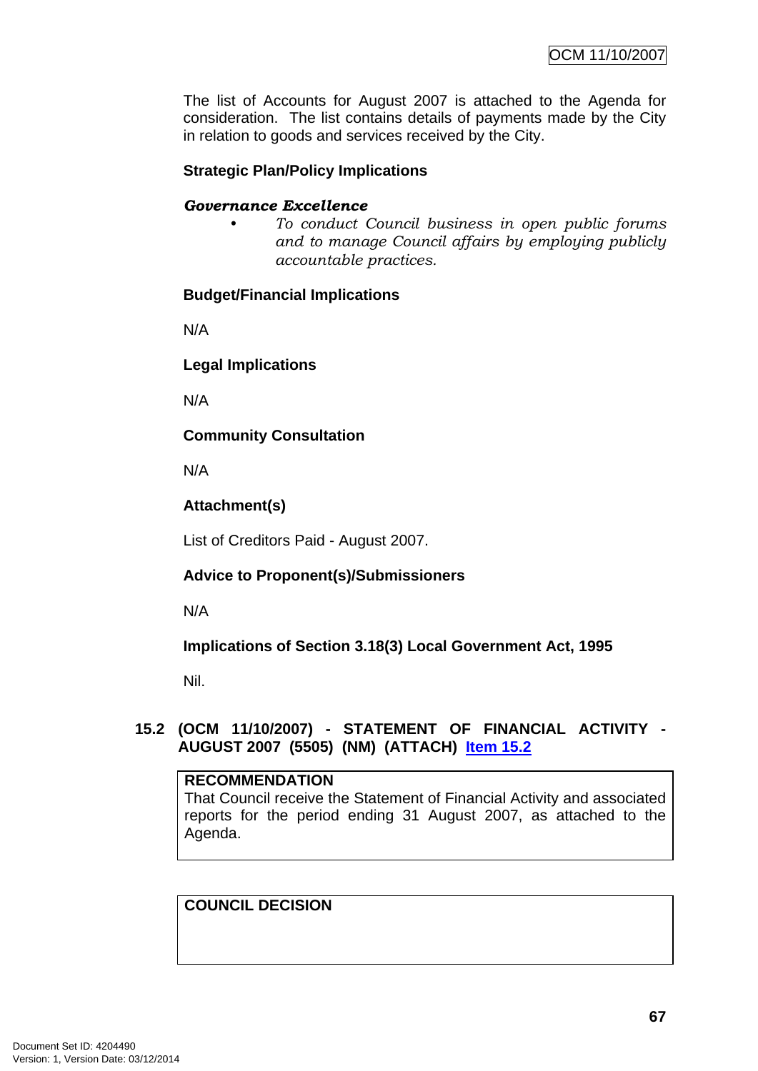The list of Accounts for August 2007 is attached to the Agenda for consideration. The list contains details of payments made by the City in relation to goods and services received by the City.

**Strategic Plan/Policy Implications**

***Governance Excellence***

- *To conduct Council business in open public forums and to manage Council affairs by employing publicly accountable practices.*

**Budget/Financial Implications**

N/A

**Legal Implications**

N/A

**Community Consultation**

N/A

**Attachment(s)**

List of Creditors Paid - August 2007.

**Advice to Proponent(s)/Submissioners**

N/A

**Implications of Section 3.18(3) Local Government Act, 1995**

Nil.

## 15.2 (OCM 11/10/2007) - STATEMENT OF FINANCIAL ACTIVITY - AUGUST 2007 (5505) (NM) (ATTACH) Item 15.2

| **RECOMMENDATION** |
|---|
| That Council receive the Statement of Financial Activity and associated reports for the period ending 31 August 2007, as attached to the Agenda. |

| **COUNCIL DECISION** |
|---|
| |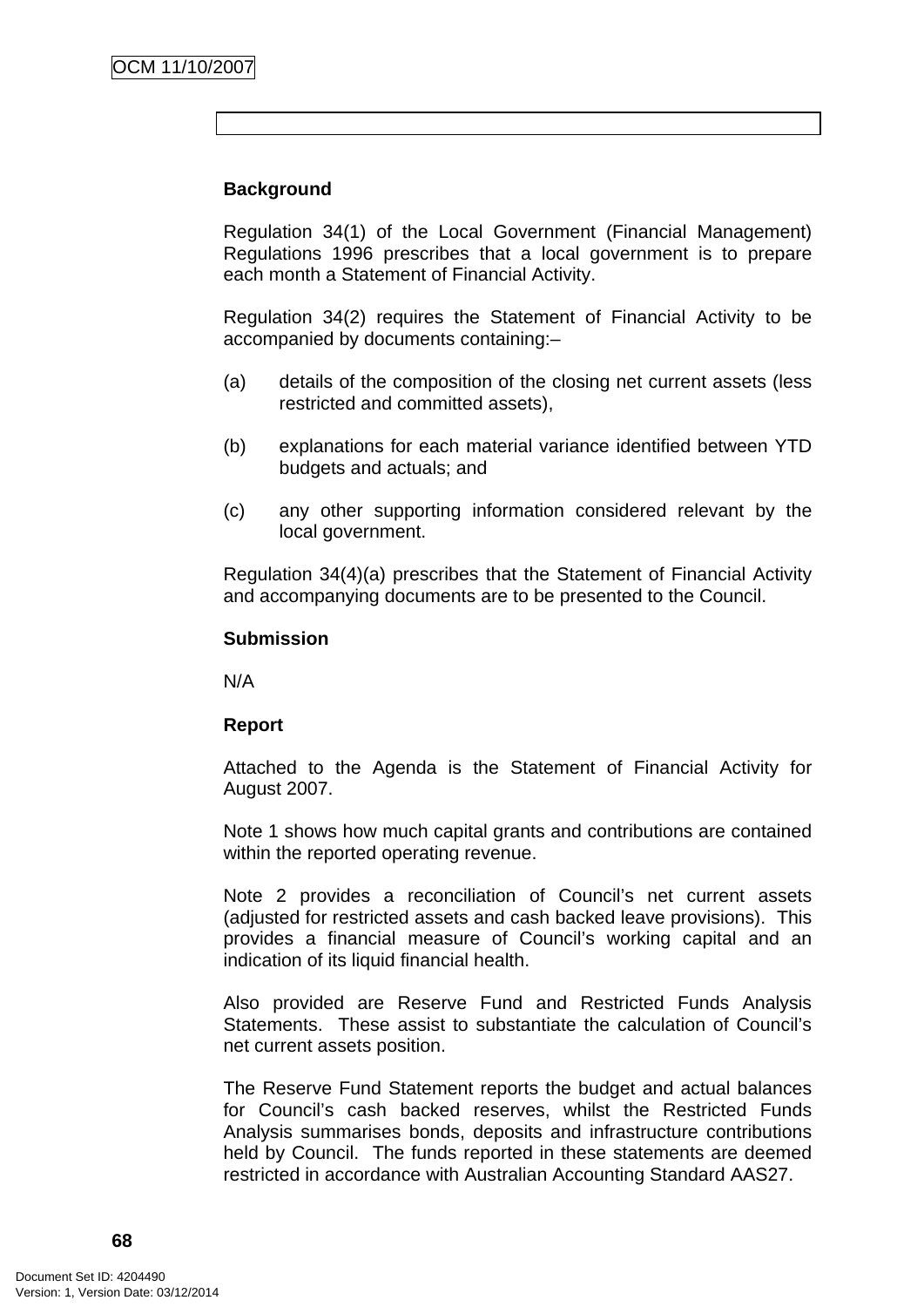**Background**

Regulation 34(1) of the Local Government (Financial Management) Regulations 1996 prescribes that a local government is to prepare each month a Statement of Financial Activity.

Regulation 34(2) requires the Statement of Financial Activity to be accompanied by documents containing:–

(a) details of the composition of the closing net current assets (less restricted and committed assets),

(b) explanations for each material variance identified between YTD budgets and actuals; and

(c) any other supporting information considered relevant by the local government.

Regulation 34(4)(a) prescribes that the Statement of Financial Activity and accompanying documents are to be presented to the Council.

**Submission**

N/A

**Report**

Attached to the Agenda is the Statement of Financial Activity for August 2007.

Note 1 shows how much capital grants and contributions are contained within the reported operating revenue.

Note 2 provides a reconciliation of Council's net current assets (adjusted for restricted assets and cash backed leave provisions). This provides a financial measure of Council's working capital and an indication of its liquid financial health.

Also provided are Reserve Fund and Restricted Funds Analysis Statements. These assist to substantiate the calculation of Council's net current assets position.

The Reserve Fund Statement reports the budget and actual balances for Council's cash backed reserves, whilst the Restricted Funds Analysis summarises bonds, deposits and infrastructure contributions held by Council. The funds reported in these statements are deemed restricted in accordance with Australian Accounting Standard AAS27.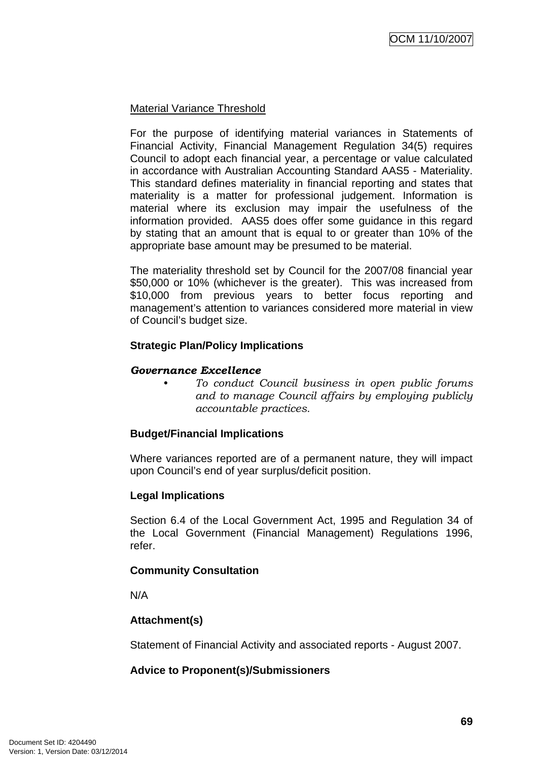Material Variance Threshold

For the purpose of identifying material variances in Statements of Financial Activity, Financial Management Regulation 34(5) requires Council to adopt each financial year, a percentage or value calculated in accordance with Australian Accounting Standard AAS5 - Materiality. This standard defines materiality in financial reporting and states that materiality is a matter for professional judgement. Information is material where its exclusion may impair the usefulness of the information provided. AAS5 does offer some guidance in this regard by stating that an amount that is equal to or greater than 10% of the appropriate base amount may be presumed to be material.

The materiality threshold set by Council for the 2007/08 financial year $50,000 or 10% (whichever is the greater). This was increased from $10,000 from previous years to better focus reporting and management's attention to variances considered more material in view of Council's budget size.

**Strategic Plan/Policy Implications**

***Governance Excellence***

- *To conduct Council business in open public forums and to manage Council affairs by employing publicly accountable practices.*

**Budget/Financial Implications**

Where variances reported are of a permanent nature, they will impact upon Council's end of year surplus/deficit position.

**Legal Implications**

Section 6.4 of the Local Government Act, 1995 and Regulation 34 of the Local Government (Financial Management) Regulations 1996, refer.

**Community Consultation**

N/A

**Attachment(s)**

Statement of Financial Activity and associated reports - August 2007.

**Advice to Proponent(s)/Submissioners**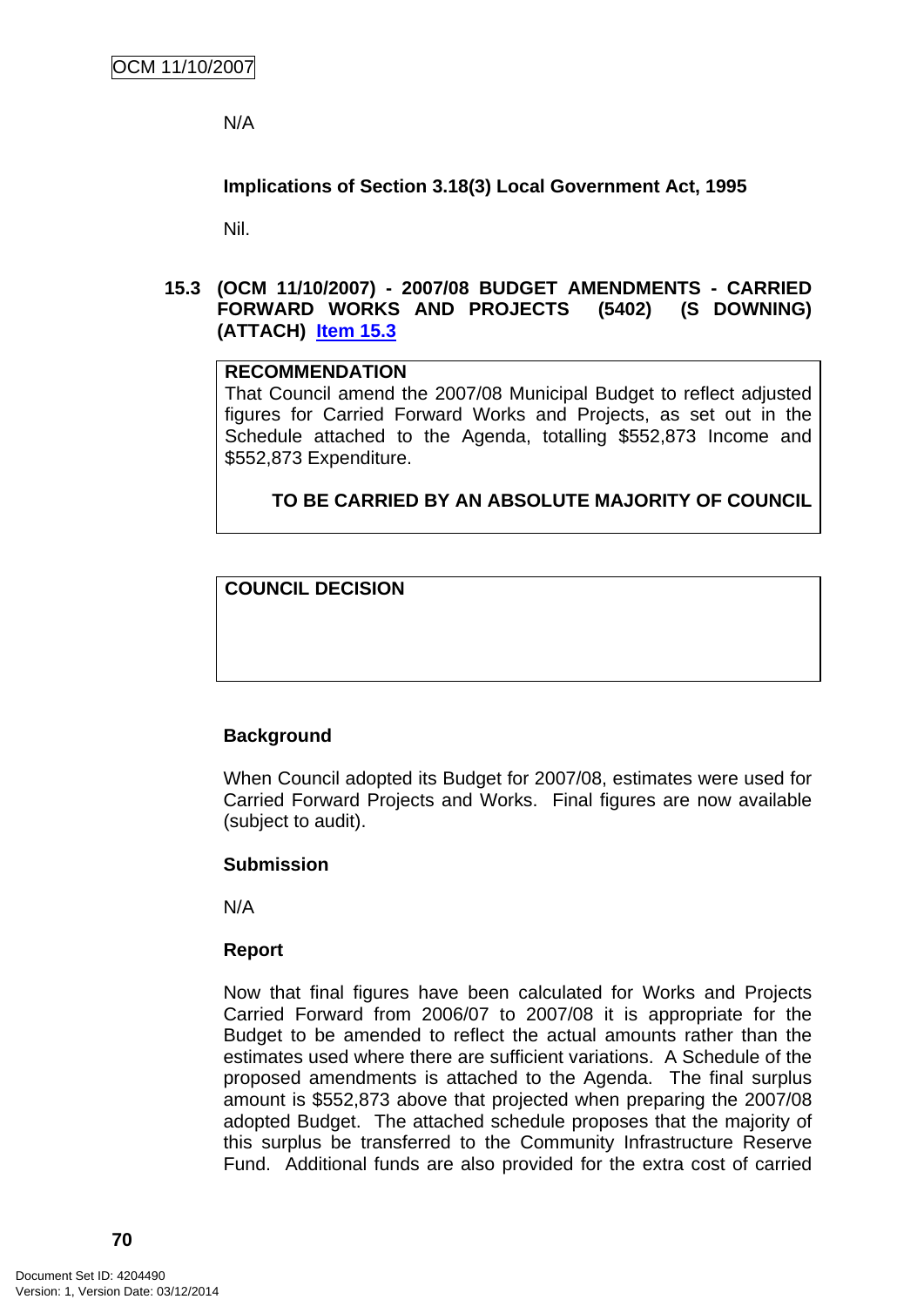N/A

**Implications of Section 3.18(3) Local Government Act, 1995**

Nil.

### 15.3 (OCM 11/10/2007) - 2007/08 BUDGET AMENDMENTS - CARRIED FORWARD WORKS AND PROJECTS (5402) (S DOWNING) (ATTACH) Item 15.3

**RECOMMENDATION**
That Council amend the 2007/08 Municipal Budget to reflect adjusted figures for Carried Forward Works and Projects, as set out in the Schedule attached to the Agenda, totalling $552,873 Income and $552,873 Expenditure.

**TO BE CARRIED BY AN ABSOLUTE MAJORITY OF COUNCIL**

**COUNCIL DECISION**

**Background**

When Council adopted its Budget for 2007/08, estimates were used for Carried Forward Projects and Works. Final figures are now available (subject to audit).

**Submission**

N/A

**Report**

Now that final figures have been calculated for Works and Projects Carried Forward from 2006/07 to 2007/08 it is appropriate for the Budget to be amended to reflect the actual amounts rather than the estimates used where there are sufficient variations. A Schedule of the proposed amendments is attached to the Agenda. The final surplus amount is $552,873 above that projected when preparing the 2007/08 adopted Budget. The attached schedule proposes that the majority of this surplus be transferred to the Community Infrastructure Reserve Fund. Additional funds are also provided for the extra cost of carried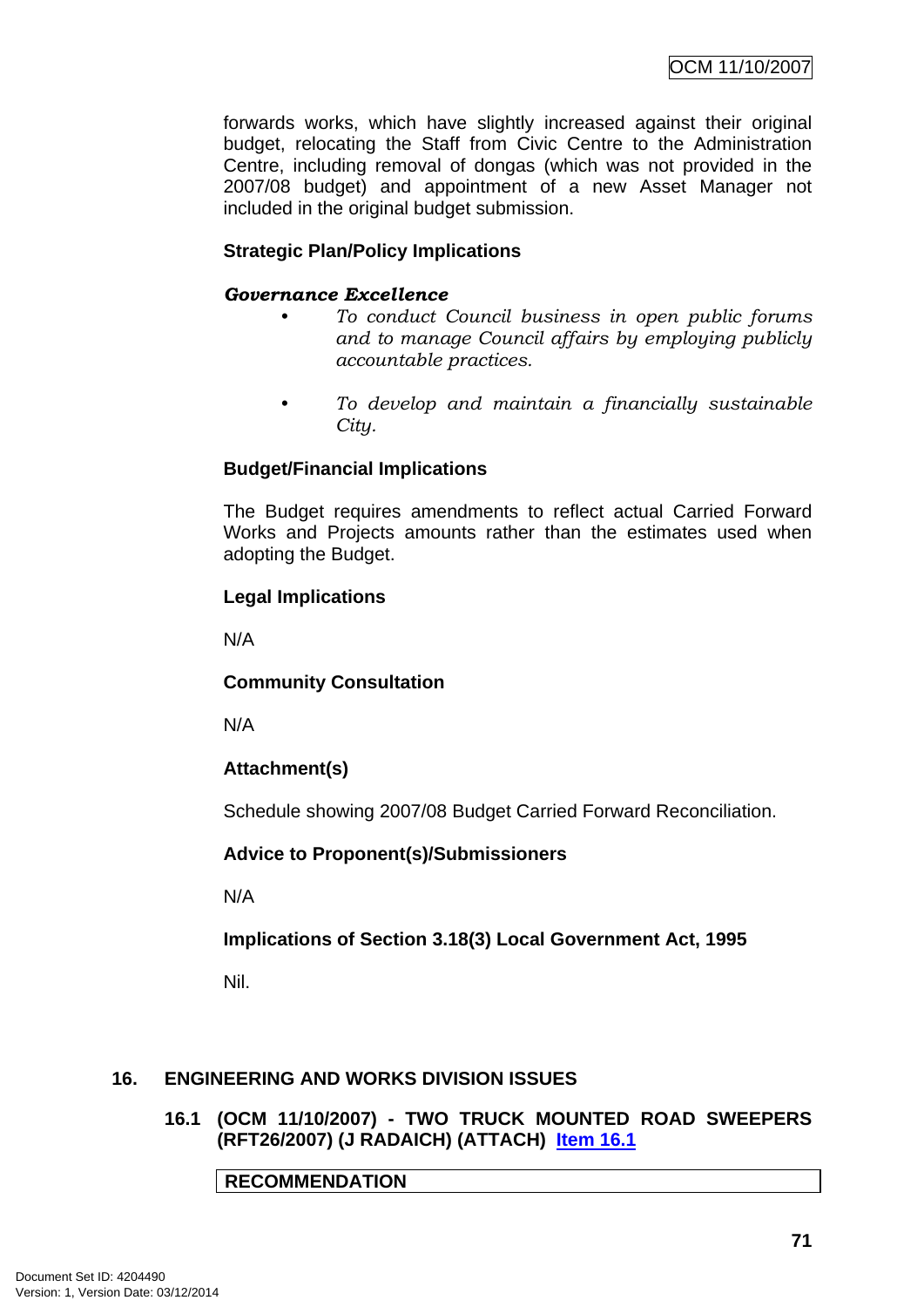forwards works, which have slightly increased against their original budget, relocating the Staff from Civic Centre to the Administration Centre, including removal of dongas (which was not provided in the 2007/08 budget) and appointment of a new Asset Manager not included in the original budget submission.

**Strategic Plan/Policy Implications**

***Governance Excellence***

- *To conduct Council business in open public forums and to manage Council affairs by employing publicly accountable practices.*
- *To develop and maintain a financially sustainable City.*

**Budget/Financial Implications**

The Budget requires amendments to reflect actual Carried Forward Works and Projects amounts rather than the estimates used when adopting the Budget.

**Legal Implications**

N/A

**Community Consultation**

N/A

**Attachment(s)**

Schedule showing 2007/08 Budget Carried Forward Reconciliation.

**Advice to Proponent(s)/Submissioners**

N/A

**Implications of Section 3.18(3) Local Government Act, 1995**

Nil.

## 16. ENGINEERING AND WORKS DIVISION ISSUES

### 16.1 (OCM 11/10/2007) - TWO TRUCK MOUNTED ROAD SWEEPERS (RFT26/2007) (J RADAICH) (ATTACH) Item 16.1

**RECOMMENDATION**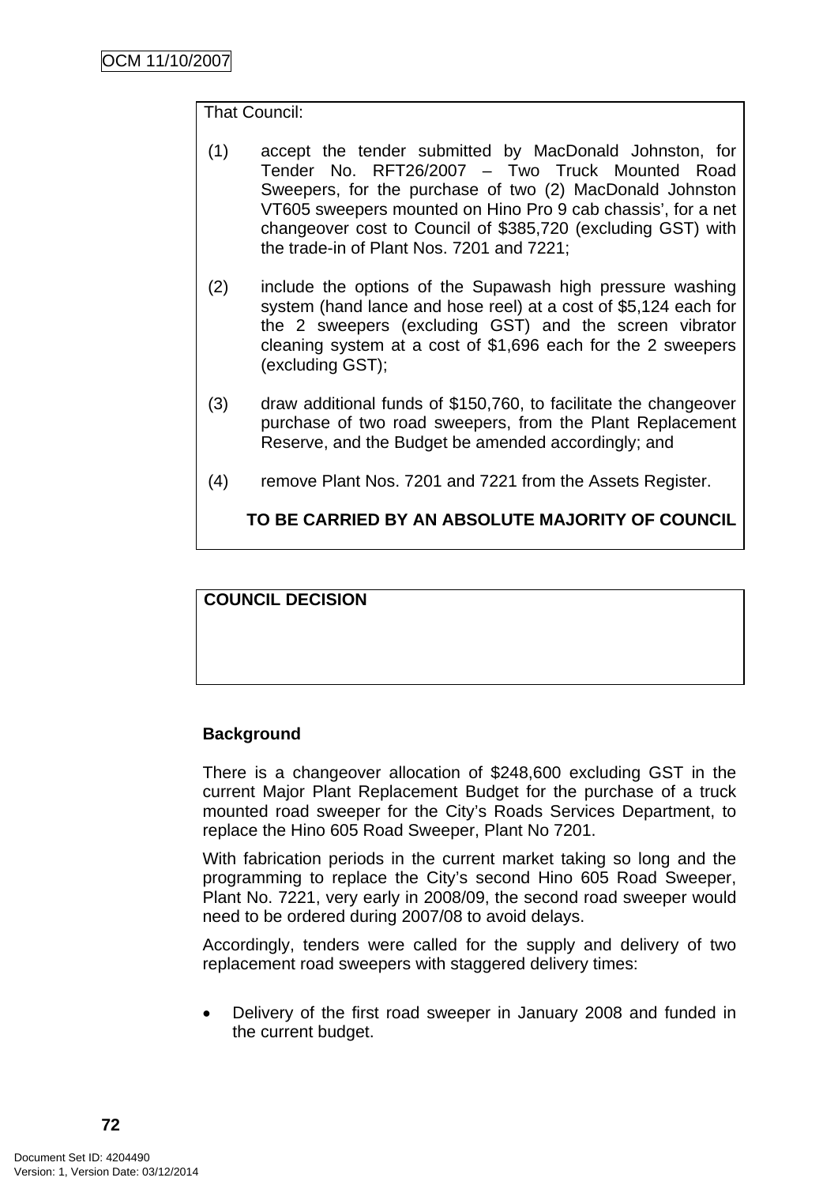That Council:

(1) accept the tender submitted by MacDonald Johnston, for Tender No. RFT26/2007 – Two Truck Mounted Road Sweepers, for the purchase of two (2) MacDonald Johnston VT605 sweepers mounted on Hino Pro 9 cab chassis', for a net changeover cost to Council of $385,720 (excluding GST) with the trade-in of Plant Nos. 7201 and 7221;

(2) include the options of the Supawash high pressure washing system (hand lance and hose reel) at a cost of $5,124 each for the 2 sweepers (excluding GST) and the screen vibrator cleaning system at a cost of $1,696 each for the 2 sweepers (excluding GST);

(3) draw additional funds of $150,760, to facilitate the changeover purchase of two road sweepers, from the Plant Replacement Reserve, and the Budget be amended accordingly; and

(4) remove Plant Nos. 7201 and 7221 from the Assets Register.

**TO BE CARRIED BY AN ABSOLUTE MAJORITY OF COUNCIL**

**COUNCIL DECISION**

**Background**

There is a changeover allocation of $248,600 excluding GST in the current Major Plant Replacement Budget for the purchase of a truck mounted road sweeper for the City's Roads Services Department, to replace the Hino 605 Road Sweeper, Plant No 7201.

With fabrication periods in the current market taking so long and the programming to replace the City's second Hino 605 Road Sweeper, Plant No. 7221, very early in 2008/09, the second road sweeper would need to be ordered during 2007/08 to avoid delays.

Accordingly, tenders were called for the supply and delivery of two replacement road sweepers with staggered delivery times:

- Delivery of the first road sweeper in January 2008 and funded in the current budget.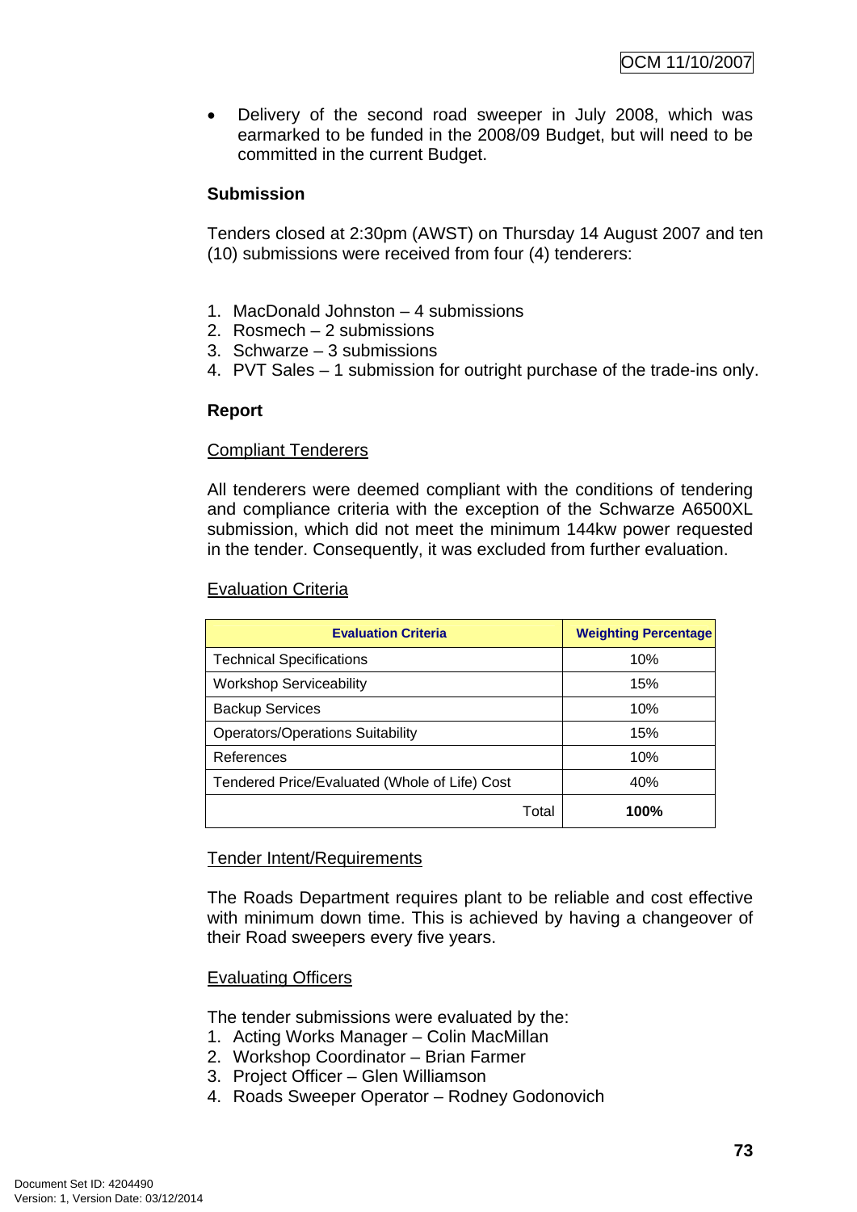- Delivery of the second road sweeper in July 2008, which was earmarked to be funded in the 2008/09 Budget, but will need to be committed in the current Budget.

**Submission**

Tenders closed at 2:30pm (AWST) on Thursday 14 August 2007 and ten (10) submissions were received from four (4) tenderers:

1. MacDonald Johnston – 4 submissions
2. Rosmech – 2 submissions
3. Schwarze – 3 submissions
4. PVT Sales – 1 submission for outright purchase of the trade-ins only.

**Report**

Compliant Tenderers

All tenderers were deemed compliant with the conditions of tendering and compliance criteria with the exception of the Schwarze A6500XL submission, which did not meet the minimum 144kw power requested in the tender. Consequently, it was excluded from further evaluation.

Evaluation Criteria

| Evaluation Criteria | Weighting Percentage |
|---|---|
| Technical Specifications | 10% |
| Workshop Serviceability | 15% |
| Backup Services | 10% |
| Operators/Operations Suitability | 15% |
| References | 10% |
| Tendered Price/Evaluated (Whole of Life) Cost | 40% |
| Total | **100%** |

Tender Intent/Requirements

The Roads Department requires plant to be reliable and cost effective with minimum down time. This is achieved by having a changeover of their Road sweepers every five years.

Evaluating Officers

The tender submissions were evaluated by the:

1. Acting Works Manager – Colin MacMillan
2. Workshop Coordinator – Brian Farmer
3. Project Officer – Glen Williamson
4. Roads Sweeper Operator – Rodney Godonovich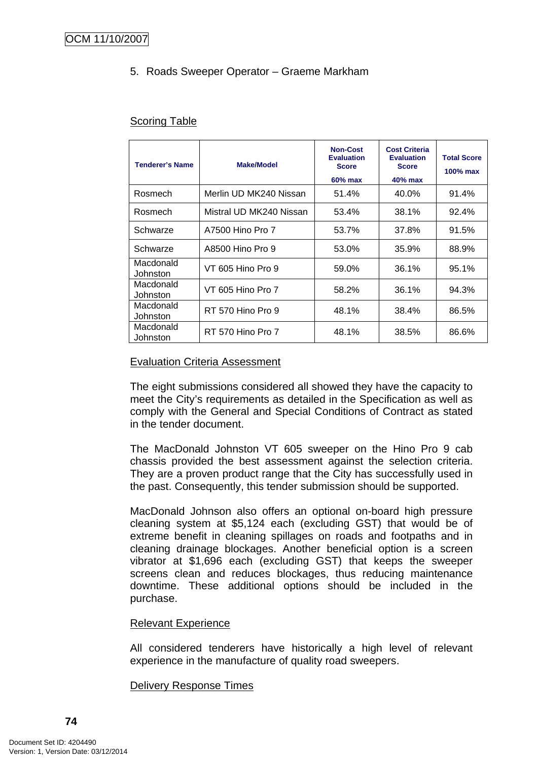5. Roads Sweeper Operator – Graeme Markham

Scoring Table

| Tenderer's Name | Make/Model | Non-Cost Evaluation Score 60% max | Cost Criteria Evaluation Score 40% max | Total Score 100% max |
|---|---|---|---|---|
| Rosmech | Merlin UD MK240 Nissan | 51.4% | 40.0% | 91.4% |
| Rosmech | Mistral UD MK240 Nissan | 53.4% | 38.1% | 92.4% |
| Schwarze | A7500 Hino Pro 7 | 53.7% | 37.8% | 91.5% |
| Schwarze | A8500 Hino Pro 9 | 53.0% | 35.9% | 88.9% |
| Macdonald Johnston | VT 605 Hino Pro 9 | 59.0% | 36.1% | 95.1% |
| Macdonald Johnston | VT 605 Hino Pro 7 | 58.2% | 36.1% | 94.3% |
| Macdonald Johnston | RT 570 Hino Pro 9 | 48.1% | 38.4% | 86.5% |
| Macdonald Johnston | RT 570 Hino Pro 7 | 48.1% | 38.5% | 86.6% |

Evaluation Criteria Assessment

The eight submissions considered all showed they have the capacity to meet the City's requirements as detailed in the Specification as well as comply with the General and Special Conditions of Contract as stated in the tender document.

The MacDonald Johnston VT 605 sweeper on the Hino Pro 9 cab chassis provided the best assessment against the selection criteria. They are a proven product range that the City has successfully used in the past. Consequently, this tender submission should be supported.

MacDonald Johnson also offers an optional on-board high pressure cleaning system at $5,124 each (excluding GST) that would be of extreme benefit in cleaning spillages on roads and footpaths and in cleaning drainage blockages. Another beneficial option is a screen vibrator at $1,696 each (excluding GST) that keeps the sweeper screens clean and reduces blockages, thus reducing maintenance downtime. These additional options should be included in the purchase.

Relevant Experience

All considered tenderers have historically a high level of relevant experience in the manufacture of quality road sweepers.

Delivery Response Times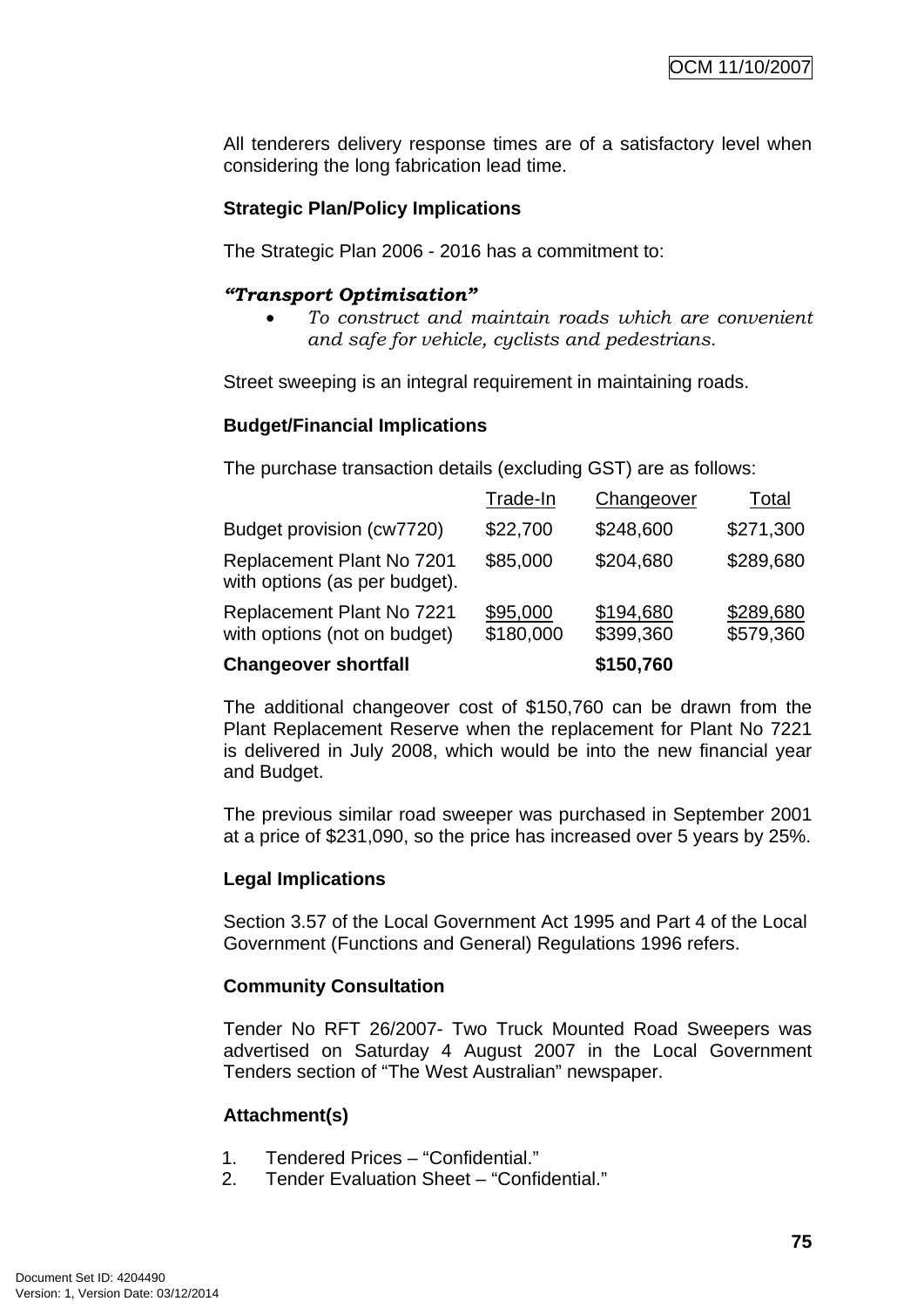All tenderers delivery response times are of a satisfactory level when considering the long fabrication lead time.

**Strategic Plan/Policy Implications**

The Strategic Plan 2006 - 2016 has a commitment to:

***"Transport Optimisation"***

- *To construct and maintain roads which are convenient and safe for vehicle, cyclists and pedestrians.*

Street sweeping is an integral requirement in maintaining roads.

**Budget/Financial Implications**

The purchase transaction details (excluding GST) are as follows:

| | Trade-In | Changeover | Total |
|---|---|---|---|
| Budget provision (cw7720) | $22,700 | $248,600 | $271,300 |
| Replacement Plant No 7201 with options (as per budget). | $85,000 | $204,680 | $289,680 |
| Replacement Plant No 7221 with options (not on budget) | $95,000 | $194,680 | $289,680 |
| | $180,000 | $399,360 | $579,360 |
| **Changeover shortfall** | | **$150,760** | |

The additional changeover cost of $150,760 can be drawn from the Plant Replacement Reserve when the replacement for Plant No 7221 is delivered in July 2008, which would be into the new financial year and Budget.

The previous similar road sweeper was purchased in September 2001 at a price of $231,090, so the price has increased over 5 years by 25%.

**Legal Implications**

Section 3.57 of the Local Government Act 1995 and Part 4 of the Local Government (Functions and General) Regulations 1996 refers.

**Community Consultation**

Tender No RFT 26/2007- Two Truck Mounted Road Sweepers was advertised on Saturday 4 August 2007 in the Local Government Tenders section of "The West Australian" newspaper.

**Attachment(s)**

1. Tendered Prices – "Confidential."
2. Tender Evaluation Sheet – "Confidential."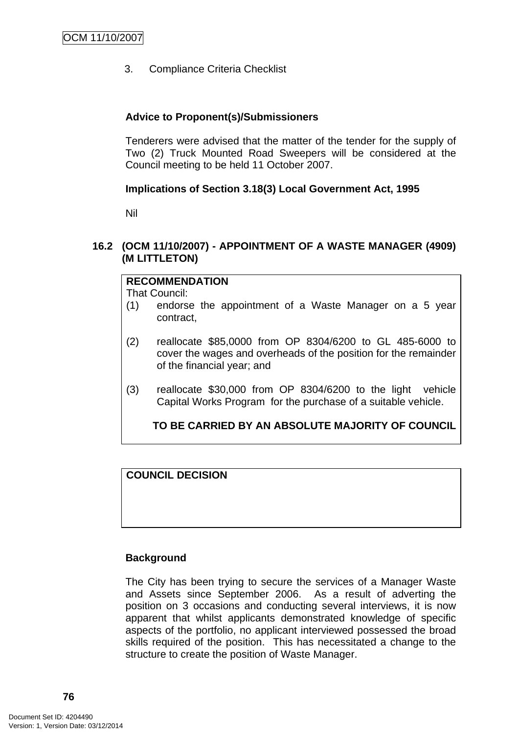3. Compliance Criteria Checklist

**Advice to Proponent(s)/Submissioners**

Tenderers were advised that the matter of the tender for the supply of Two (2) Truck Mounted Road Sweepers will be considered at the Council meeting to be held 11 October 2007.

**Implications of Section 3.18(3) Local Government Act, 1995**

Nil

### 16.2 (OCM 11/10/2007) - APPOINTMENT OF A WASTE MANAGER (4909) (M LITTLETON)

**RECOMMENDATION**

That Council:

(1) endorse the appointment of a Waste Manager on a 5 year contract,

(2) reallocate $85,0000 from OP 8304/6200 to GL 485-6000 to cover the wages and overheads of the position for the remainder of the financial year; and

(3) reallocate $30,000 from OP 8304/6200 to the light vehicle Capital Works Program for the purchase of a suitable vehicle.

**TO BE CARRIED BY AN ABSOLUTE MAJORITY OF COUNCIL**

**COUNCIL DECISION**

**Background**

The City has been trying to secure the services of a Manager Waste and Assets since September 2006. As a result of adverting the position on 3 occasions and conducting several interviews, it is now apparent that whilst applicants demonstrated knowledge of specific aspects of the portfolio, no applicant interviewed possessed the broad skills required of the position. This has necessitated a change to the structure to create the position of Waste Manager.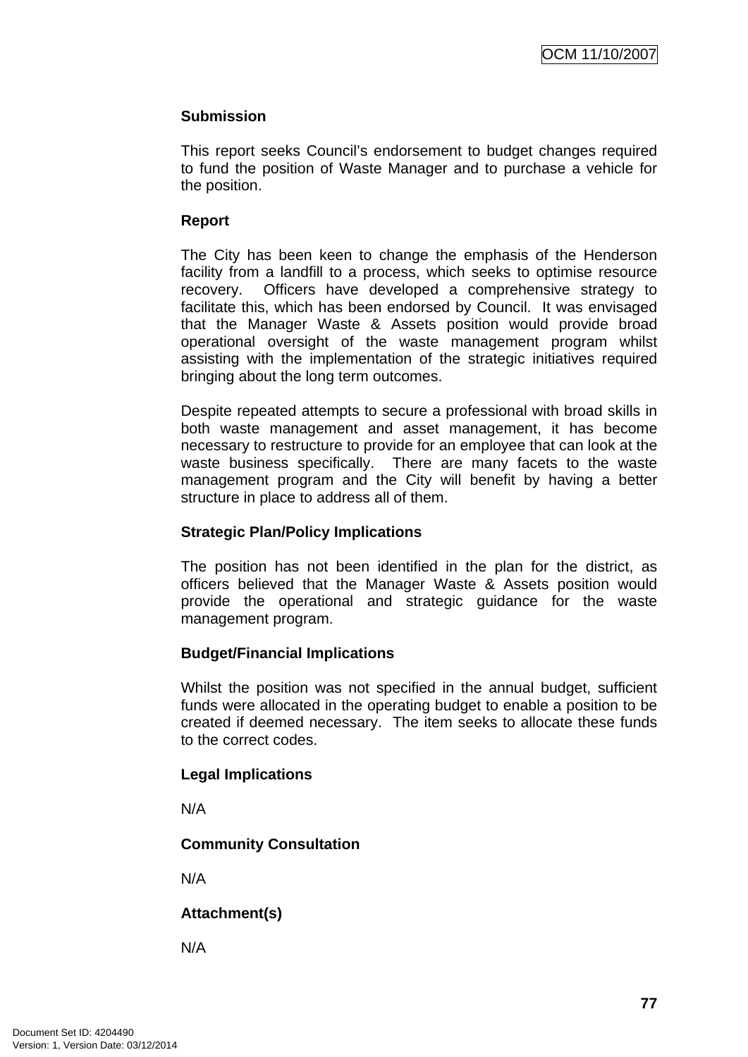**Submission**

This report seeks Council's endorsement to budget changes required to fund the position of Waste Manager and to purchase a vehicle for the position.

**Report**

The City has been keen to change the emphasis of the Henderson facility from a landfill to a process, which seeks to optimise resource recovery. Officers have developed a comprehensive strategy to facilitate this, which has been endorsed by Council. It was envisaged that the Manager Waste & Assets position would provide broad operational oversight of the waste management program whilst assisting with the implementation of the strategic initiatives required bringing about the long term outcomes.

Despite repeated attempts to secure a professional with broad skills in both waste management and asset management, it has become necessary to restructure to provide for an employee that can look at the waste business specifically. There are many facets to the waste management program and the City will benefit by having a better structure in place to address all of them.

**Strategic Plan/Policy Implications**

The position has not been identified in the plan for the district, as officers believed that the Manager Waste & Assets position would provide the operational and strategic guidance for the waste management program.

**Budget/Financial Implications**

Whilst the position was not specified in the annual budget, sufficient funds were allocated in the operating budget to enable a position to be created if deemed necessary. The item seeks to allocate these funds to the correct codes.

**Legal Implications**

N/A

**Community Consultation**

N/A

**Attachment(s)**

N/A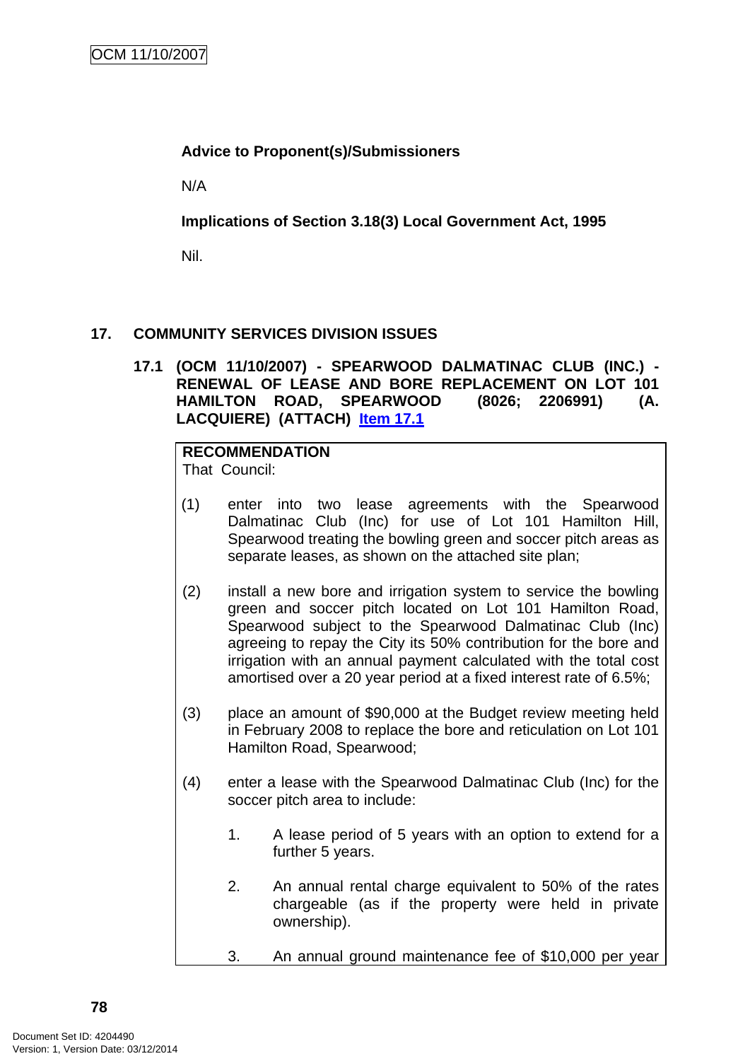**Advice to Proponent(s)/Submissioners**

N/A

**Implications of Section 3.18(3) Local Government Act, 1995**

Nil.

## 17. COMMUNITY SERVICES DIVISION ISSUES

### 17.1 (OCM 11/10/2007) - SPEARWOOD DALMATINAC CLUB (INC.) - RENEWAL OF LEASE AND BORE REPLACEMENT ON LOT 101 HAMILTON ROAD, SPEARWOOD (8026; 2206991) (A. LACQUIERE) (ATTACH) Item 17.1

**RECOMMENDATION**

That Council:

(1) enter into two lease agreements with the Spearwood Dalmatinac Club (Inc) for use of Lot 101 Hamilton Hill, Spearwood treating the bowling green and soccer pitch areas as separate leases, as shown on the attached site plan;

(2) install a new bore and irrigation system to service the bowling green and soccer pitch located on Lot 101 Hamilton Road, Spearwood subject to the Spearwood Dalmatinac Club (Inc) agreeing to repay the City its 50% contribution for the bore and irrigation with an annual payment calculated with the total cost amortised over a 20 year period at a fixed interest rate of 6.5%;

(3) place an amount of $90,000 at the Budget review meeting held in February 2008 to replace the bore and reticulation on Lot 101 Hamilton Road, Spearwood;

(4) enter a lease with the Spearwood Dalmatinac Club (Inc) for the soccer pitch area to include:

1. A lease period of 5 years with an option to extend for a further 5 years.

2. An annual rental charge equivalent to 50% of the rates chargeable (as if the property were held in private ownership).

3. An annual ground maintenance fee of $10,000 per year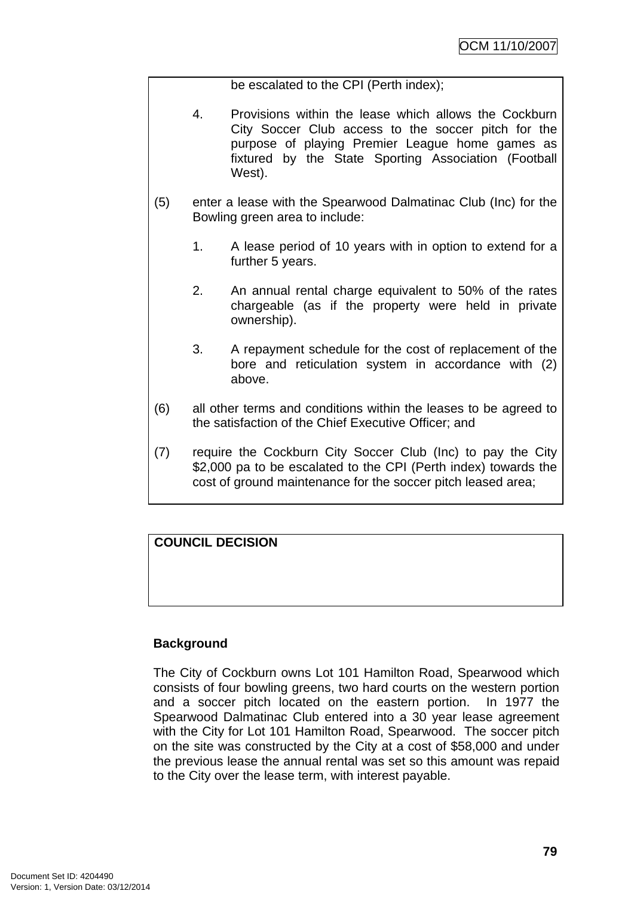be escalated to the CPI (Perth index);

4. Provisions within the lease which allows the Cockburn City Soccer Club access to the soccer pitch for the purpose of playing Premier League home games as fixtured by the State Sporting Association (Football West).

(5) enter a lease with the Spearwood Dalmatinac Club (Inc) for the Bowling green area to include:

1. A lease period of 10 years with in option to extend for a further 5 years.

2. An annual rental charge equivalent to 50% of the rates chargeable (as if the property were held in private ownership).

3. A repayment schedule for the cost of replacement of the bore and reticulation system in accordance with (2) above.

(6) all other terms and conditions within the leases to be agreed to the satisfaction of the Chief Executive Officer; and

(7) require the Cockburn City Soccer Club (Inc) to pay the City $2,000 pa to be escalated to the CPI (Perth index) towards the cost of ground maintenance for the soccer pitch leased area;

**COUNCIL DECISION**

**Background**

The City of Cockburn owns Lot 101 Hamilton Road, Spearwood which consists of four bowling greens, two hard courts on the western portion and a soccer pitch located on the eastern portion. In 1977 the Spearwood Dalmatinac Club entered into a 30 year lease agreement with the City for Lot 101 Hamilton Road, Spearwood. The soccer pitch on the site was constructed by the City at a cost of $58,000 and under the previous lease the annual rental was set so this amount was repaid to the City over the lease term, with interest payable.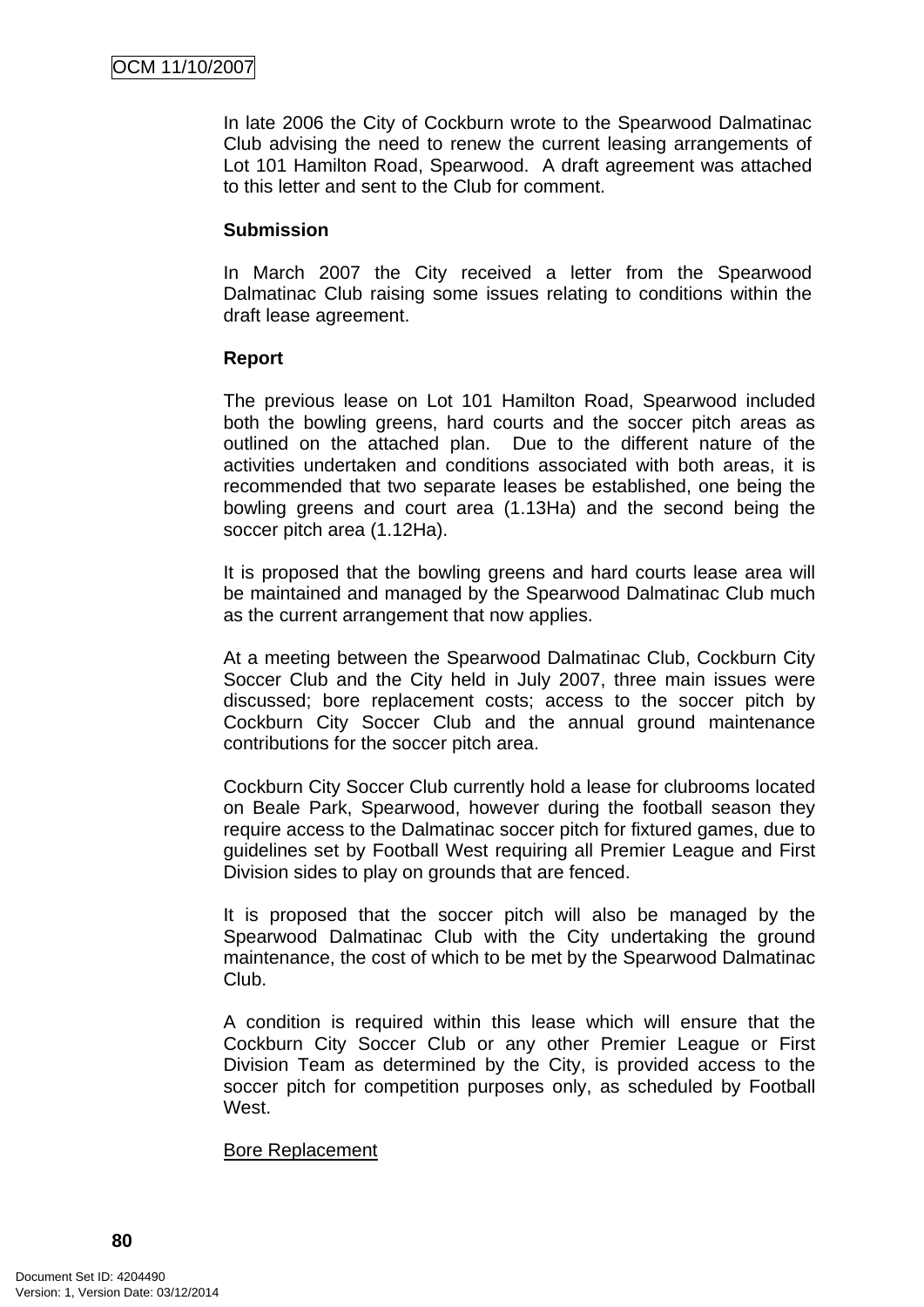In late 2006 the City of Cockburn wrote to the Spearwood Dalmatinac Club advising the need to renew the current leasing arrangements of Lot 101 Hamilton Road, Spearwood. A draft agreement was attached to this letter and sent to the Club for comment.

**Submission**

In March 2007 the City received a letter from the Spearwood Dalmatinac Club raising some issues relating to conditions within the draft lease agreement.

**Report**

The previous lease on Lot 101 Hamilton Road, Spearwood included both the bowling greens, hard courts and the soccer pitch areas as outlined on the attached plan. Due to the different nature of the activities undertaken and conditions associated with both areas, it is recommended that two separate leases be established, one being the bowling greens and court area (1.13Ha) and the second being the soccer pitch area (1.12Ha).

It is proposed that the bowling greens and hard courts lease area will be maintained and managed by the Spearwood Dalmatinac Club much as the current arrangement that now applies.

At a meeting between the Spearwood Dalmatinac Club, Cockburn City Soccer Club and the City held in July 2007, three main issues were discussed; bore replacement costs; access to the soccer pitch by Cockburn City Soccer Club and the annual ground maintenance contributions for the soccer pitch area.

Cockburn City Soccer Club currently hold a lease for clubrooms located on Beale Park, Spearwood, however during the football season they require access to the Dalmatinac soccer pitch for fixtured games, due to guidelines set by Football West requiring all Premier League and First Division sides to play on grounds that are fenced.

It is proposed that the soccer pitch will also be managed by the Spearwood Dalmatinac Club with the City undertaking the ground maintenance, the cost of which to be met by the Spearwood Dalmatinac Club.

A condition is required within this lease which will ensure that the Cockburn City Soccer Club or any other Premier League or First Division Team as determined by the City, is provided access to the soccer pitch for competition purposes only, as scheduled by Football West.

<u>Bore Replacement</u>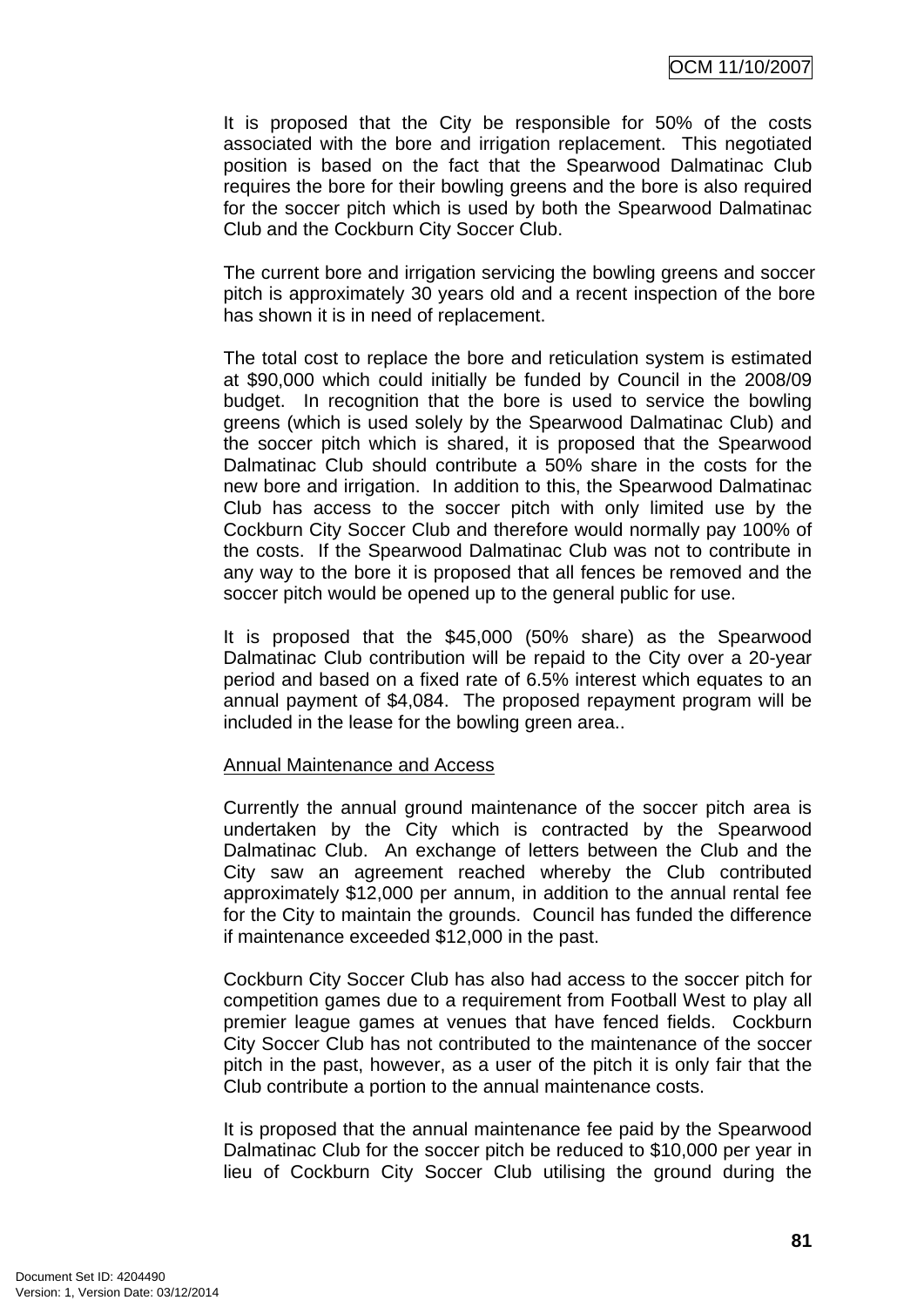It is proposed that the City be responsible for 50% of the costs associated with the bore and irrigation replacement. This negotiated position is based on the fact that the Spearwood Dalmatinac Club requires the bore for their bowling greens and the bore is also required for the soccer pitch which is used by both the Spearwood Dalmatinac Club and the Cockburn City Soccer Club.

The current bore and irrigation servicing the bowling greens and soccer pitch is approximately 30 years old and a recent inspection of the bore has shown it is in need of replacement.

The total cost to replace the bore and reticulation system is estimated at $90,000 which could initially be funded by Council in the 2008/09 budget. In recognition that the bore is used to service the bowling greens (which is used solely by the Spearwood Dalmatinac Club) and the soccer pitch which is shared, it is proposed that the Spearwood Dalmatinac Club should contribute a 50% share in the costs for the new bore and irrigation. In addition to this, the Spearwood Dalmatinac Club has access to the soccer pitch with only limited use by the Cockburn City Soccer Club and therefore would normally pay 100% of the costs. If the Spearwood Dalmatinac Club was not to contribute in any way to the bore it is proposed that all fences be removed and the soccer pitch would be opened up to the general public for use.

It is proposed that the $45,000 (50% share) as the Spearwood Dalmatinac Club contribution will be repaid to the City over a 20-year period and based on a fixed rate of 6.5% interest which equates to an annual payment of $4,084. The proposed repayment program will be included in the lease for the bowling green area..

Annual Maintenance and Access

Currently the annual ground maintenance of the soccer pitch area is undertaken by the City which is contracted by the Spearwood Dalmatinac Club. An exchange of letters between the Club and the City saw an agreement reached whereby the Club contributed approximately $12,000 per annum, in addition to the annual rental fee for the City to maintain the grounds. Council has funded the difference if maintenance exceeded $12,000 in the past.

Cockburn City Soccer Club has also had access to the soccer pitch for competition games due to a requirement from Football West to play all premier league games at venues that have fenced fields. Cockburn City Soccer Club has not contributed to the maintenance of the soccer pitch in the past, however, as a user of the pitch it is only fair that the Club contribute a portion to the annual maintenance costs.

It is proposed that the annual maintenance fee paid by the Spearwood Dalmatinac Club for the soccer pitch be reduced to $10,000 per year in lieu of Cockburn City Soccer Club utilising the ground during the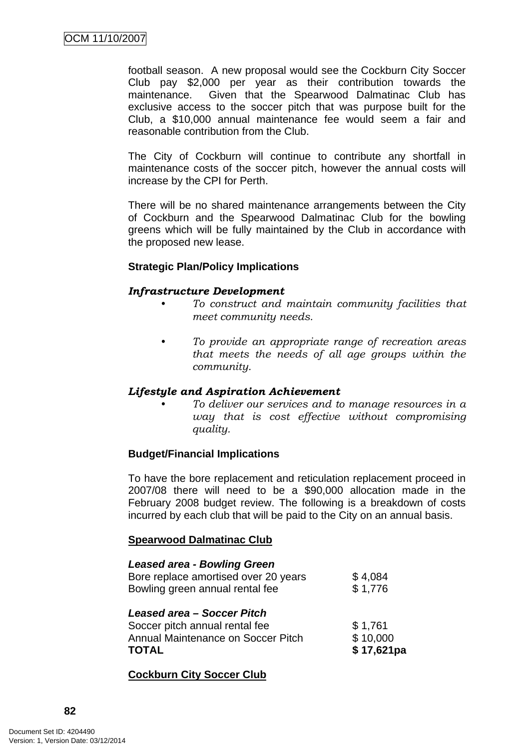football season. A new proposal would see the Cockburn City Soccer Club pay $2,000 per year as their contribution towards the maintenance. Given that the Spearwood Dalmatinac Club has exclusive access to the soccer pitch that was purpose built for the Club, a $10,000 annual maintenance fee would seem a fair and reasonable contribution from the Club.

The City of Cockburn will continue to contribute any shortfall in maintenance costs of the soccer pitch, however the annual costs will increase by the CPI for Perth.

There will be no shared maintenance arrangements between the City of Cockburn and the Spearwood Dalmatinac Club for the bowling greens which will be fully maintained by the Club in accordance with the proposed new lease.

**Strategic Plan/Policy Implications**

***Infrastructure Development***

- *To construct and maintain community facilities that meet community needs.*
- *To provide an appropriate range of recreation areas that meets the needs of all age groups within the community.*

***Lifestyle and Aspiration Achievement***

- *To deliver our services and to manage resources in a way that is cost effective without compromising quality.*

**Budget/Financial Implications**

To have the bore replacement and reticulation replacement proceed in 2007/08 there will need to be a $90,000 allocation made in the February 2008 budget review. The following is a breakdown of costs incurred by each club that will be paid to the City on an annual basis.

**Spearwood Dalmatinac Club**

| ***Leased area - Bowling Green*** | |
|---|---|
| Bore replace amortised over 20 years | $ 4,084 |
| Bowling green annual rental fee | $ 1,776 |
| ***Leased area – Soccer Pitch*** | |
| Soccer pitch annual rental fee | $ 1,761 |
| Annual Maintenance on Soccer Pitch | $ 10,000 |
| **TOTAL** | **$ 17,621pa** |

**Cockburn City Soccer Club**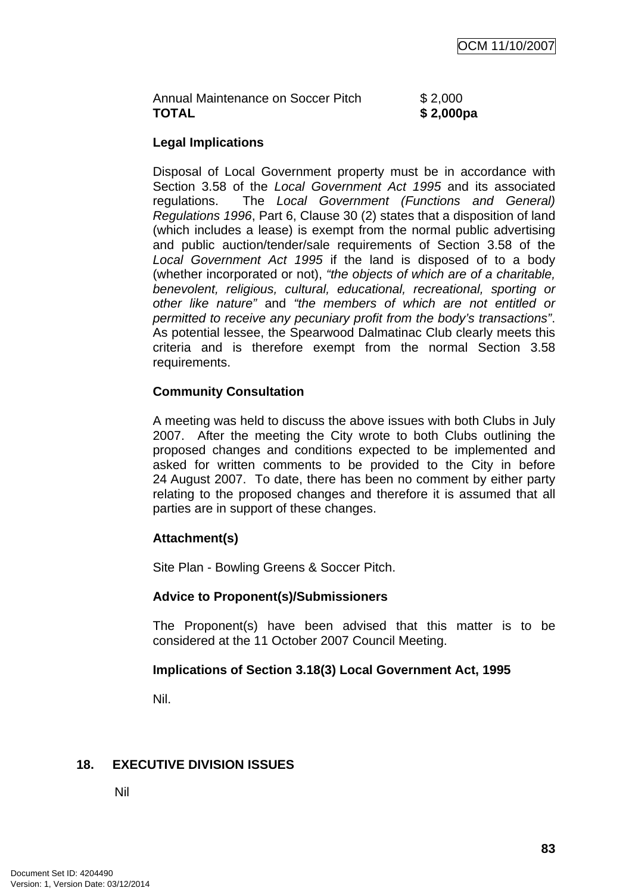| | |
|---|---|
| Annual Maintenance on Soccer Pitch | $ 2,000 |
| **TOTAL** | **$ 2,000pa** |

**Legal Implications**

Disposal of Local Government property must be in accordance with Section 3.58 of the *Local Government Act 1995* and its associated regulations. The *Local Government (Functions and General) Regulations 1996*, Part 6, Clause 30 (2) states that a disposition of land (which includes a lease) is exempt from the normal public advertising and public auction/tender/sale requirements of Section 3.58 of the *Local Government Act 1995* if the land is disposed of to a body (whether incorporated or not), *"the objects of which are of a charitable, benevolent, religious, cultural, educational, recreational, sporting or other like nature"* and *"the members of which are not entitled or permitted to receive any pecuniary profit from the body's transactions"*. As potential lessee, the Spearwood Dalmatinac Club clearly meets this criteria and is therefore exempt from the normal Section 3.58 requirements.

**Community Consultation**

A meeting was held to discuss the above issues with both Clubs in July 2007. After the meeting the City wrote to both Clubs outlining the proposed changes and conditions expected to be implemented and asked for written comments to be provided to the City in before 24 August 2007. To date, there has been no comment by either party relating to the proposed changes and therefore it is assumed that all parties are in support of these changes.

**Attachment(s)**

Site Plan - Bowling Greens & Soccer Pitch.

**Advice to Proponent(s)/Submissioners**

The Proponent(s) have been advised that this matter is to be considered at the 11 October 2007 Council Meeting.

**Implications of Section 3.18(3) Local Government Act, 1995**

Nil.

## 18. EXECUTIVE DIVISION ISSUES

Nil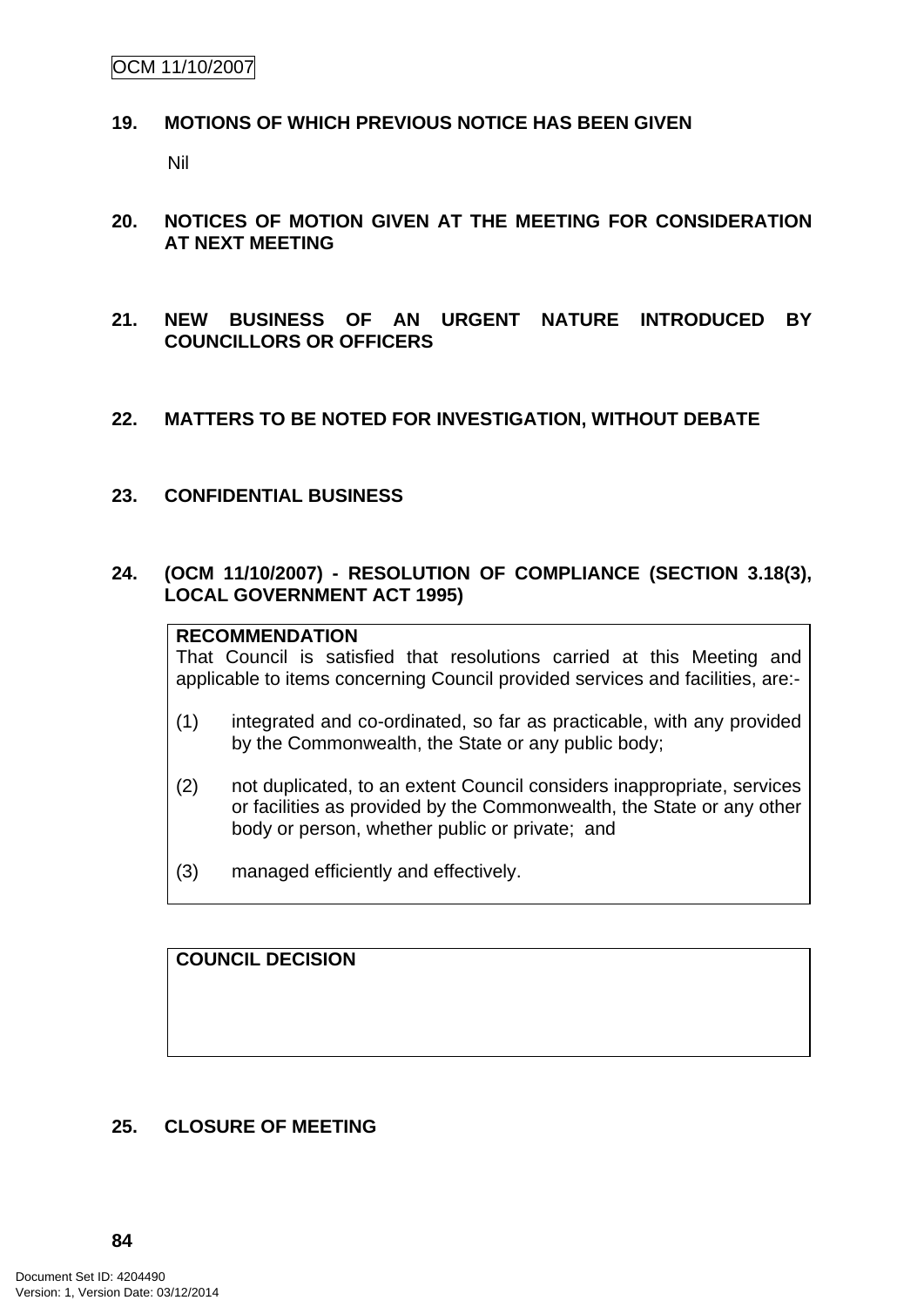## 19. MOTIONS OF WHICH PREVIOUS NOTICE HAS BEEN GIVEN

Nil

## 20. NOTICES OF MOTION GIVEN AT THE MEETING FOR CONSIDERATION AT NEXT MEETING

## 21. NEW BUSINESS OF AN URGENT NATURE INTRODUCED BY COUNCILLORS OR OFFICERS

## 22. MATTERS TO BE NOTED FOR INVESTIGATION, WITHOUT DEBATE

## 23. CONFIDENTIAL BUSINESS

## 24. (OCM 11/10/2007) - RESOLUTION OF COMPLIANCE (SECTION 3.18(3), LOCAL GOVERNMENT ACT 1995)

**RECOMMENDATION**

That Council is satisfied that resolutions carried at this Meeting and applicable to items concerning Council provided services and facilities, are:-

(1) integrated and co-ordinated, so far as practicable, with any provided by the Commonwealth, the State or any public body;

(2) not duplicated, to an extent Council considers inappropriate, services or facilities as provided by the Commonwealth, the State or any other body or person, whether public or private; and

(3) managed efficiently and effectively.

**COUNCIL DECISION**

## 25. CLOSURE OF MEETING

Document Set ID: 4204490
Version: 1, Version Date: 03/12/2014